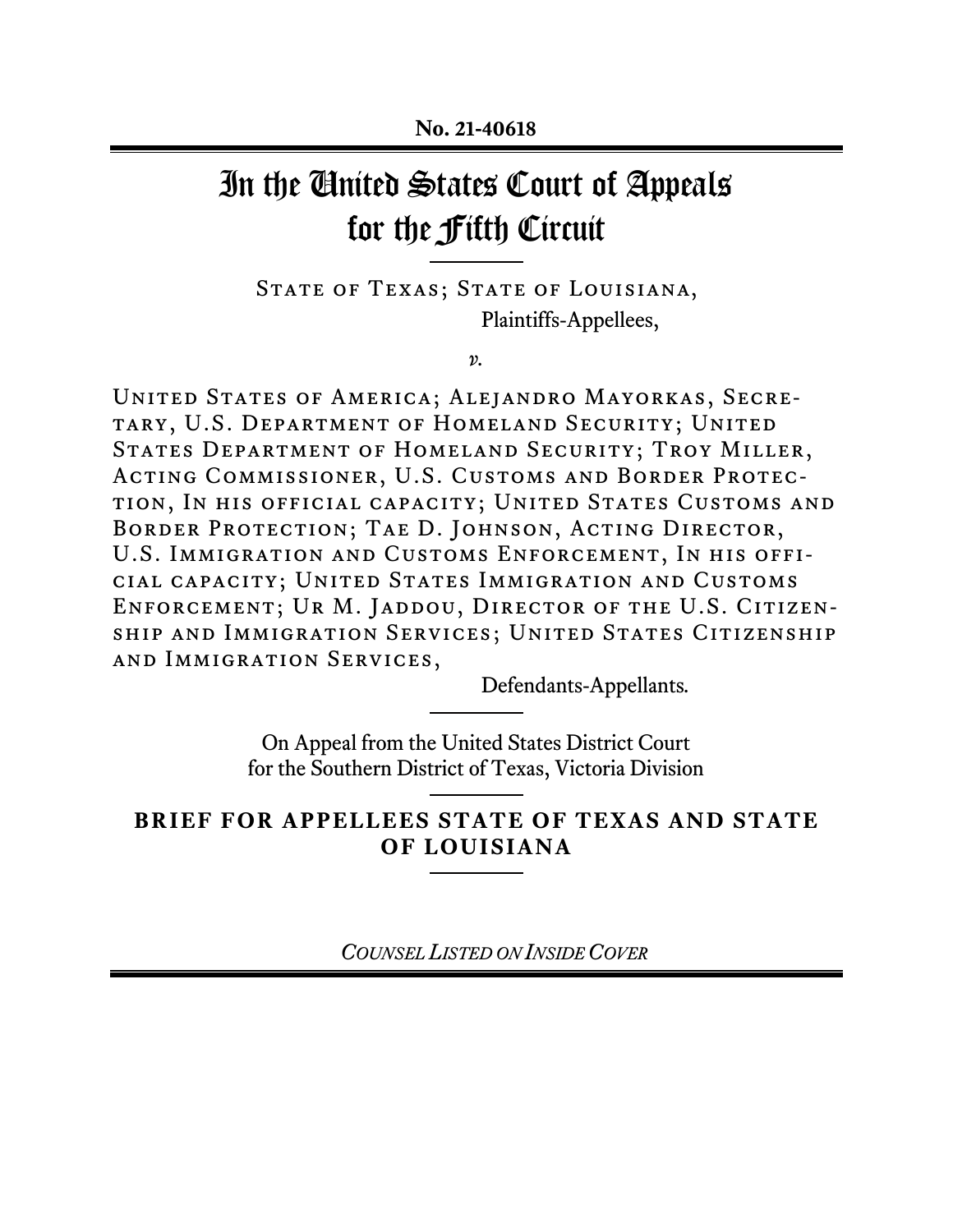**No. 21-40618**

# In the United States Court of Appeals for the Fifth Circuit

STATE OF TEXAS; STATE OF LOUISIANA,
Plaintiffs-Appellees,

*v.*

UNITED STATES OF AMERICA; ALEJANDRO MAYORKAS, SECRETARY, U.S. DEPARTMENT OF HOMELAND SECURITY; UNITED STATES DEPARTMENT OF HOMELAND SECURITY; TROY MILLER, ACTING COMMISSIONER, U.S. CUSTOMS AND BORDER PROTECTION, IN HIS OFFICIAL CAPACITY; UNITED STATES CUSTOMS AND BORDER PROTECTION; TAE D. JOHNSON, ACTING DIRECTOR, U.S. IMMIGRATION AND CUSTOMS ENFORCEMENT, IN HIS OFFICIAL CAPACITY; UNITED STATES IMMIGRATION AND CUSTOMS ENFORCEMENT; UR M. JADDOU, DIRECTOR OF THE U.S. CITIZENSHIP AND IMMIGRATION SERVICES; UNITED STATES CITIZENSHIP AND IMMIGRATION SERVICES,
Defendants-Appellants.

On Appeal from the United States District Court
for the Southern District of Texas, Victoria Division

## BRIEF FOR APPELLEES STATE OF TEXAS AND STATE OF LOUISIANA

*COUNSEL LISTED ON INSIDE COVER*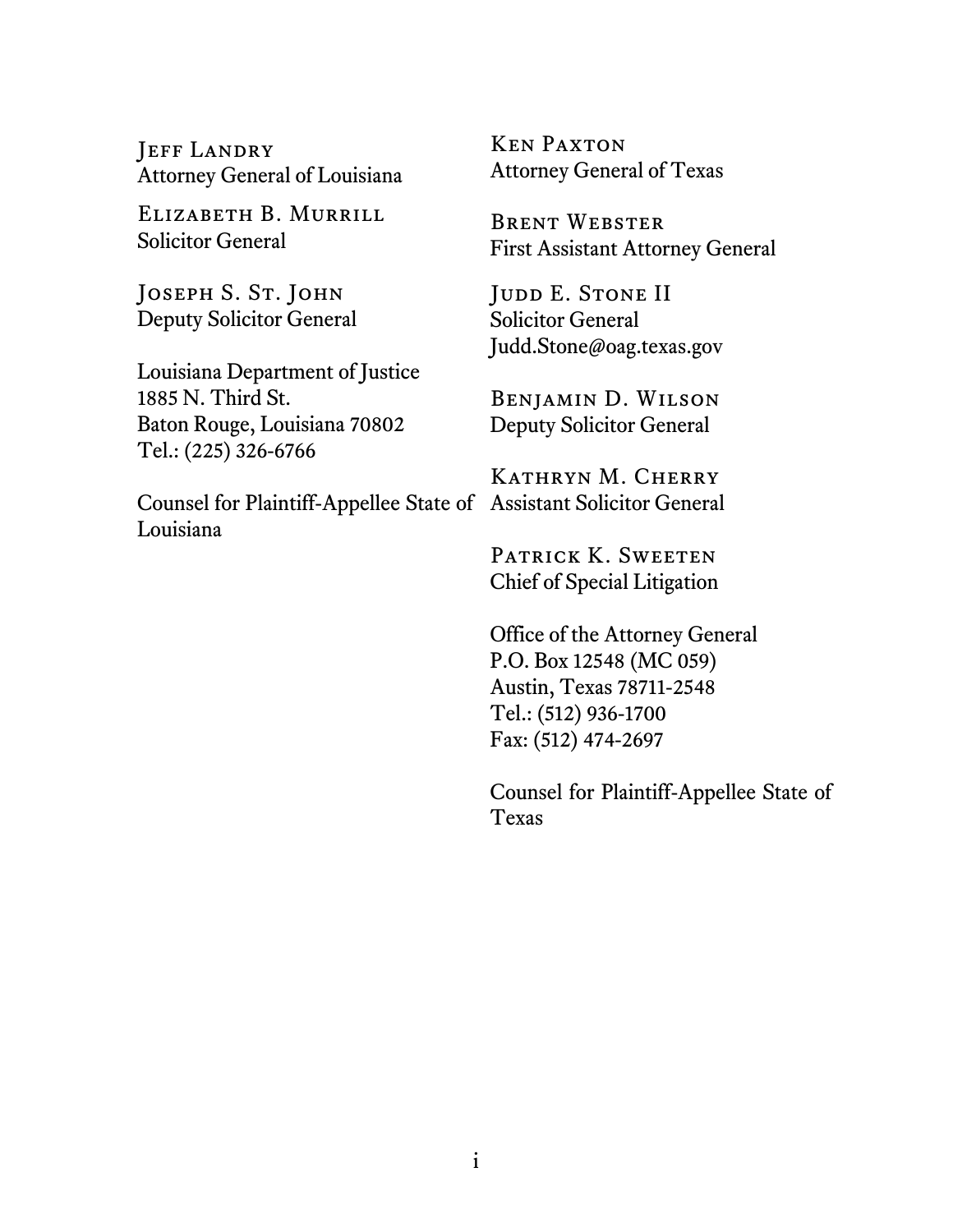Jeff Landry
Attorney General of Louisiana

Elizabeth B. Murrill
Solicitor General

Joseph S. St. John
Deputy Solicitor General

Louisiana Department of Justice
1885 N. Third St.
Baton Rouge, Louisiana 70802
Tel.: (225) 326-6766

Counsel for Plaintiff-Appellee State of Louisiana

Ken Paxton
Attorney General of Texas

Brent Webster
First Assistant Attorney General

Judd E. Stone II
Solicitor General
Judd.Stone@oag.texas.gov

Benjamin D. Wilson
Deputy Solicitor General

Kathryn M. Cherry
Assistant Solicitor General

Patrick K. Sweeten
Chief of Special Litigation

Office of the Attorney General
P.O. Box 12548 (MC 059)
Austin, Texas 78711-2548
Tel.: (512) 936-1700
Fax: (512) 474-2697

Counsel for Plaintiff-Appellee State of Texas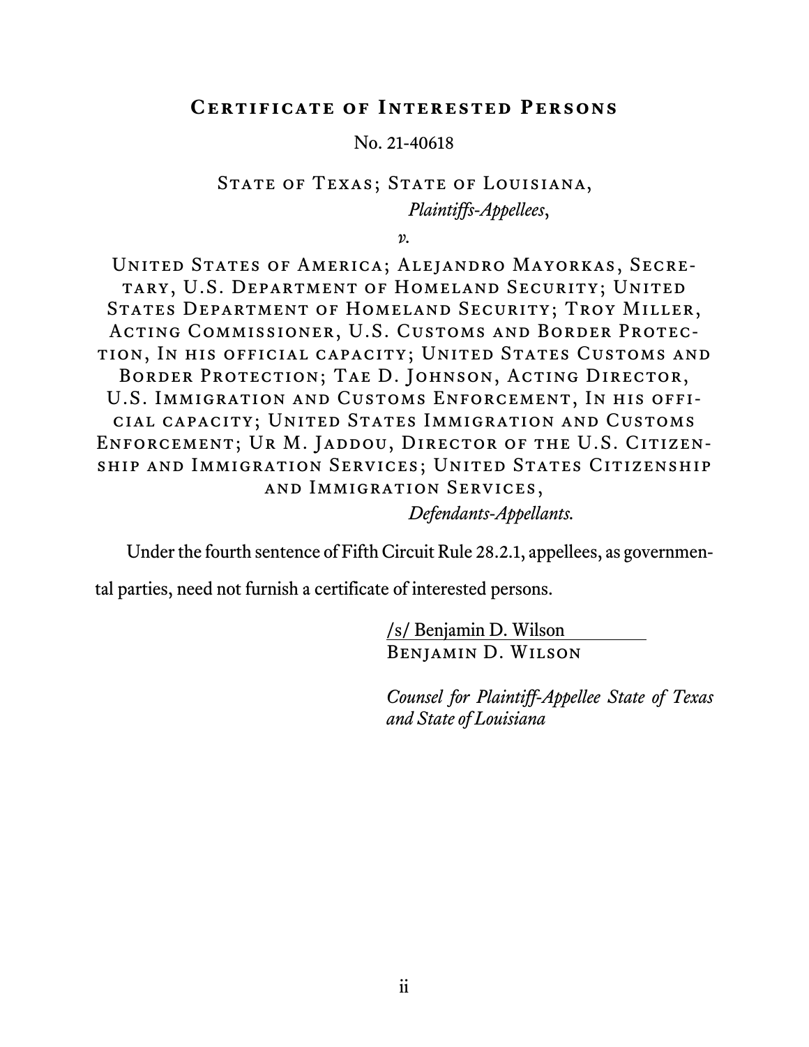# Certificate of Interested Persons

No. 21-40618

State of Texas; State of Louisiana,
*Plaintiffs-Appellees*,

*v.*

United States of America; Alejandro Mayorkas, Secretary, U.S. Department of Homeland Security; United States Department of Homeland Security; Troy Miller, Acting Commissioner, U.S. Customs and Border Protection, In his official capacity; United States Customs and Border Protection; Tae D. Johnson, Acting Director, U.S. Immigration and Customs Enforcement, In his official capacity; United States Immigration and Customs Enforcement; Ur M. Jaddou, Director of the U.S. Citizenship and Immigration Services; United States Citizenship and Immigration Services,
*Defendants-Appellants.*

Under the fourth sentence of Fifth Circuit Rule 28.2.1, appellees, as governmental parties, need not furnish a certificate of interested persons.

/s/ Benjamin D. Wilson
Benjamin D. Wilson

*Counsel for Plaintiff-Appellee State of Texas and State of Louisiana*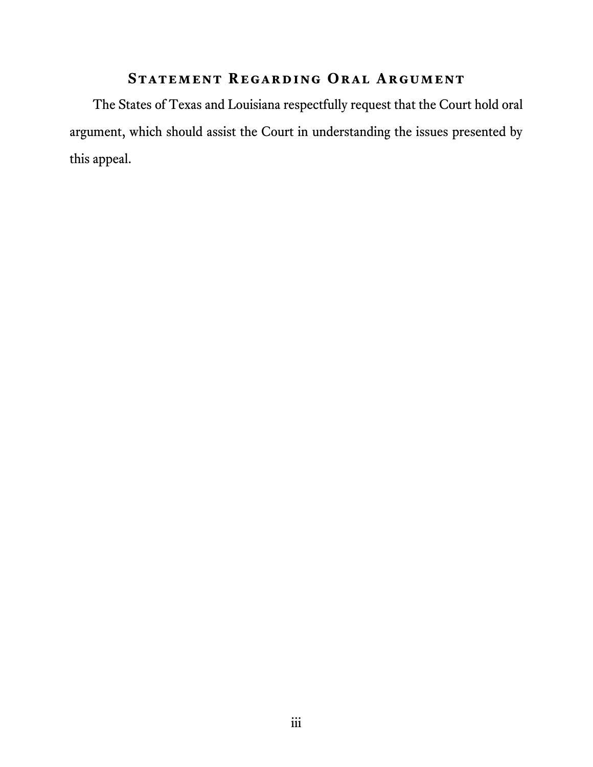## Statement Regarding Oral Argument

The States of Texas and Louisiana respectfully request that the Court hold oral argument, which should assist the Court in understanding the issues presented by this appeal.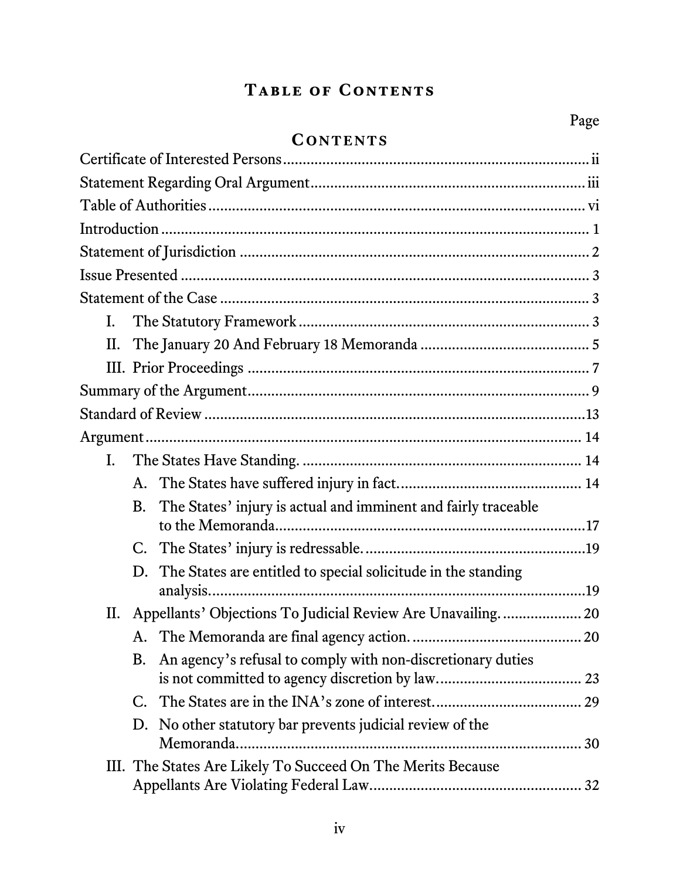# Table of Contents

Page

## Contents

Certificate of Interested Persons ........................................................................ ii

Statement Regarding Oral Argument .................................................................. iii

Table of Authorities ........................................................................................... vi

Introduction ........................................................................................................ 1

Statement of Jurisdiction .................................................................................... 2

Issue Presented ................................................................................................... 3

Statement of the Case ......................................................................................... 3

- I. The Statutory Framework ........................................................................ 3
- II. The January 20 And February 18 Memoranda .......................................... 5
- III. Prior Proceedings ..................................................................................... 7

Summary of the Argument ................................................................................... 9

Standard of Review ............................................................................................ 13

Argument ........................................................................................................... 14

- I. The States Have Standing. ........................................................................ 14
  - A. The States have suffered injury in fact. ............................................... 14
  - B. The States' injury is actual and imminent and fairly traceable to the Memoranda. ............................................................................................ 17
  - C. The States' injury is redressable. .......................................................... 19
  - D. The States are entitled to special solicitude in the standing analysis. ............................................................................................... 19
- II. Appellants' Objections To Judicial Review Are Unavailing. .................... 20
  - A. The Memoranda are final agency action. ............................................. 20
  - B. An agency's refusal to comply with non-discretionary duties is not committed to agency discretion by law. ................................................. 23
  - C. The States are in the INA's zone of interest. ....................................... 29
  - D. No other statutory bar prevents judicial review of the Memoranda. ......................................................................................... 30
- III. The States Are Likely To Succeed On The Merits Because Appellants Are Violating Federal Law. .................................................. 32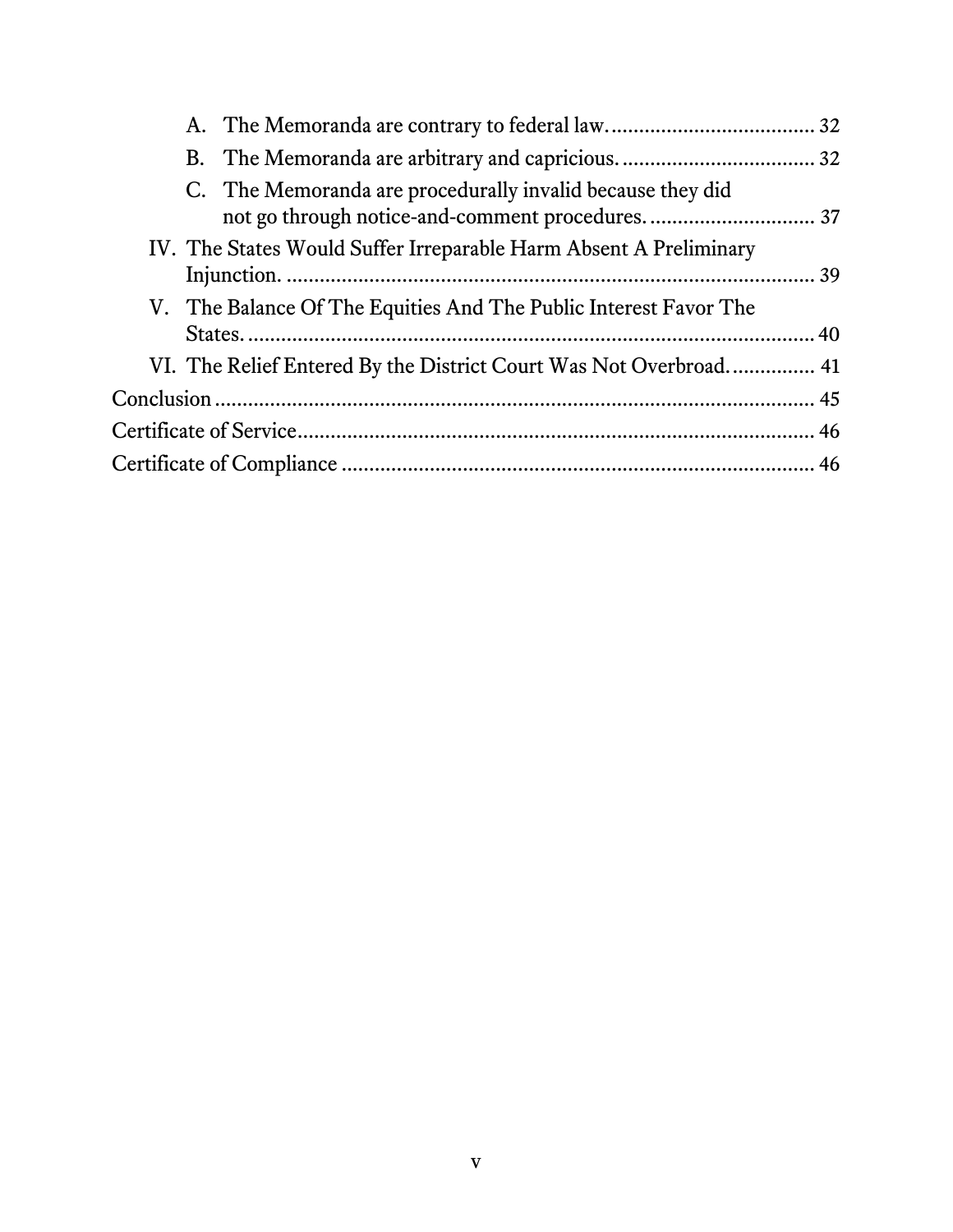- A. The Memoranda are contrary to federal law. .................................... 32
- B. The Memoranda are arbitrary and capricious. .................................. 32
- C. The Memoranda are procedurally invalid because they did not go through notice-and-comment procedures. .............................. 37

IV. The States Would Suffer Irreparable Harm Absent A Preliminary Injunction. ........................................................................................ 39

V. The Balance Of The Equities And The Public Interest Favor The States. ................................................................................................ 40

VI. The Relief Entered By the District Court Was Not Overbroad. .............. 41

Conclusion ............................................................................................... 45

Certificate of Service ................................................................................ 46

Certificate of Compliance ......................................................................... 46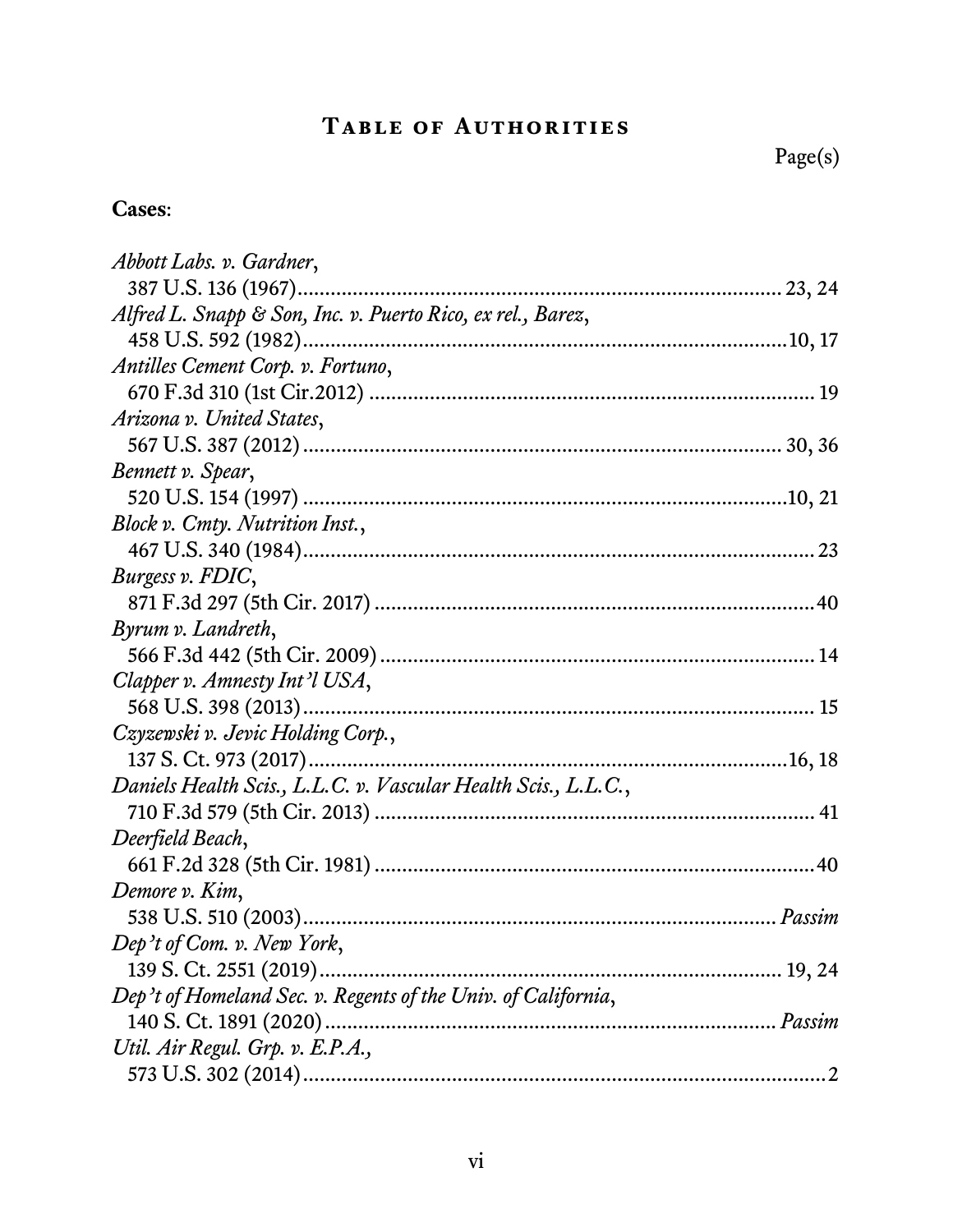# Table of Authorities

Page(s)

**Cases**:

*Abbott Labs. v. Gardner*,
387 U.S. 136 (1967) .......... 23, 24

*Alfred L. Snapp & Son, Inc. v. Puerto Rico, ex rel., Barez*,
458 U.S. 592 (1982) .......... 10, 17

*Antilles Cement Corp. v. Fortuno*,
670 F.3d 310 (1st Cir.2012) .......... 19

*Arizona v. United States*,
567 U.S. 387 (2012) .......... 30, 36

*Bennett v. Spear*,
520 U.S. 154 (1997) .......... 10, 21

*Block v. Cmty. Nutrition Inst.*,
467 U.S. 340 (1984) .......... 23

*Burgess v. FDIC*,
871 F.3d 297 (5th Cir. 2017) .......... 40

*Byrum v. Landreth*,
566 F.3d 442 (5th Cir. 2009) .......... 14

*Clapper v. Amnesty Int'l USA*,
568 U.S. 398 (2013) .......... 15

*Czyzewski v. Jevic Holding Corp.*,
137 S. Ct. 973 (2017) .......... 16, 18

*Daniels Health Scis., L.L.C. v. Vascular Health Scis., L.L.C.*,
710 F.3d 579 (5th Cir. 2013) .......... 41

*Deerfield Beach*,
661 F.2d 328 (5th Cir. 1981) .......... 40

*Demore v. Kim*,
538 U.S. 510 (2003) .......... *Passim*

*Dep't of Com. v. New York*,
139 S. Ct. 2551 (2019) .......... 19, 24

*Dep't of Homeland Sec. v. Regents of the Univ. of California*,
140 S. Ct. 1891 (2020) .......... *Passim*

*Util. Air Regul. Grp. v. E.P.A.,*
573 U.S. 302 (2014) .......... 2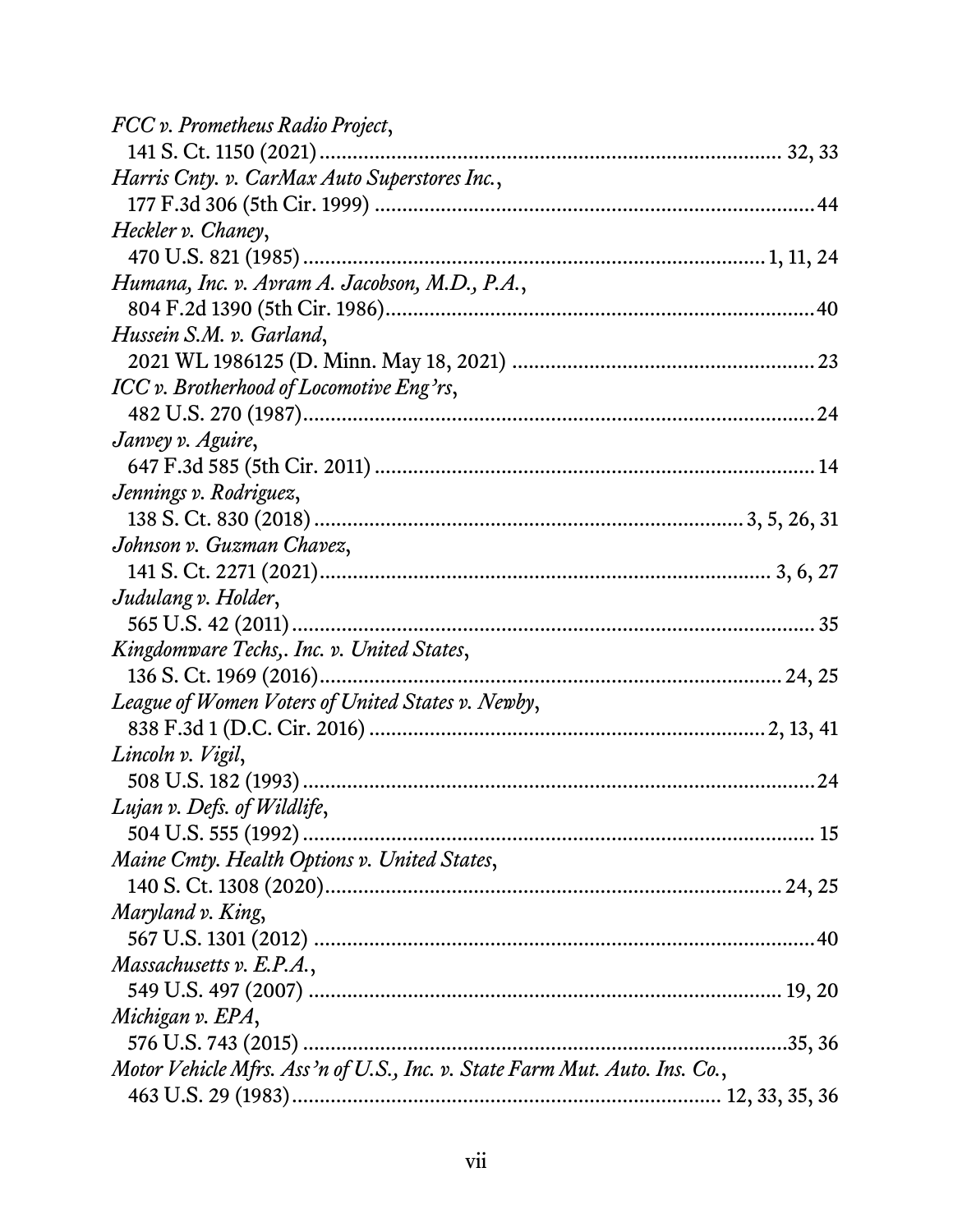*FCC v. Prometheus Radio Project*,
141 S. Ct. 1150 (2021) ........................................................................ 32, 33

*Harris Cnty. v. CarMax Auto Superstores Inc.*,
177 F.3d 306 (5th Cir. 1999) ................................................................... 44

*Heckler v. Chaney*,
470 U.S. 821 (1985) ........................................................................ 1, 11, 24

*Humana, Inc. v. Avram A. Jacobson, M.D., P.A.*,
804 F.2d 1390 (5th Cir. 1986) ................................................................. 40

*Hussein S.M. v. Garland*,
2021 WL 1986125 (D. Minn. May 18, 2021) ........................................... 23

*ICC v. Brotherhood of Locomotive Eng'rs*,
482 U.S. 270 (1987) ................................................................................ 24

*Janvey v. Aguire*,
647 F.3d 585 (5th Cir. 2011) ................................................................... 14

*Jennings v. Rodriguez*,
138 S. Ct. 830 (2018) ........................................................................ 3, 5, 26, 31

*Johnson v. Guzman Chavez*,
141 S. Ct. 2271 (2021) ........................................................................ 3, 6, 27

*Judulang v. Holder*,
565 U.S. 42 (2011) .................................................................................. 35

*Kingdomware Techs,. Inc. v. United States*,
136 S. Ct. 1969 (2016) ........................................................................ 24, 25

*League of Women Voters of United States v. Newby*,
838 F.3d 1 (D.C. Cir. 2016) ............................................................... 2, 13, 41

*Lincoln v. Vigil*,
508 U.S. 182 (1993) ................................................................................ 24

*Lujan v. Defs. of Wildlife*,
504 U.S. 555 (1992) ................................................................................ 15

*Maine Cmty. Health Options v. United States*,
140 S. Ct. 1308 (2020) ........................................................................ 24, 25

*Maryland v. King*,
567 U.S. 1301 (2012) .............................................................................. 40

*Massachusetts v. E.P.A.*,
549 U.S. 497 (2007) ........................................................................... 19, 20

*Michigan v. EPA*,
576 U.S. 743 (2015) ........................................................................... 35, 36

*Motor Vehicle Mfrs. Ass'n of U.S., Inc. v. State Farm Mut. Auto. Ins. Co.*,
463 U.S. 29 (1983) ........................................................................ 12, 33, 35, 36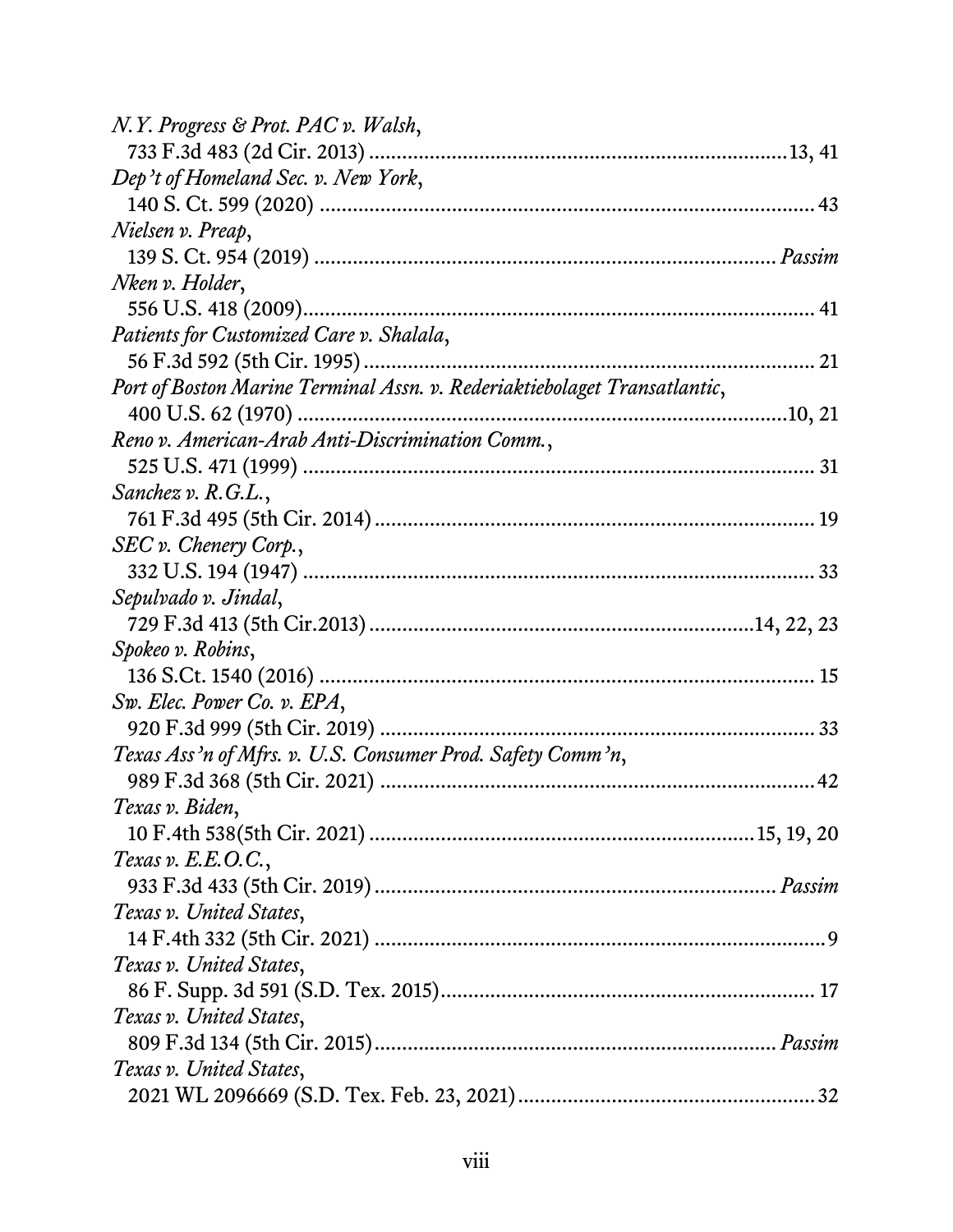*N.Y. Progress & Prot. PAC v. Walsh*,
733 F.3d 483 (2d Cir. 2013) ............................................................................13, 41

*Dep't of Homeland Sec. v. New York*,
140 S. Ct. 599 (2020) ............................................................................................ 43

*Nielsen v. Preap*,
139 S. Ct. 954 (2019) ....................................................................................... *Passim*

*Nken v. Holder*,
556 U.S. 418 (2009)............................................................................................... 41

*Patients for Customized Care v. Shalala*,
56 F.3d 592 (5th Cir. 1995) .................................................................................. 21

*Port of Boston Marine Terminal Assn. v. Rederiaktiebolaget Transatlantic*,
400 U.S. 62 (1970) ...........................................................................................10, 21

*Reno v. American-Arab Anti-Discrimination Comm.*,
525 U.S. 471 (1999) .............................................................................................. 31

*Sanchez v. R.G.L.*,
761 F.3d 495 (5th Cir. 2014) ................................................................................ 19

*SEC v. Chenery Corp.*,
332 U.S. 194 (1947) .............................................................................................. 33

*Sepulvado v. Jindal*,
729 F.3d 413 (5th Cir.2013) .....................................................................14, 22, 23

*Spokeo v. Robins*,
136 S.Ct. 1540 (2016) ........................................................................................... 15

*Sw. Elec. Power Co. v. EPA*,
920 F.3d 999 (5th Cir. 2019) ................................................................................ 33

*Texas Ass'n of Mfrs. v. U.S. Consumer Prod. Safety Comm'n*,
989 F.3d 368 (5th Cir. 2021) ................................................................................ 42

*Texas v. Biden*,
10 F.4th 538(5th Cir. 2021) ...................................................................... 15, 19, 20

*Texas v. E.E.O.C.*,
933 F.3d 433 (5th Cir. 2019) ......................................................................... *Passim*

*Texas v. United States*,
14 F.4th 332 (5th Cir. 2021) ...................................................................................9

*Texas v. United States*,
86 F. Supp. 3d 591 (S.D. Tex. 2015)..................................................................... 17

*Texas v. United States*,
809 F.3d 134 (5th Cir. 2015)......................................................................... *Passim*

*Texas v. United States*,
2021 WL 2096669 (S.D. Tex. Feb. 23, 2021)....................................................... 32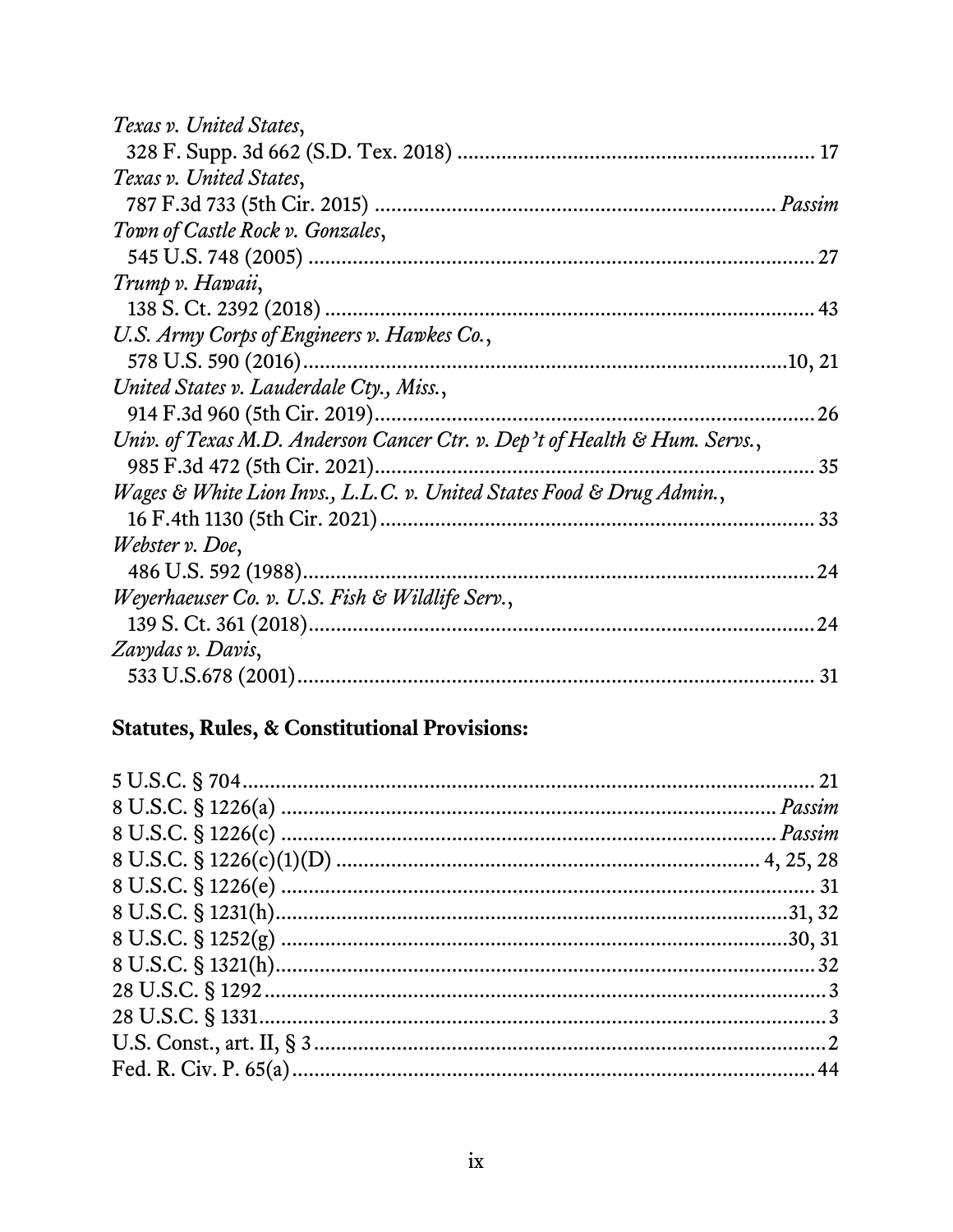*Texas v. United States*,
328 F. Supp. 3d 662 (S.D. Tex. 2018) ................................................................ 17

*Texas v. United States*,
787 F.3d 733 (5th Cir. 2015) ........................................................................ *Passim*

*Town of Castle Rock v. Gonzales*,
545 U.S. 748 (2005) .......................................................................................... 27

*Trump v. Hawaii*,
138 S. Ct. 2392 (2018) ...................................................................................... 43

*U.S. Army Corps of Engineers v. Hawkes Co.*,
578 U.S. 590 (2016).......................................................................................10, 21

*United States v. Lauderdale Cty., Miss.*,
914 F.3d 960 (5th Cir. 2019)............................................................................. 26

*Univ. of Texas M.D. Anderson Cancer Ctr. v. Dep't of Health & Hum. Servs.*,
985 F.3d 472 (5th Cir. 2021)............................................................................... 35

*Wages & White Lion Invs., L.L.C. v. United States Food & Drug Admin.*,
16 F.4th 1130 (5th Cir. 2021) ............................................................................. 33

*Webster v. Doe*,
486 U.S. 592 (1988).......................................................................................... 24

*Weyerhaeuser Co. v. U.S. Fish & Wildlife Serv.*,
139 S. Ct. 361 (2018)......................................................................................... 24

*Zavydas v. Davis*,
533 U.S.678 (2001)............................................................................................ 31

**Statutes, Rules, & Constitutional Provisions:**

5 U.S.C. § 704........................................................................................................ 21
8 U.S.C. § 1226(a) ......................................................................................... *Passim*
8 U.S.C. § 1226(c) ......................................................................................... *Passim*
8 U.S.C. § 1226(c)(1)(D) .............................................................................. 4, 25, 28
8 U.S.C. § 1226(e) ................................................................................................ 31
8 U.S.C. § 1231(h)...........................................................................................31, 32
8 U.S.C. § 1252(g) ..........................................................................................30, 31
8 U.S.C. § 1321(h)................................................................................................. 32
28 U.S.C. § 1292 ...................................................................................................... 3
28 U.S.C. § 1331...................................................................................................... 3
U.S. Const., art. II, § 3 ............................................................................................. 2
Fed. R. Civ. P. 65(a)............................................................................................... 44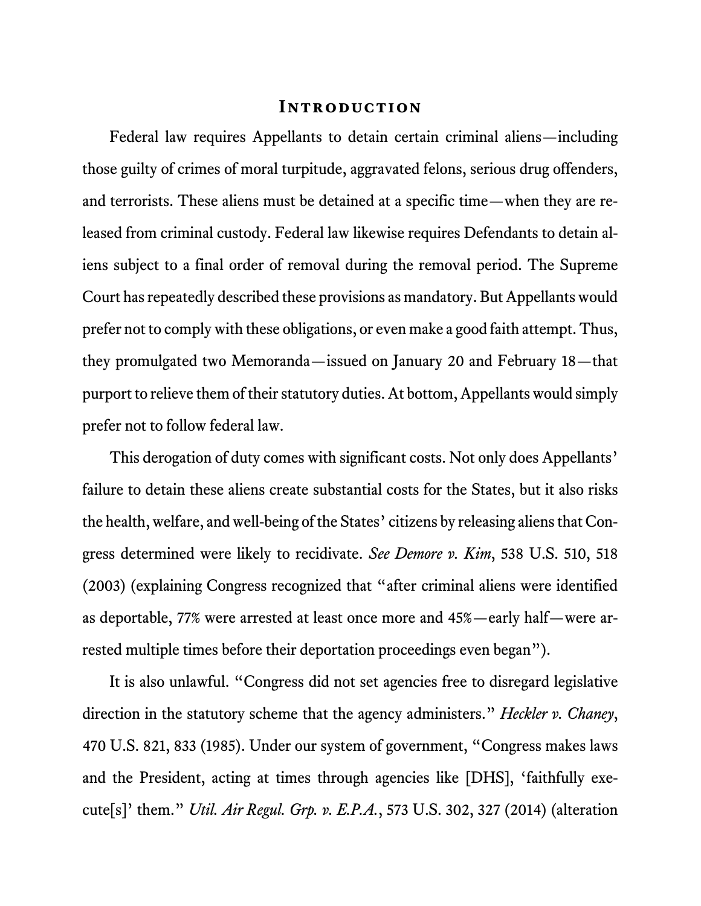## Introduction

Federal law requires Appellants to detain certain criminal aliens—including those guilty of crimes of moral turpitude, aggravated felons, serious drug offenders, and terrorists. These aliens must be detained at a specific time—when they are released from criminal custody. Federal law likewise requires Defendants to detain aliens subject to a final order of removal during the removal period. The Supreme Court has repeatedly described these provisions as mandatory. But Appellants would prefer not to comply with these obligations, or even make a good faith attempt. Thus, they promulgated two Memoranda—issued on January 20 and February 18—that purport to relieve them of their statutory duties. At bottom, Appellants would simply prefer not to follow federal law.

This derogation of duty comes with significant costs. Not only does Appellants' failure to detain these aliens create substantial costs for the States, but it also risks the health, welfare, and well-being of the States' citizens by releasing aliens that Congress determined were likely to recidivate. *See Demore v. Kim*, 538 U.S. 510, 518 (2003) (explaining Congress recognized that "after criminal aliens were identified as deportable, 77% were arrested at least once more and 45%—early half—were arrested multiple times before their deportation proceedings even began").

It is also unlawful. "Congress did not set agencies free to disregard legislative direction in the statutory scheme that the agency administers." *Heckler v. Chaney*, 470 U.S. 821, 833 (1985). Under our system of government, "Congress makes laws and the President, acting at times through agencies like [DHS], 'faithfully execute[s]' them." *Util. Air Regul. Grp. v. E.P.A.*, 573 U.S. 302, 327 (2014) (alteration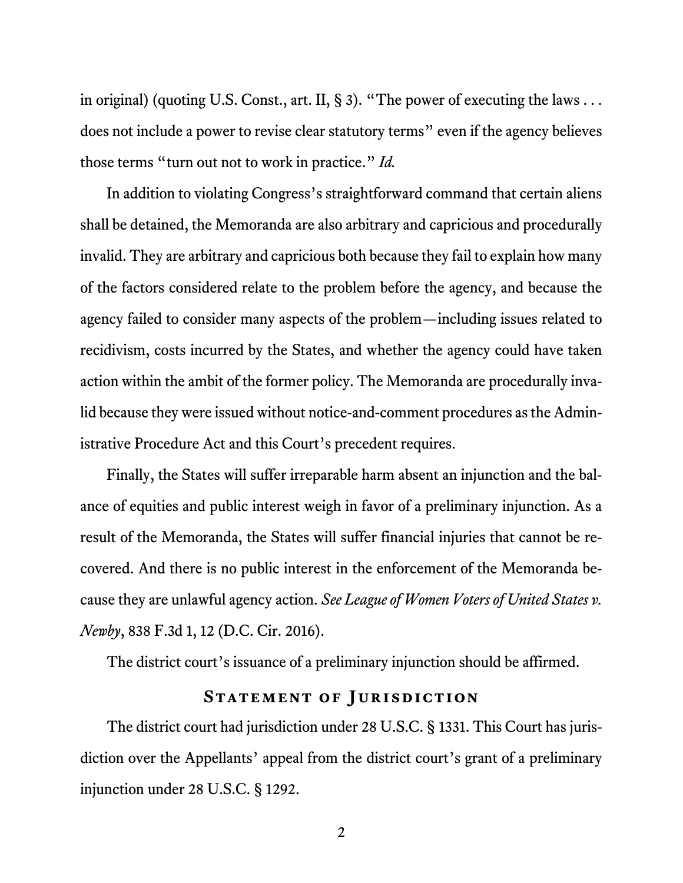in original) (quoting U.S. Const., art. II, § 3). "The power of executing the laws . . . does not include a power to revise clear statutory terms" even if the agency believes those terms "turn out not to work in practice." *Id.*

In addition to violating Congress's straightforward command that certain aliens shall be detained, the Memoranda are also arbitrary and capricious and procedurally invalid. They are arbitrary and capricious both because they fail to explain how many of the factors considered relate to the problem before the agency, and because the agency failed to consider many aspects of the problem—including issues related to recidivism, costs incurred by the States, and whether the agency could have taken action within the ambit of the former policy. The Memoranda are procedurally invalid because they were issued without notice-and-comment procedures as the Administrative Procedure Act and this Court's precedent requires.

Finally, the States will suffer irreparable harm absent an injunction and the balance of equities and public interest weigh in favor of a preliminary injunction. As a result of the Memoranda, the States will suffer financial injuries that cannot be recovered. And there is no public interest in the enforcement of the Memoranda because they are unlawful agency action. *See League of Women Voters of United States v. Newby*, 838 F.3d 1, 12 (D.C. Cir. 2016).

The district court's issuance of a preliminary injunction should be affirmed.

## Statement of Jurisdiction

The district court had jurisdiction under 28 U.S.C. § 1331. This Court has jurisdiction over the Appellants' appeal from the district court's grant of a preliminary injunction under 28 U.S.C. § 1292.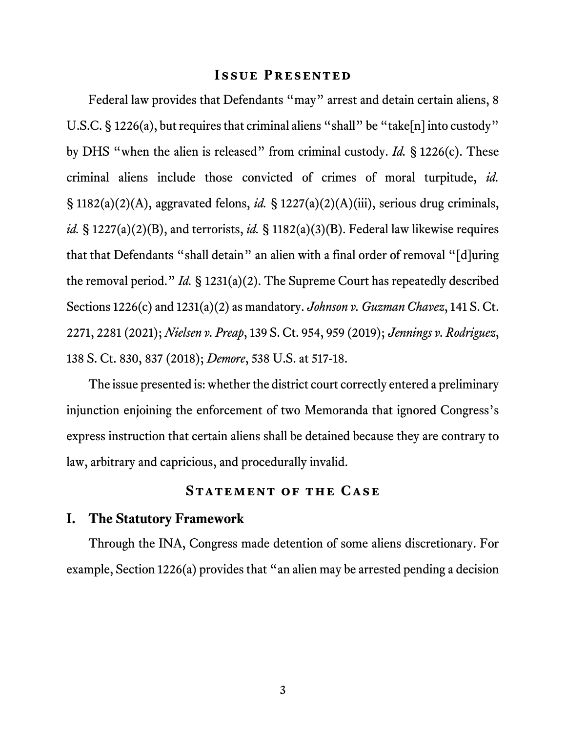## Issue Presented

Federal law provides that Defendants "may" arrest and detain certain aliens, 8 U.S.C. § 1226(a), but requires that criminal aliens "shall" be "take[n] into custody" by DHS "when the alien is released" from criminal custody. *Id.* § 1226(c). These criminal aliens include those convicted of crimes of moral turpitude, *id.* § 1182(a)(2)(A), aggravated felons, *id.* § 1227(a)(2)(A)(iii), serious drug criminals, *id.* § 1227(a)(2)(B), and terrorists, *id.* § 1182(a)(3)(B). Federal law likewise requires that that Defendants "shall detain" an alien with a final order of removal "[d]uring the removal period." *Id.* § 1231(a)(2). The Supreme Court has repeatedly described Sections 1226(c) and 1231(a)(2) as mandatory. *Johnson v. Guzman Chavez*, 141 S. Ct. 2271, 2281 (2021); *Nielsen v. Preap*, 139 S. Ct. 954, 959 (2019); *Jennings v. Rodriguez*, 138 S. Ct. 830, 837 (2018); *Demore*, 538 U.S. at 517-18.

The issue presented is: whether the district court correctly entered a preliminary injunction enjoining the enforcement of two Memoranda that ignored Congress's express instruction that certain aliens shall be detained because they are contrary to law, arbitrary and capricious, and procedurally invalid.

## Statement of the Case

### I. The Statutory Framework

Through the INA, Congress made detention of some aliens discretionary. For example, Section 1226(a) provides that "an alien may be arrested pending a decision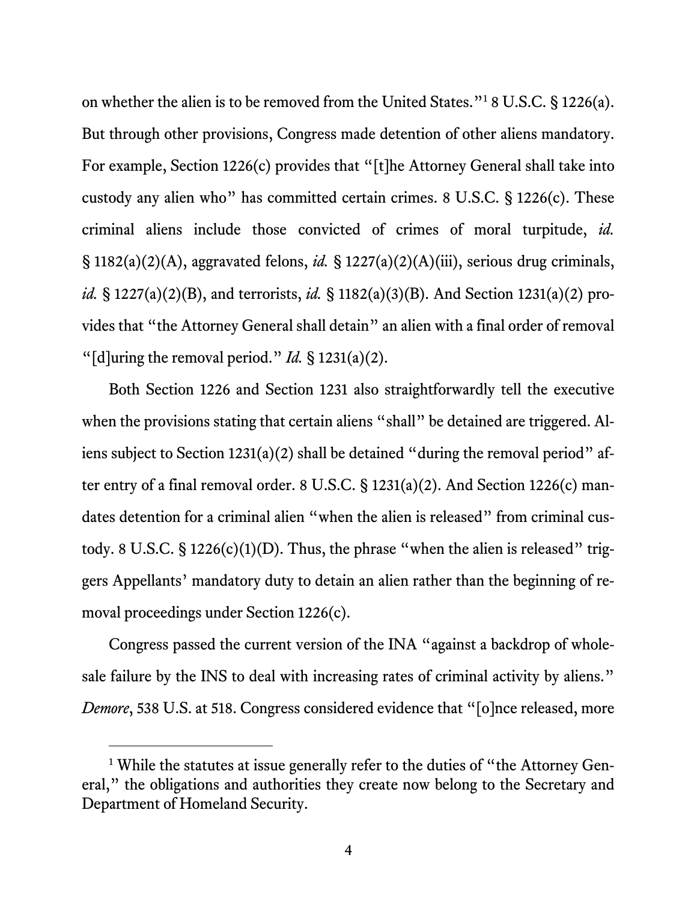on whether the alien is to be removed from the United States."[1] 8 U.S.C. § 1226(a). But through other provisions, Congress made detention of other aliens mandatory. For example, Section 1226(c) provides that "[t]he Attorney General shall take into custody any alien who" has committed certain crimes. 8 U.S.C. § 1226(c). These criminal aliens include those convicted of crimes of moral turpitude, *id.* § 1182(a)(2)(A), aggravated felons, *id.* § 1227(a)(2)(A)(iii), serious drug criminals, *id.* § 1227(a)(2)(B), and terrorists, *id.* § 1182(a)(3)(B). And Section 1231(a)(2) provides that "the Attorney General shall detain" an alien with a final order of removal "[d]uring the removal period." *Id.* § 1231(a)(2).

Both Section 1226 and Section 1231 also straightforwardly tell the executive when the provisions stating that certain aliens "shall" be detained are triggered. Aliens subject to Section 1231(a)(2) shall be detained "during the removal period" after entry of a final removal order. 8 U.S.C. § 1231(a)(2). And Section 1226(c) mandates detention for a criminal alien "when the alien is released" from criminal custody. 8 U.S.C. § 1226(c)(1)(D). Thus, the phrase "when the alien is released" triggers Appellants' mandatory duty to detain an alien rather than the beginning of removal proceedings under Section 1226(c).

Congress passed the current version of the INA "against a backdrop of wholesale failure by the INS to deal with increasing rates of criminal activity by aliens." *Demore*, 538 U.S. at 518. Congress considered evidence that "[o]nce released, more

---

[1] While the statutes at issue generally refer to the duties of "the Attorney General," the obligations and authorities they create now belong to the Secretary and Department of Homeland Security.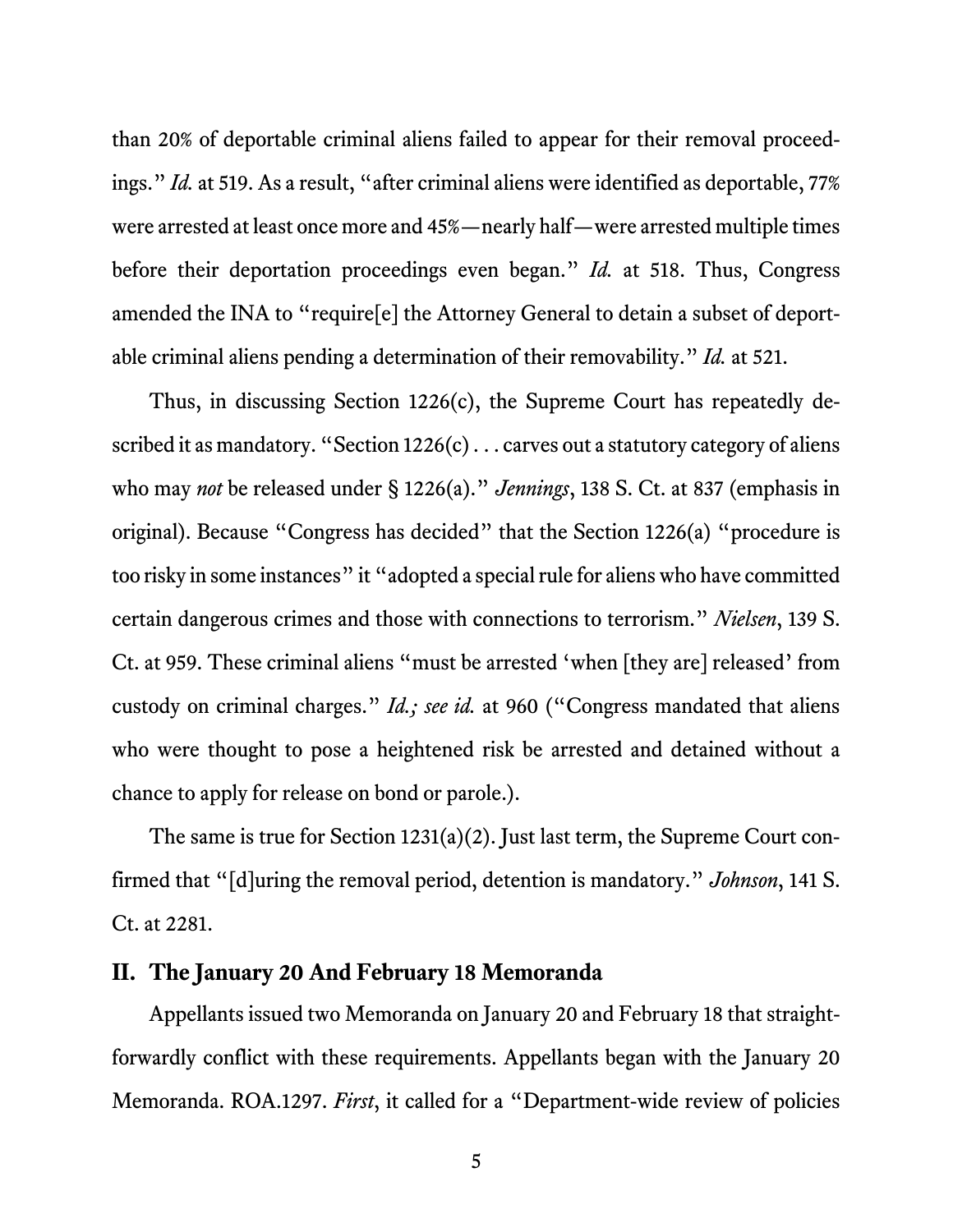than 20% of deportable criminal aliens failed to appear for their removal proceedings." *Id.* at 519. As a result, "after criminal aliens were identified as deportable, 77% were arrested at least once more and 45%—nearly half—were arrested multiple times before their deportation proceedings even began." *Id.* at 518. Thus, Congress amended the INA to "require[e] the Attorney General to detain a subset of deportable criminal aliens pending a determination of their removability." *Id.* at 521.

Thus, in discussing Section 1226(c), the Supreme Court has repeatedly described it as mandatory. "Section 1226(c) . . . carves out a statutory category of aliens who may *not* be released under § 1226(a)." *Jennings*, 138 S. Ct. at 837 (emphasis in original). Because "Congress has decided" that the Section 1226(a) "procedure is too risky in some instances" it "adopted a special rule for aliens who have committed certain dangerous crimes and those with connections to terrorism." *Nielsen*, 139 S. Ct. at 959. These criminal aliens "must be arrested 'when [they are] released' from custody on criminal charges." *Id.; see id.* at 960 ("Congress mandated that aliens who were thought to pose a heightened risk be arrested and detained without a chance to apply for release on bond or parole.).

The same is true for Section 1231(a)(2). Just last term, the Supreme Court confirmed that "[d]uring the removal period, detention is mandatory." *Johnson*, 141 S. Ct. at 2281.

## II. The January 20 And February 18 Memoranda

Appellants issued two Memoranda on January 20 and February 18 that straightforwardly conflict with these requirements. Appellants began with the January 20 Memoranda. ROA.1297. *First*, it called for a "Department-wide review of policies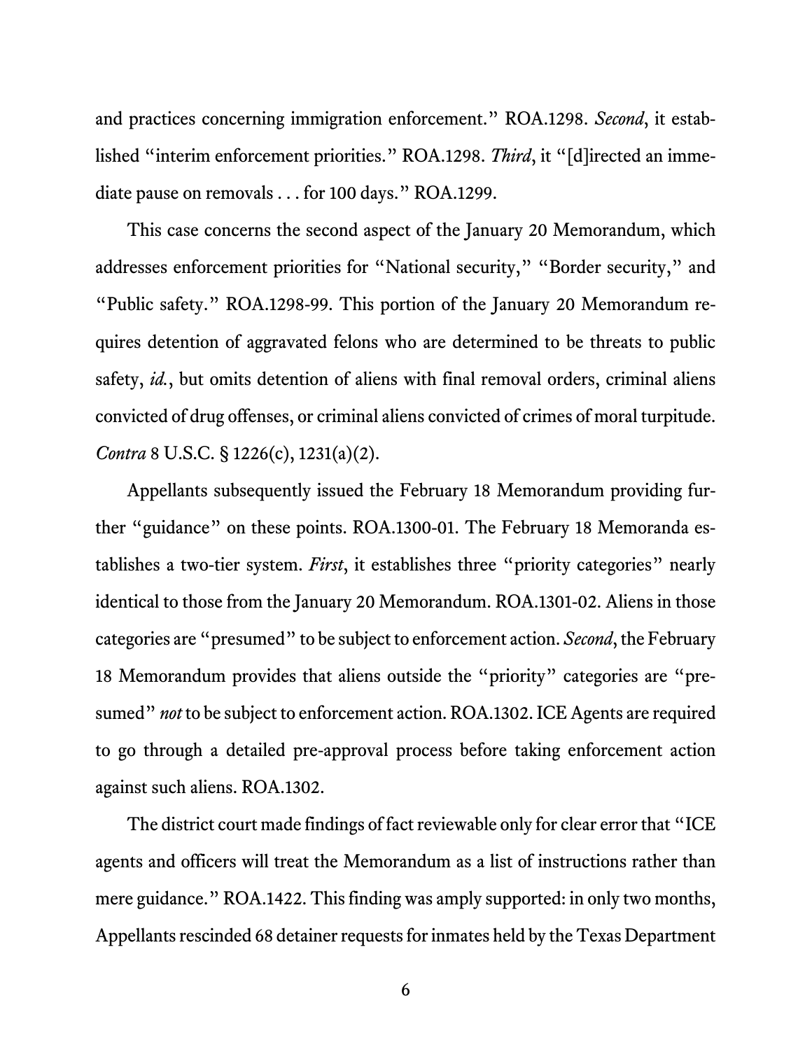and practices concerning immigration enforcement." ROA.1298. *Second*, it established "interim enforcement priorities." ROA.1298. *Third*, it "[d]irected an immediate pause on removals . . . for 100 days." ROA.1299.

This case concerns the second aspect of the January 20 Memorandum, which addresses enforcement priorities for "National security," "Border security," and "Public safety." ROA.1298-99. This portion of the January 20 Memorandum requires detention of aggravated felons who are determined to be threats to public safety, *id.*, but omits detention of aliens with final removal orders, criminal aliens convicted of drug offenses, or criminal aliens convicted of crimes of moral turpitude. *Contra* 8 U.S.C. § 1226(c), 1231(a)(2).

Appellants subsequently issued the February 18 Memorandum providing further "guidance" on these points. ROA.1300-01. The February 18 Memoranda establishes a two-tier system. *First*, it establishes three "priority categories" nearly identical to those from the January 20 Memorandum. ROA.1301-02. Aliens in those categories are "presumed" to be subject to enforcement action. *Second*, the February 18 Memorandum provides that aliens outside the "priority" categories are "presumed" *not* to be subject to enforcement action. ROA.1302. ICE Agents are required to go through a detailed pre-approval process before taking enforcement action against such aliens. ROA.1302.

The district court made findings of fact reviewable only for clear error that "ICE agents and officers will treat the Memorandum as a list of instructions rather than mere guidance." ROA.1422. This finding was amply supported: in only two months, Appellants rescinded 68 detainer requests for inmates held by the Texas Department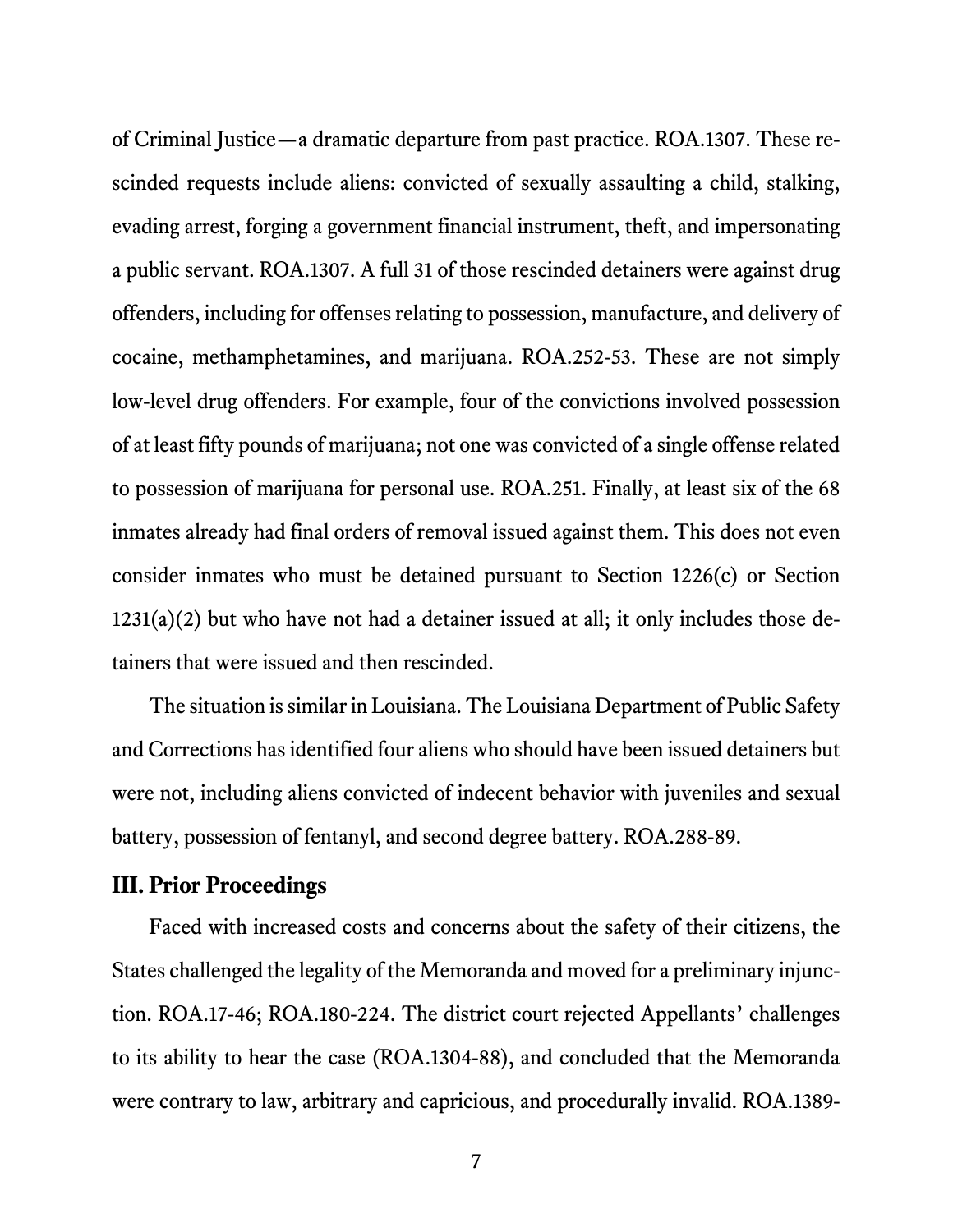of Criminal Justice—a dramatic departure from past practice. ROA.1307. These rescinded requests include aliens: convicted of sexually assaulting a child, stalking, evading arrest, forging a government financial instrument, theft, and impersonating a public servant. ROA.1307. A full 31 of those rescinded detainers were against drug offenders, including for offenses relating to possession, manufacture, and delivery of cocaine, methamphetamines, and marijuana. ROA.252-53. These are not simply low-level drug offenders. For example, four of the convictions involved possession of at least fifty pounds of marijuana; not one was convicted of a single offense related to possession of marijuana for personal use. ROA.251. Finally, at least six of the 68 inmates already had final orders of removal issued against them. This does not even consider inmates who must be detained pursuant to Section 1226(c) or Section 1231(a)(2) but who have not had a detainer issued at all; it only includes those detainers that were issued and then rescinded.

The situation is similar in Louisiana. The Louisiana Department of Public Safety and Corrections has identified four aliens who should have been issued detainers but were not, including aliens convicted of indecent behavior with juveniles and sexual battery, possession of fentanyl, and second degree battery. ROA.288-89.

### III. Prior Proceedings

Faced with increased costs and concerns about the safety of their citizens, the States challenged the legality of the Memoranda and moved for a preliminary injunction. ROA.17-46; ROA.180-224. The district court rejected Appellants' challenges to its ability to hear the case (ROA.1304-88), and concluded that the Memoranda were contrary to law, arbitrary and capricious, and procedurally invalid. ROA.1389-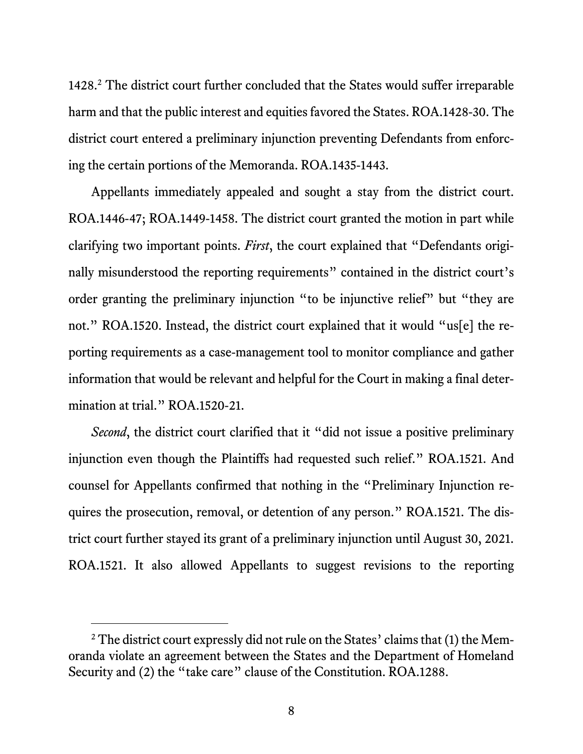1428.[2] The district court further concluded that the States would suffer irreparable harm and that the public interest and equities favored the States. ROA.1428-30. The district court entered a preliminary injunction preventing Defendants from enforcing the certain portions of the Memoranda. ROA.1435-1443.

Appellants immediately appealed and sought a stay from the district court. ROA.1446-47; ROA.1449-1458. The district court granted the motion in part while clarifying two important points. *First*, the court explained that "Defendants originally misunderstood the reporting requirements" contained in the district court's order granting the preliminary injunction "to be injunctive relief" but "they are not." ROA.1520. Instead, the district court explained that it would "us[e] the reporting requirements as a case-management tool to monitor compliance and gather information that would be relevant and helpful for the Court in making a final determination at trial." ROA.1520-21.

*Second*, the district court clarified that it "did not issue a positive preliminary injunction even though the Plaintiffs had requested such relief." ROA.1521. And counsel for Appellants confirmed that nothing in the "Preliminary Injunction requires the prosecution, removal, or detention of any person." ROA.1521. The district court further stayed its grant of a preliminary injunction until August 30, 2021. ROA.1521. It also allowed Appellants to suggest revisions to the reporting

[2] The district court expressly did not rule on the States' claims that (1) the Memoranda violate an agreement between the States and the Department of Homeland Security and (2) the "take care" clause of the Constitution. ROA.1288.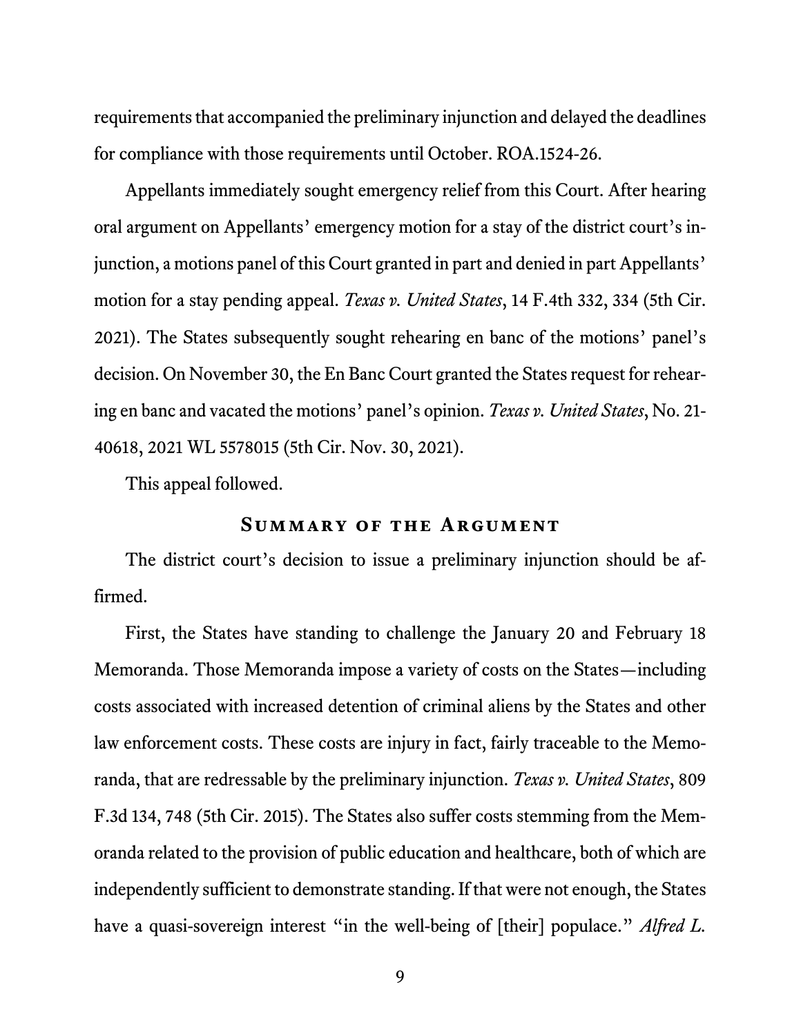requirements that accompanied the preliminary injunction and delayed the deadlines for compliance with those requirements until October. ROA.1524-26.

Appellants immediately sought emergency relief from this Court. After hearing oral argument on Appellants' emergency motion for a stay of the district court's injunction, a motions panel of this Court granted in part and denied in part Appellants' motion for a stay pending appeal. *Texas v. United States*, 14 F.4th 332, 334 (5th Cir. 2021). The States subsequently sought rehearing en banc of the motions' panel's decision. On November 30, the En Banc Court granted the States request for rehearing en banc and vacated the motions' panel's opinion. *Texas v. United States*, No. 21-40618, 2021 WL 5578015 (5th Cir. Nov. 30, 2021).

This appeal followed.

## Summary of the Argument

The district court's decision to issue a preliminary injunction should be affirmed.

First, the States have standing to challenge the January 20 and February 18 Memoranda. Those Memoranda impose a variety of costs on the States—including costs associated with increased detention of criminal aliens by the States and other law enforcement costs. These costs are injury in fact, fairly traceable to the Memoranda, that are redressable by the preliminary injunction. *Texas v. United States*, 809 F.3d 134, 748 (5th Cir. 2015). The States also suffer costs stemming from the Memoranda related to the provision of public education and healthcare, both of which are independently sufficient to demonstrate standing. If that were not enough, the States have a quasi-sovereign interest "in the well-being of [their] populace." *Alfred L.*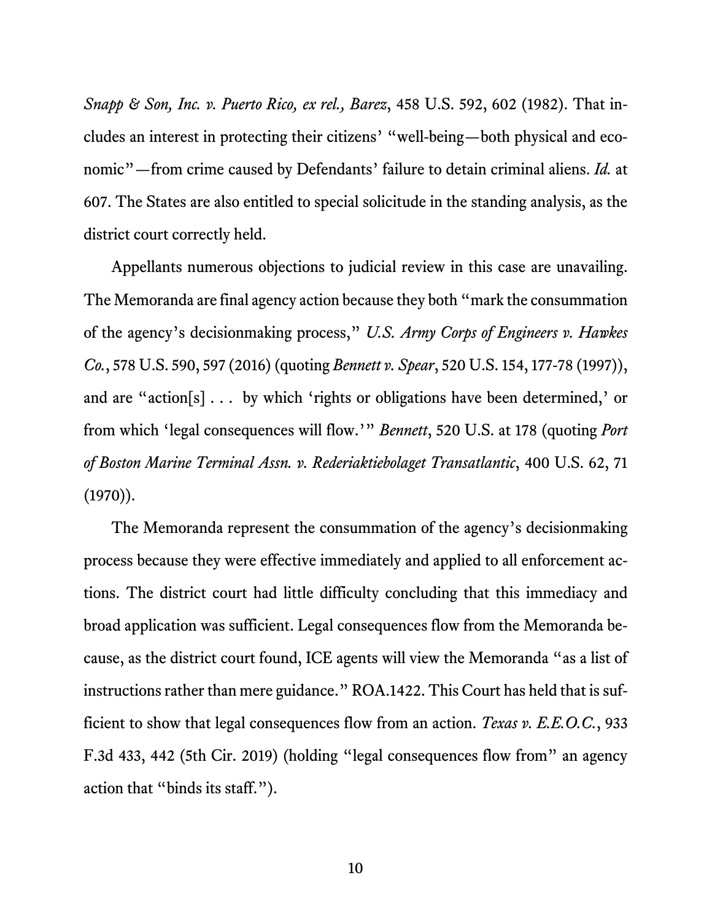*Snapp & Son, Inc. v. Puerto Rico, ex rel., Barez*, 458 U.S. 592, 602 (1982). That includes an interest in protecting their citizens' "well-being—both physical and economic"—from crime caused by Defendants' failure to detain criminal aliens. *Id.* at 607. The States are also entitled to special solicitude in the standing analysis, as the district court correctly held.

Appellants numerous objections to judicial review in this case are unavailing. The Memoranda are final agency action because they both "mark the consummation of the agency's decisionmaking process," *U.S. Army Corps of Engineers v. Hawkes Co.*, 578 U.S. 590, 597 (2016) (quoting *Bennett v. Spear*, 520 U.S. 154, 177-78 (1997)), and are "action[s] . . . by which 'rights or obligations have been determined,' or from which 'legal consequences will flow.'" *Bennett*, 520 U.S. at 178 (quoting *Port of Boston Marine Terminal Assn. v. Rederiaktiebolaget Transatlantic*, 400 U.S. 62, 71 (1970)).

The Memoranda represent the consummation of the agency's decisionmaking process because they were effective immediately and applied to all enforcement actions. The district court had little difficulty concluding that this immediacy and broad application was sufficient. Legal consequences flow from the Memoranda because, as the district court found, ICE agents will view the Memoranda "as a list of instructions rather than mere guidance." ROA.1422. This Court has held that is sufficient to show that legal consequences flow from an action. *Texas v. E.E.O.C.*, 933 F.3d 433, 442 (5th Cir. 2019) (holding "legal consequences flow from" an agency action that "binds its staff.").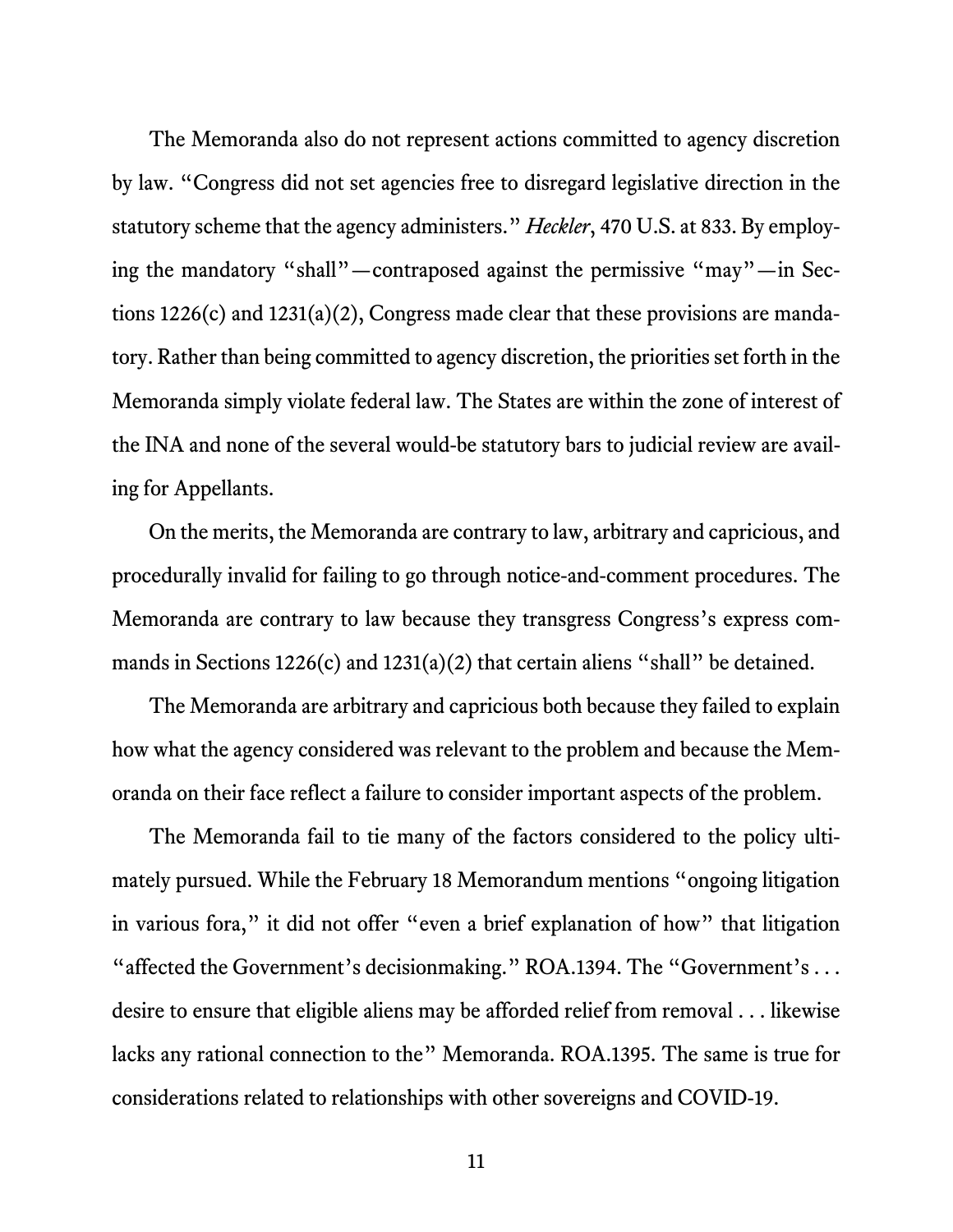The Memoranda also do not represent actions committed to agency discretion by law. "Congress did not set agencies free to disregard legislative direction in the statutory scheme that the agency administers." *Heckler*, 470 U.S. at 833. By employing the mandatory "shall"—contraposed against the permissive "may"—in Sections 1226(c) and 1231(a)(2), Congress made clear that these provisions are mandatory. Rather than being committed to agency discretion, the priorities set forth in the Memoranda simply violate federal law. The States are within the zone of interest of the INA and none of the several would-be statutory bars to judicial review are availing for Appellants.

On the merits, the Memoranda are contrary to law, arbitrary and capricious, and procedurally invalid for failing to go through notice-and-comment procedures. The Memoranda are contrary to law because they transgress Congress's express commands in Sections 1226(c) and 1231(a)(2) that certain aliens "shall" be detained.

The Memoranda are arbitrary and capricious both because they failed to explain how what the agency considered was relevant to the problem and because the Memoranda on their face reflect a failure to consider important aspects of the problem.

The Memoranda fail to tie many of the factors considered to the policy ultimately pursued. While the February 18 Memorandum mentions "ongoing litigation in various fora," it did not offer "even a brief explanation of how" that litigation "affected the Government's decisionmaking." ROA.1394. The "Government's . . . desire to ensure that eligible aliens may be afforded relief from removal . . . likewise lacks any rational connection to the" Memoranda. ROA.1395. The same is true for considerations related to relationships with other sovereigns and COVID-19.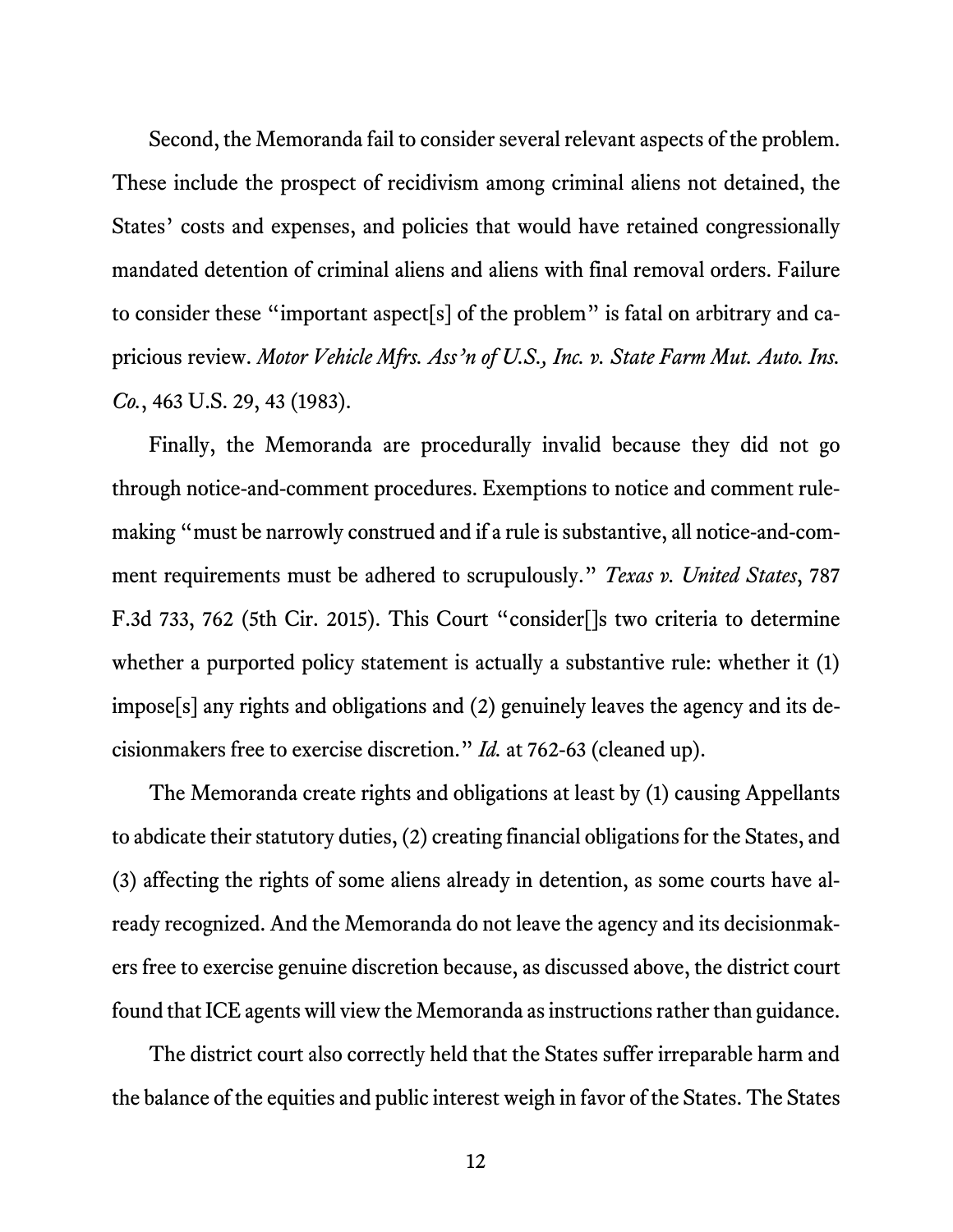Second, the Memoranda fail to consider several relevant aspects of the problem. These include the prospect of recidivism among criminal aliens not detained, the States' costs and expenses, and policies that would have retained congressionally mandated detention of criminal aliens and aliens with final removal orders. Failure to consider these "important aspect[s] of the problem" is fatal on arbitrary and capricious review. *Motor Vehicle Mfrs. Ass'n of U.S., Inc. v. State Farm Mut. Auto. Ins. Co.*, 463 U.S. 29, 43 (1983).

Finally, the Memoranda are procedurally invalid because they did not go through notice-and-comment procedures. Exemptions to notice and comment rulemaking "must be narrowly construed and if a rule is substantive, all notice-and-comment requirements must be adhered to scrupulously." *Texas v. United States*, 787 F.3d 733, 762 (5th Cir. 2015). This Court "consider[]s two criteria to determine whether a purported policy statement is actually a substantive rule: whether it (1) impose[s] any rights and obligations and (2) genuinely leaves the agency and its decisionmakers free to exercise discretion." *Id.* at 762-63 (cleaned up).

The Memoranda create rights and obligations at least by (1) causing Appellants to abdicate their statutory duties, (2) creating financial obligations for the States, and (3) affecting the rights of some aliens already in detention, as some courts have already recognized. And the Memoranda do not leave the agency and its decisionmakers free to exercise genuine discretion because, as discussed above, the district court found that ICE agents will view the Memoranda as instructions rather than guidance.

The district court also correctly held that the States suffer irreparable harm and the balance of the equities and public interest weigh in favor of the States. The States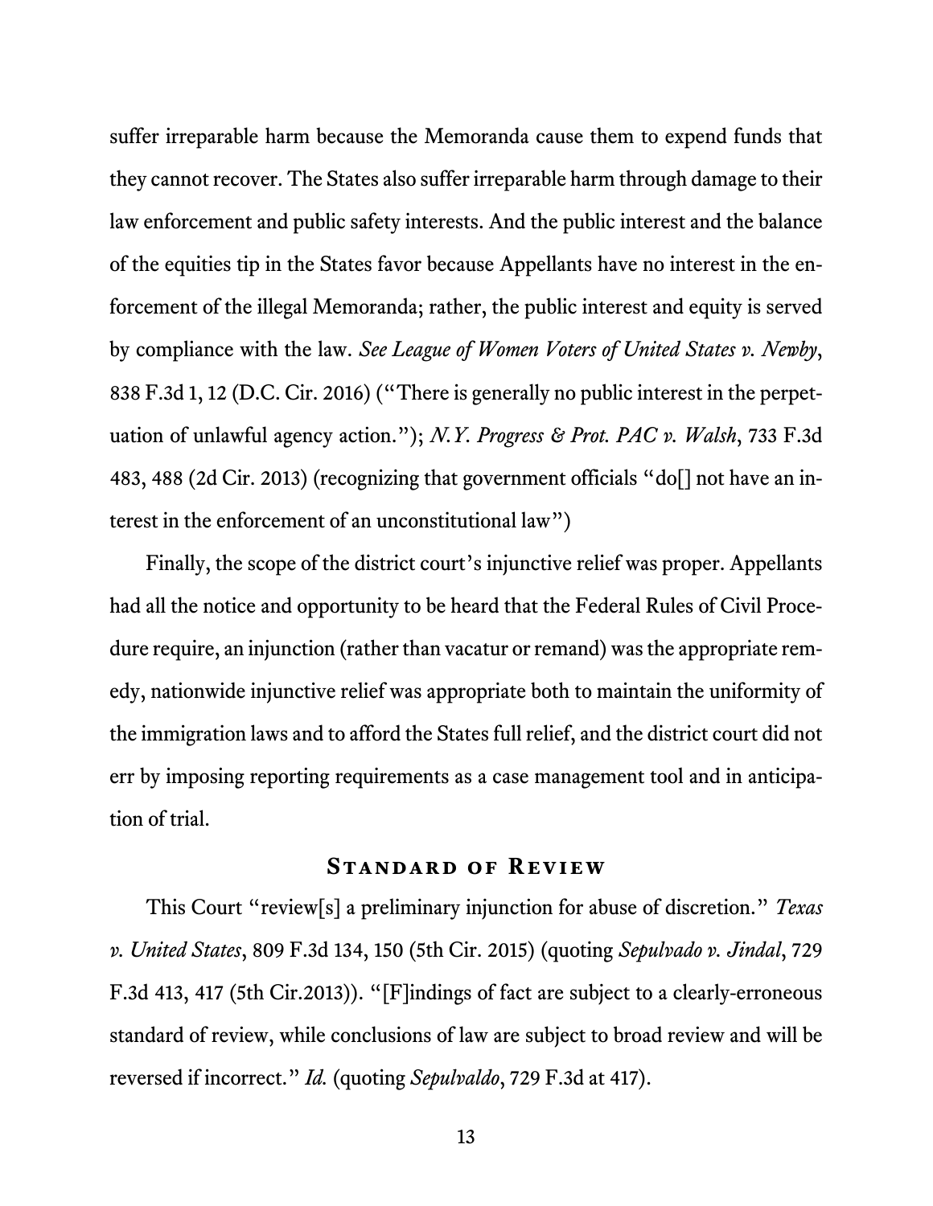suffer irreparable harm because the Memoranda cause them to expend funds that they cannot recover. The States also suffer irreparable harm through damage to their law enforcement and public safety interests. And the public interest and the balance of the equities tip in the States favor because Appellants have no interest in the enforcement of the illegal Memoranda; rather, the public interest and equity is served by compliance with the law. *See League of Women Voters of United States v. Newby*, 838 F.3d 1, 12 (D.C. Cir. 2016) ("There is generally no public interest in the perpetuation of unlawful agency action."); *N.Y. Progress & Prot. PAC v. Walsh*, 733 F.3d 483, 488 (2d Cir. 2013) (recognizing that government officials "do[] not have an interest in the enforcement of an unconstitutional law")

Finally, the scope of the district court's injunctive relief was proper. Appellants had all the notice and opportunity to be heard that the Federal Rules of Civil Procedure require, an injunction (rather than vacatur or remand) was the appropriate remedy, nationwide injunctive relief was appropriate both to maintain the uniformity of the immigration laws and to afford the States full relief, and the district court did not err by imposing reporting requirements as a case management tool and in anticipation of trial.

## Standard of Review

This Court "review[s] a preliminary injunction for abuse of discretion." *Texas v. United States*, 809 F.3d 134, 150 (5th Cir. 2015) (quoting *Sepulvado v. Jindal*, 729 F.3d 413, 417 (5th Cir.2013)). "[F]indings of fact are subject to a clearly-erroneous standard of review, while conclusions of law are subject to broad review and will be reversed if incorrect." *Id.* (quoting *Sepulvaldo*, 729 F.3d at 417).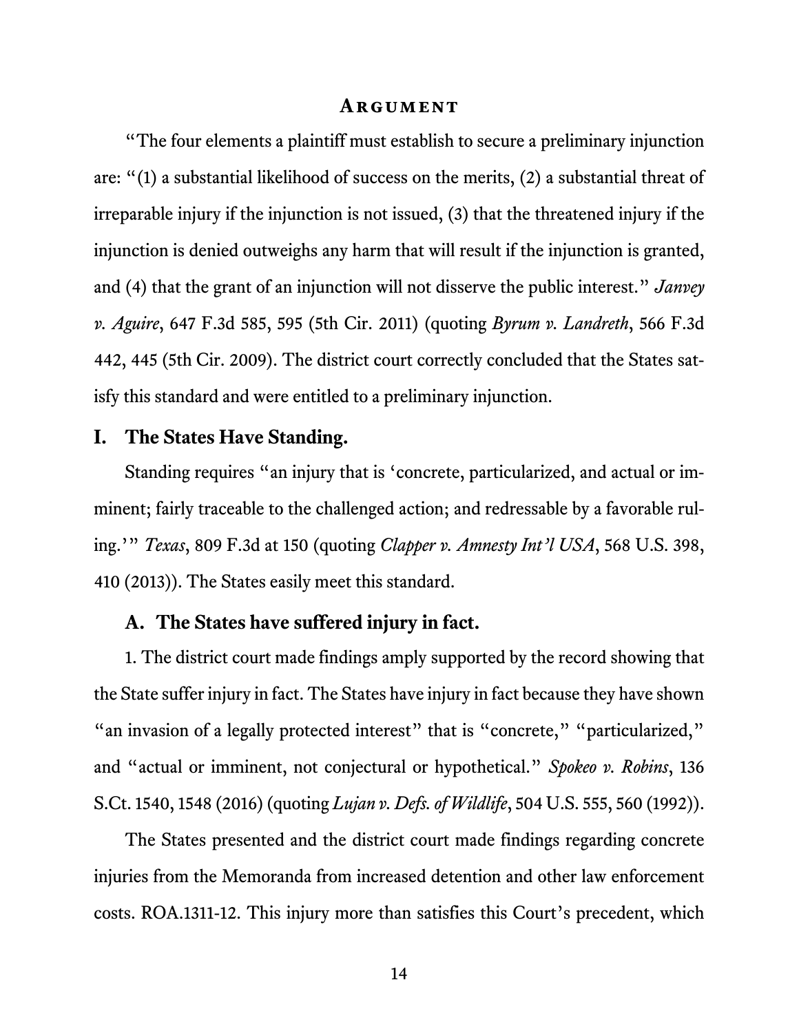## Argument

"The four elements a plaintiff must establish to secure a preliminary injunction are: "(1) a substantial likelihood of success on the merits, (2) a substantial threat of irreparable injury if the injunction is not issued, (3) that the threatened injury if the injunction is denied outweighs any harm that will result if the injunction is granted, and (4) that the grant of an injunction will not disserve the public interest." *Janvey v. Aguire*, 647 F.3d 585, 595 (5th Cir. 2011) (quoting *Byrum v. Landreth*, 566 F.3d 442, 445 (5th Cir. 2009). The district court correctly concluded that the States satisfy this standard and were entitled to a preliminary injunction.

### I. The States Have Standing.

Standing requires "an injury that is 'concrete, particularized, and actual or imminent; fairly traceable to the challenged action; and redressable by a favorable ruling.'" *Texas*, 809 F.3d at 150 (quoting *Clapper v. Amnesty Int'l USA*, 568 U.S. 398, 410 (2013)). The States easily meet this standard.

#### A. The States have suffered injury in fact.

1. The district court made findings amply supported by the record showing that the State suffer injury in fact. The States have injury in fact because they have shown "an invasion of a legally protected interest" that is "concrete," "particularized," and "actual or imminent, not conjectural or hypothetical." *Spokeo v. Robins*, 136 S.Ct. 1540, 1548 (2016) (quoting *Lujan v. Defs. of Wildlife*, 504 U.S. 555, 560 (1992)).

The States presented and the district court made findings regarding concrete injuries from the Memoranda from increased detention and other law enforcement costs. ROA.1311-12. This injury more than satisfies this Court's precedent, which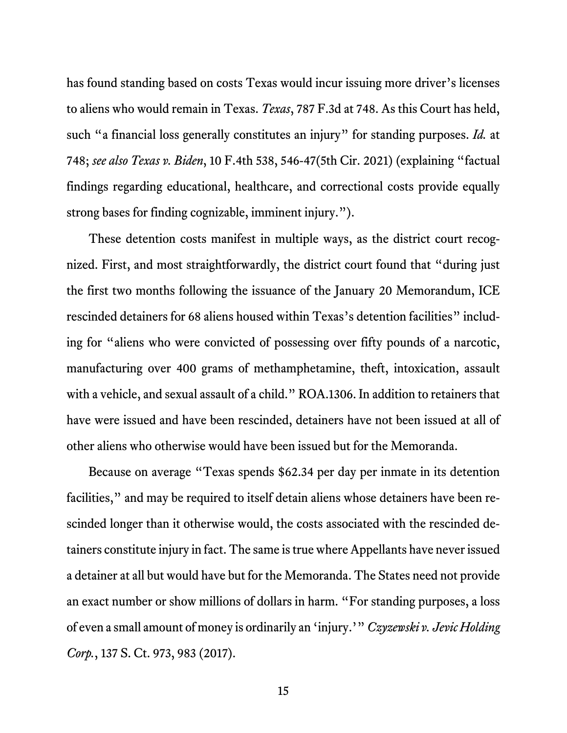has found standing based on costs Texas would incur issuing more driver's licenses to aliens who would remain in Texas. *Texas*, 787 F.3d at 748. As this Court has held, such "a financial loss generally constitutes an injury" for standing purposes. *Id.* at 748; *see also Texas v. Biden*, 10 F.4th 538, 546-47(5th Cir. 2021) (explaining "factual findings regarding educational, healthcare, and correctional costs provide equally strong bases for finding cognizable, imminent injury.").

These detention costs manifest in multiple ways, as the district court recognized. First, and most straightforwardly, the district court found that "during just the first two months following the issuance of the January 20 Memorandum, ICE rescinded detainers for 68 aliens housed within Texas's detention facilities" including for "aliens who were convicted of possessing over fifty pounds of a narcotic, manufacturing over 400 grams of methamphetamine, theft, intoxication, assault with a vehicle, and sexual assault of a child." ROA.1306. In addition to retainers that have were issued and have been rescinded, detainers have not been issued at all of other aliens who otherwise would have been issued but for the Memoranda.

Because on average "Texas spends $62.34 per day per inmate in its detention facilities," and may be required to itself detain aliens whose detainers have been rescinded longer than it otherwise would, the costs associated with the rescinded detainers constitute injury in fact. The same is true where Appellants have never issued a detainer at all but would have but for the Memoranda. The States need not provide an exact number or show millions of dollars in harm. "For standing purposes, a loss of even a small amount of money is ordinarily an 'injury.'" *Czyzewski v. Jevic Holding Corp.*, 137 S. Ct. 973, 983 (2017).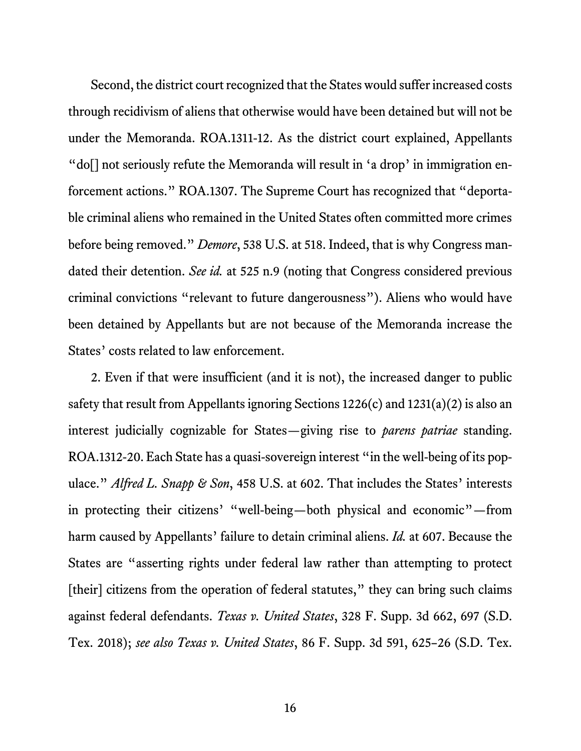Second, the district court recognized that the States would suffer increased costs through recidivism of aliens that otherwise would have been detained but will not be under the Memoranda. ROA.1311-12. As the district court explained, Appellants "do[] not seriously refute the Memoranda will result in 'a drop' in immigration enforcement actions." ROA.1307. The Supreme Court has recognized that "deportable criminal aliens who remained in the United States often committed more crimes before being removed." *Demore*, 538 U.S. at 518. Indeed, that is why Congress mandated their detention. *See id.* at 525 n.9 (noting that Congress considered previous criminal convictions "relevant to future dangerousness"). Aliens who would have been detained by Appellants but are not because of the Memoranda increase the States' costs related to law enforcement.

2. Even if that were insufficient (and it is not), the increased danger to public safety that result from Appellants ignoring Sections 1226(c) and 1231(a)(2) is also an interest judicially cognizable for States—giving rise to *parens patriae* standing. ROA.1312-20. Each State has a quasi-sovereign interest "in the well-being of its populace." *Alfred L. Snapp & Son*, 458 U.S. at 602. That includes the States' interests in protecting their citizens' "well-being—both physical and economic"—from harm caused by Appellants' failure to detain criminal aliens. *Id.* at 607. Because the States are "asserting rights under federal law rather than attempting to protect [their] citizens from the operation of federal statutes," they can bring such claims against federal defendants. *Texas v. United States*, 328 F. Supp. 3d 662, 697 (S.D. Tex. 2018); *see also Texas v. United States*, 86 F. Supp. 3d 591, 625–26 (S.D. Tex.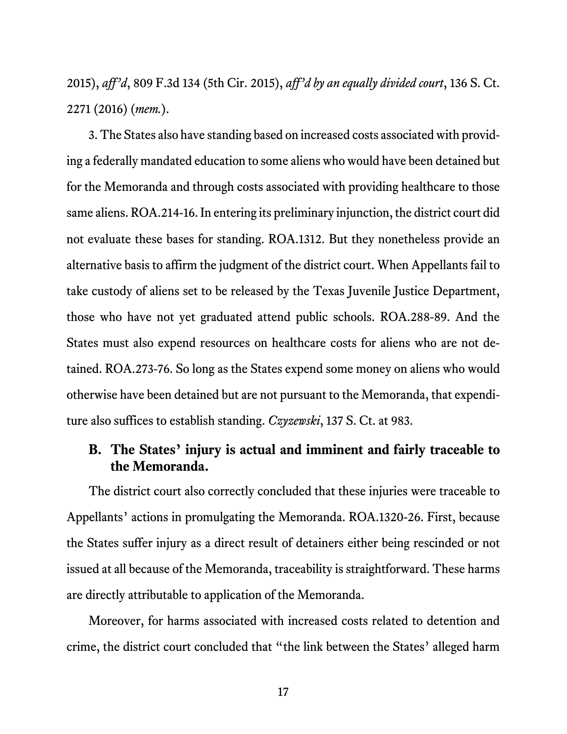2015), *aff'd*, 809 F.3d 134 (5th Cir. 2015), *aff'd by an equally divided court*, 136 S. Ct. 2271 (2016) (*mem.*).

3. The States also have standing based on increased costs associated with providing a federally mandated education to some aliens who would have been detained but for the Memoranda and through costs associated with providing healthcare to those same aliens. ROA.214-16. In entering its preliminary injunction, the district court did not evaluate these bases for standing. ROA.1312. But they nonetheless provide an alternative basis to affirm the judgment of the district court. When Appellants fail to take custody of aliens set to be released by the Texas Juvenile Justice Department, those who have not yet graduated attend public schools. ROA.288-89. And the States must also expend resources on healthcare costs for aliens who are not detained. ROA.273-76. So long as the States expend some money on aliens who would otherwise have been detained but are not pursuant to the Memoranda, that expenditure also suffices to establish standing. *Czyzewski*, 137 S. Ct. at 983.

## B. The States' injury is actual and imminent and fairly traceable to the Memoranda.

The district court also correctly concluded that these injuries were traceable to Appellants' actions in promulgating the Memoranda. ROA.1320-26. First, because the States suffer injury as a direct result of detainers either being rescinded or not issued at all because of the Memoranda, traceability is straightforward. These harms are directly attributable to application of the Memoranda.

Moreover, for harms associated with increased costs related to detention and crime, the district court concluded that "the link between the States' alleged harm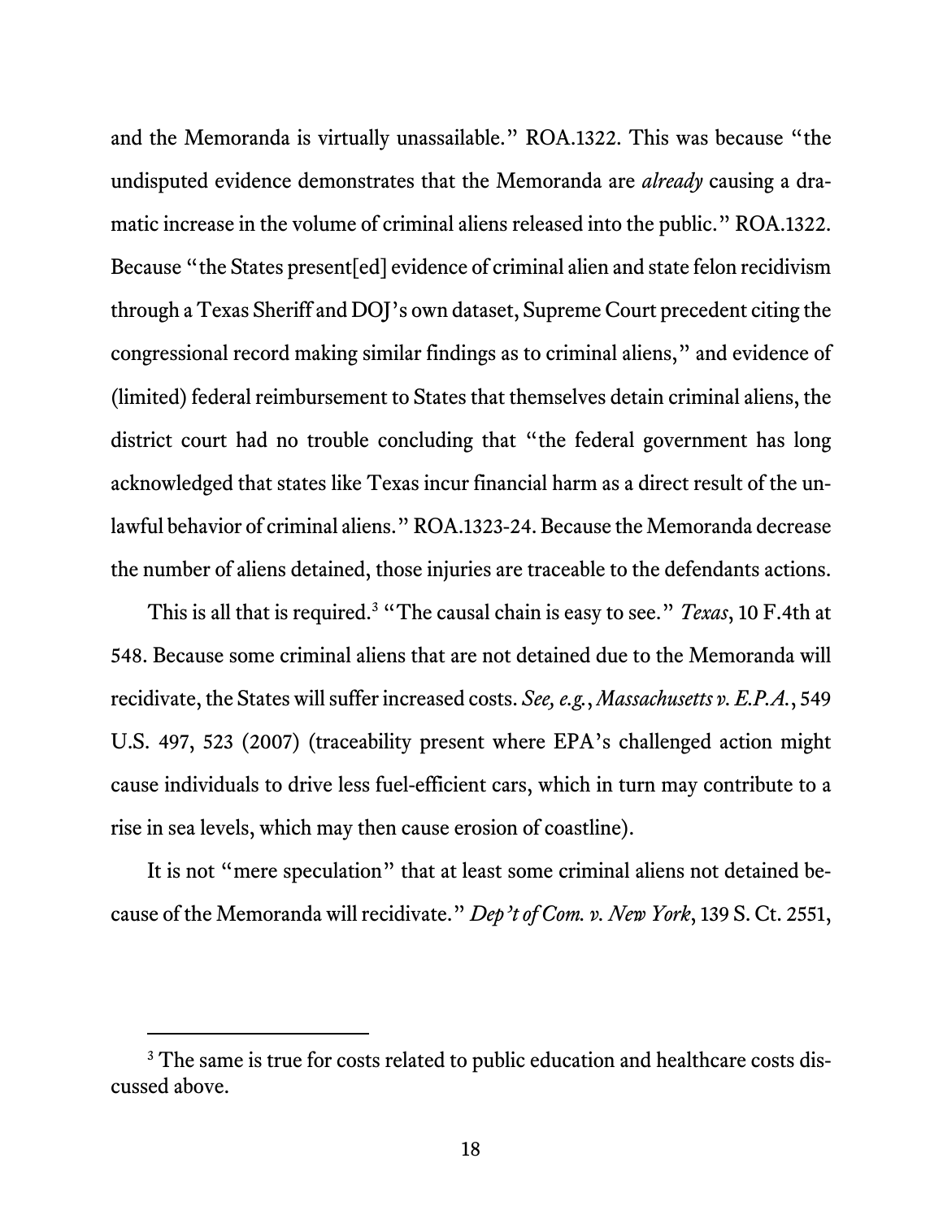and the Memoranda is virtually unassailable." ROA.1322. This was because "the undisputed evidence demonstrates that the Memoranda are *already* causing a dramatic increase in the volume of criminal aliens released into the public." ROA.1322. Because "the States present[ed] evidence of criminal alien and state felon recidivism through a Texas Sheriff and DOJ's own dataset, Supreme Court precedent citing the congressional record making similar findings as to criminal aliens," and evidence of (limited) federal reimbursement to States that themselves detain criminal aliens, the district court had no trouble concluding that "the federal government has long acknowledged that states like Texas incur financial harm as a direct result of the unlawful behavior of criminal aliens." ROA.1323-24. Because the Memoranda decrease the number of aliens detained, those injuries are traceable to the defendants actions.

This is all that is required.[3] "The causal chain is easy to see." *Texas*, 10 F.4th at 548. Because some criminal aliens that are not detained due to the Memoranda will recidivate, the States will suffer increased costs. *See, e.g.*, *Massachusetts v. E.P.A.*, 549 U.S. 497, 523 (2007) (traceability present where EPA's challenged action might cause individuals to drive less fuel-efficient cars, which in turn may contribute to a rise in sea levels, which may then cause erosion of coastline).

It is not "mere speculation" that at least some criminal aliens not detained because of the Memoranda will recidivate." *Dep't of Com. v. New York*, 139 S. Ct. 2551,

[3] The same is true for costs related to public education and healthcare costs discussed above.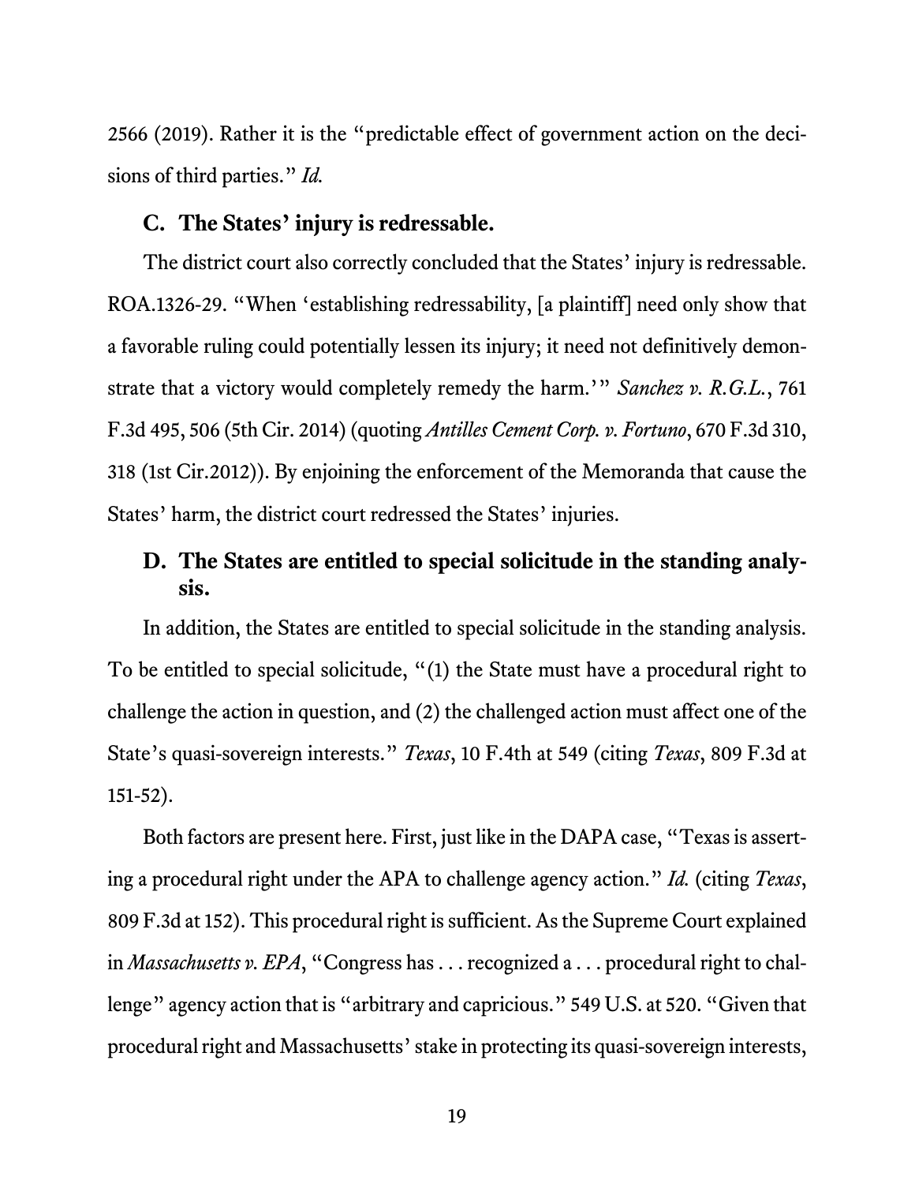2566 (2019). Rather it is the "predictable effect of government action on the decisions of third parties." *Id.*

### C. The States' injury is redressable.

The district court also correctly concluded that the States' injury is redressable. ROA.1326-29. "When 'establishing redressability, [a plaintiff] need only show that a favorable ruling could potentially lessen its injury; it need not definitively demonstrate that a victory would completely remedy the harm.'" *Sanchez v. R.G.L.*, 761 F.3d 495, 506 (5th Cir. 2014) (quoting *Antilles Cement Corp. v. Fortuno*, 670 F.3d 310, 318 (1st Cir.2012)). By enjoining the enforcement of the Memoranda that cause the States' harm, the district court redressed the States' injuries.

### D. The States are entitled to special solicitude in the standing analysis.

In addition, the States are entitled to special solicitude in the standing analysis. To be entitled to special solicitude, "(1) the State must have a procedural right to challenge the action in question, and (2) the challenged action must affect one of the State's quasi-sovereign interests." *Texas*, 10 F.4th at 549 (citing *Texas*, 809 F.3d at 151-52).

Both factors are present here. First, just like in the DAPA case, "Texas is asserting a procedural right under the APA to challenge agency action." *Id.* (citing *Texas*, 809 F.3d at 152). This procedural right is sufficient. As the Supreme Court explained in *Massachusetts v. EPA*, "Congress has . . . recognized a . . . procedural right to challenge" agency action that is "arbitrary and capricious." 549 U.S. at 520. "Given that procedural right and Massachusetts' stake in protecting its quasi-sovereign interests,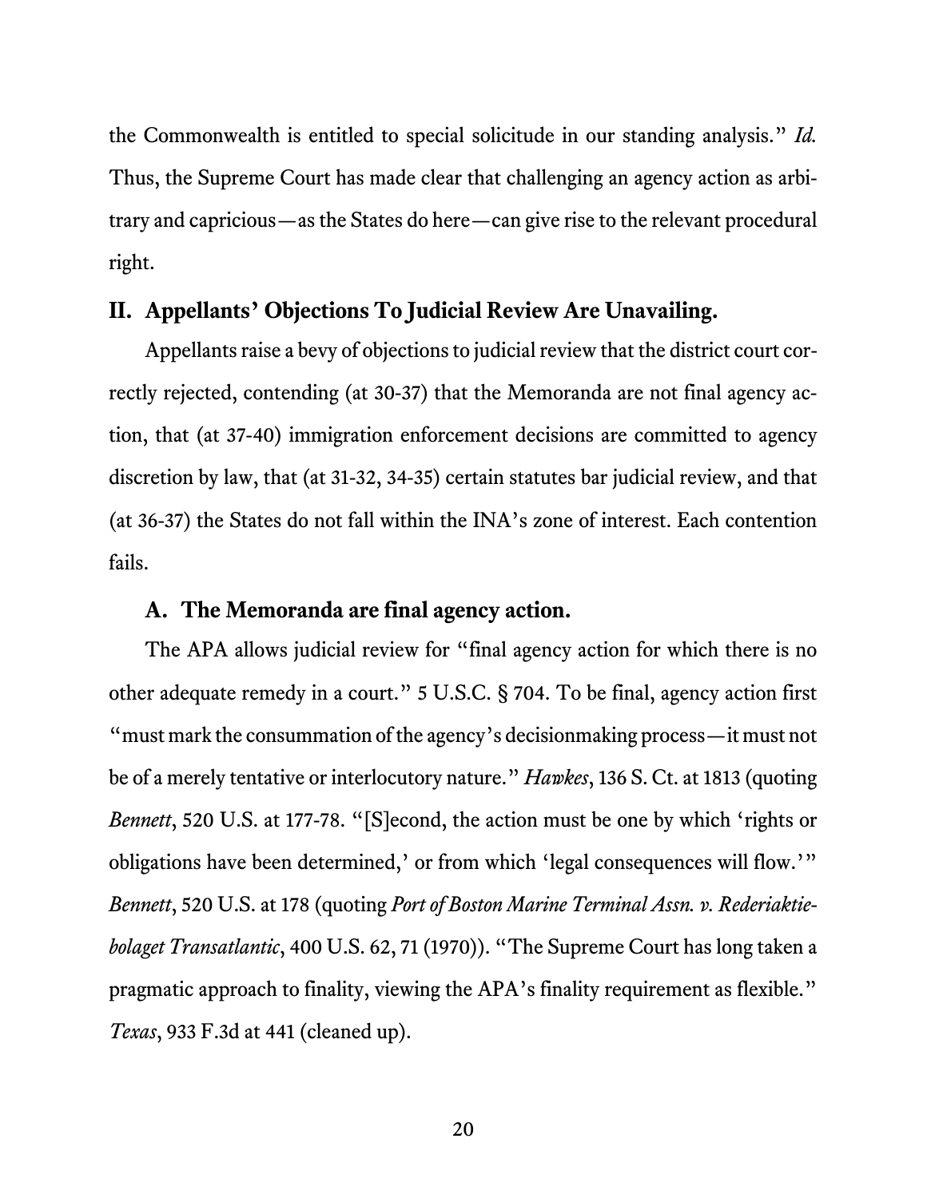the Commonwealth is entitled to special solicitude in our standing analysis." *Id.* Thus, the Supreme Court has made clear that challenging an agency action as arbitrary and capricious—as the States do here—can give rise to the relevant procedural right.

## II. Appellants' Objections To Judicial Review Are Unavailing.

Appellants raise a bevy of objections to judicial review that the district court correctly rejected, contending (at 30-37) that the Memoranda are not final agency action, that (at 37-40) immigration enforcement decisions are committed to agency discretion by law, that (at 31-32, 34-35) certain statutes bar judicial review, and that (at 36-37) the States do not fall within the INA's zone of interest. Each contention fails.

### A. The Memoranda are final agency action.

The APA allows judicial review for "final agency action for which there is no other adequate remedy in a court." 5 U.S.C. § 704. To be final, agency action first "must mark the consummation of the agency's decisionmaking process—it must not be of a merely tentative or interlocutory nature." *Hawkes*, 136 S. Ct. at 1813 (quoting *Bennett*, 520 U.S. at 177-78. "[S]econd, the action must be one by which 'rights or obligations have been determined,' or from which 'legal consequences will flow.'" *Bennett*, 520 U.S. at 178 (quoting *Port of Boston Marine Terminal Assn. v. Rederiaktiebolaget Transatlantic*, 400 U.S. 62, 71 (1970)). "The Supreme Court has long taken a pragmatic approach to finality, viewing the APA's finality requirement as flexible." *Texas*, 933 F.3d at 441 (cleaned up).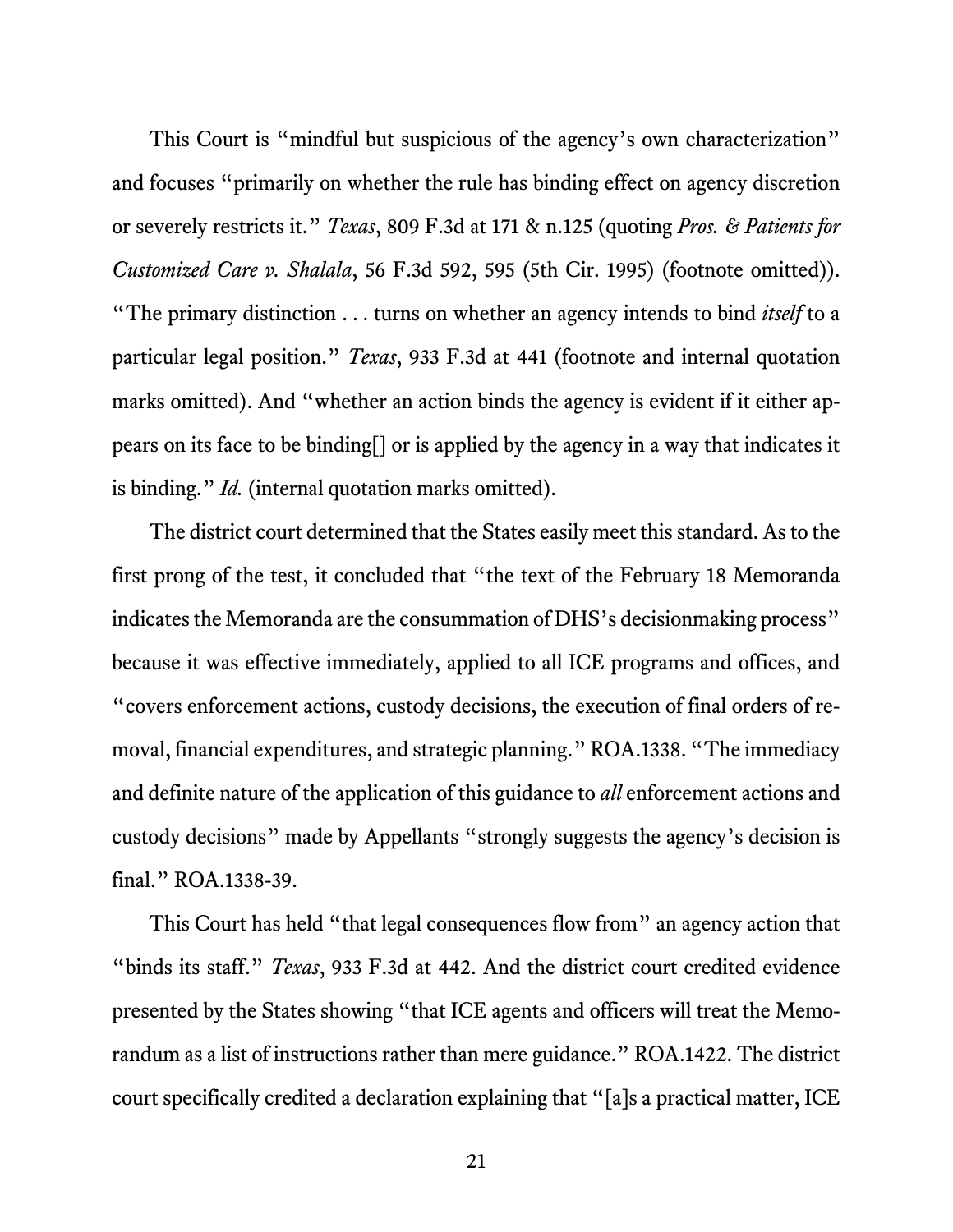This Court is "mindful but suspicious of the agency's own characterization" and focuses "primarily on whether the rule has binding effect on agency discretion or severely restricts it." *Texas*, 809 F.3d at 171 & n.125 (quoting *Pros. & Patients for Customized Care v. Shalala*, 56 F.3d 592, 595 (5th Cir. 1995) (footnote omitted)). "The primary distinction . . . turns on whether an agency intends to bind *itself* to a particular legal position." *Texas*, 933 F.3d at 441 (footnote and internal quotation marks omitted). And "whether an action binds the agency is evident if it either appears on its face to be binding[] or is applied by the agency in a way that indicates it is binding." *Id.* (internal quotation marks omitted).

The district court determined that the States easily meet this standard. As to the first prong of the test, it concluded that "the text of the February 18 Memoranda indicates the Memoranda are the consummation of DHS's decisionmaking process" because it was effective immediately, applied to all ICE programs and offices, and "covers enforcement actions, custody decisions, the execution of final orders of removal, financial expenditures, and strategic planning." ROA.1338. "The immediacy and definite nature of the application of this guidance to *all* enforcement actions and custody decisions" made by Appellants "strongly suggests the agency's decision is final." ROA.1338-39.

This Court has held "that legal consequences flow from" an agency action that "binds its staff." *Texas*, 933 F.3d at 442. And the district court credited evidence presented by the States showing "that ICE agents and officers will treat the Memorandum as a list of instructions rather than mere guidance." ROA.1422. The district court specifically credited a declaration explaining that "[a]s a practical matter, ICE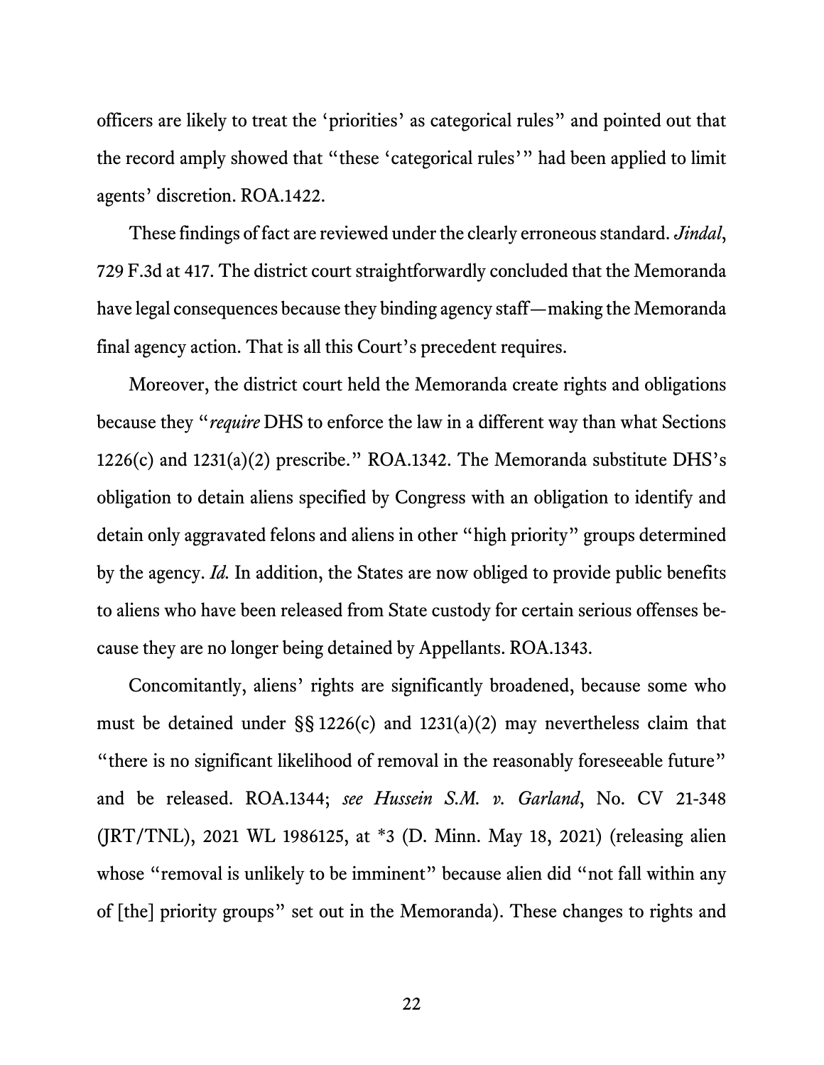officers are likely to treat the 'priorities' as categorical rules" and pointed out that the record amply showed that "these 'categorical rules'" had been applied to limit agents' discretion. ROA.1422.

These findings of fact are reviewed under the clearly erroneous standard. *Jindal*, 729 F.3d at 417. The district court straightforwardly concluded that the Memoranda have legal consequences because they binding agency staff—making the Memoranda final agency action. That is all this Court's precedent requires.

Moreover, the district court held the Memoranda create rights and obligations because they "*require* DHS to enforce the law in a different way than what Sections 1226(c) and 1231(a)(2) prescribe." ROA.1342. The Memoranda substitute DHS's obligation to detain aliens specified by Congress with an obligation to identify and detain only aggravated felons and aliens in other "high priority" groups determined by the agency. *Id.* In addition, the States are now obliged to provide public benefits to aliens who have been released from State custody for certain serious offenses because they are no longer being detained by Appellants. ROA.1343.

Concomitantly, aliens' rights are significantly broadened, because some who must be detained under §§ 1226(c) and 1231(a)(2) may nevertheless claim that "there is no significant likelihood of removal in the reasonably foreseeable future" and be released. ROA.1344; *see Hussein S.M. v. Garland*, No. CV 21-348 (JRT/TNL), 2021 WL 1986125, at *3 (D. Minn. May 18, 2021) (releasing alien whose "removal is unlikely to be imminent" because alien did "not fall within any of [the] priority groups" set out in the Memoranda). These changes to rights and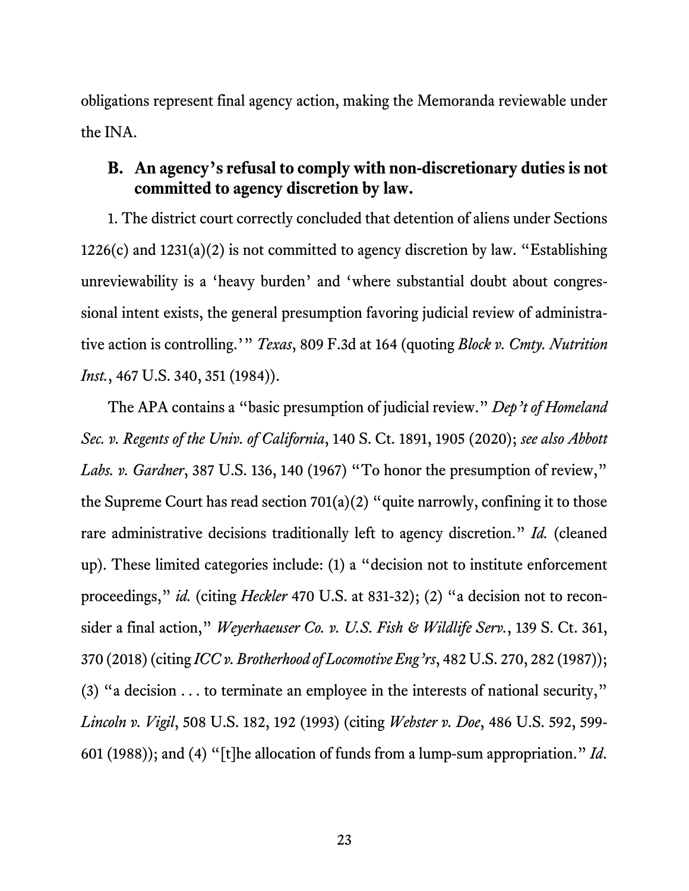obligations represent final agency action, making the Memoranda reviewable under the INA.

### B. An agency's refusal to comply with non-discretionary duties is not committed to agency discretion by law.

1. The district court correctly concluded that detention of aliens under Sections 1226(c) and 1231(a)(2) is not committed to agency discretion by law. "Establishing unreviewability is a 'heavy burden' and 'where substantial doubt about congressional intent exists, the general presumption favoring judicial review of administrative action is controlling.'" *Texas*, 809 F.3d at 164 (quoting *Block v. Cmty. Nutrition Inst.*, 467 U.S. 340, 351 (1984)).

The APA contains a "basic presumption of judicial review." *Dep't of Homeland Sec. v. Regents of the Univ. of California*, 140 S. Ct. 1891, 1905 (2020); *see also Abbott Labs. v. Gardner*, 387 U.S. 136, 140 (1967) "To honor the presumption of review," the Supreme Court has read section 701(a)(2) "quite narrowly, confining it to those rare administrative decisions traditionally left to agency discretion." *Id.* (cleaned up). These limited categories include: (1) a "decision not to institute enforcement proceedings," *id.* (citing *Heckler* 470 U.S. at 831-32); (2) "a decision not to reconsider a final action," *Weyerhaeuser Co. v. U.S. Fish & Wildlife Serv.*, 139 S. Ct. 361, 370 (2018) (citing *ICC v. Brotherhood of Locomotive Eng'rs*, 482 U.S. 270, 282 (1987)); (3) "a decision . . . to terminate an employee in the interests of national security," *Lincoln v. Vigil*, 508 U.S. 182, 192 (1993) (citing *Webster v. Doe*, 486 U.S. 592, 599-601 (1988)); and (4) "[t]he allocation of funds from a lump-sum appropriation." *Id.*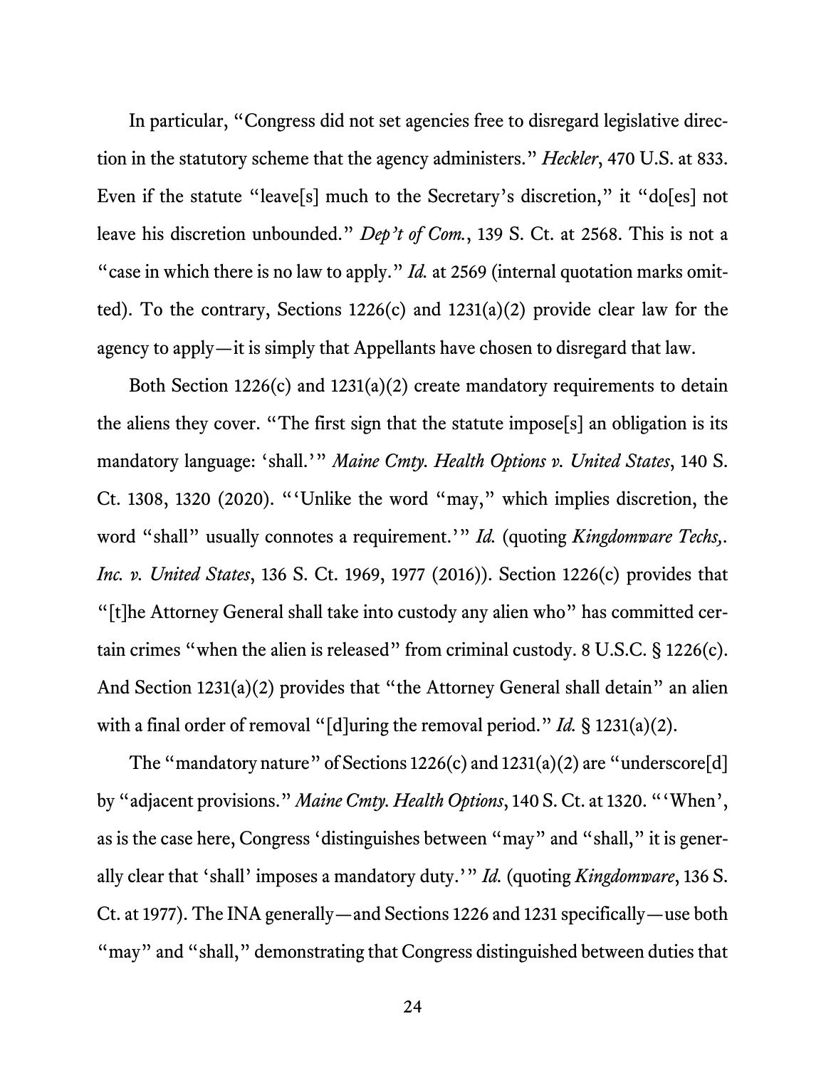In particular, "Congress did not set agencies free to disregard legislative direction in the statutory scheme that the agency administers." *Heckler*, 470 U.S. at 833. Even if the statute "leave[s] much to the Secretary's discretion," it "do[es] not leave his discretion unbounded." *Dep't of Com.*, 139 S. Ct. at 2568. This is not a "case in which there is no law to apply." *Id.* at 2569 (internal quotation marks omitted). To the contrary, Sections 1226(c) and 1231(a)(2) provide clear law for the agency to apply—it is simply that Appellants have chosen to disregard that law.

Both Section 1226(c) and 1231(a)(2) create mandatory requirements to detain the aliens they cover. "The first sign that the statute impose[s] an obligation is its mandatory language: 'shall.'" *Maine Cmty. Health Options v. United States*, 140 S. Ct. 1308, 1320 (2020). "'Unlike the word "may," which implies discretion, the word "shall" usually connotes a requirement.'" *Id.* (quoting *Kingdomware Techs,. Inc. v. United States*, 136 S. Ct. 1969, 1977 (2016)). Section 1226(c) provides that "[t]he Attorney General shall take into custody any alien who" has committed certain crimes "when the alien is released" from criminal custody. 8 U.S.C. § 1226(c). And Section 1231(a)(2) provides that "the Attorney General shall detain" an alien with a final order of removal "[d]uring the removal period." *Id.* § 1231(a)(2).

The "mandatory nature" of Sections 1226(c) and 1231(a)(2) are "underscore[d] by "adjacent provisions." *Maine Cmty. Health Options*, 140 S. Ct. at 1320. "'When', as is the case here, Congress 'distinguishes between "may" and "shall," it is generally clear that 'shall' imposes a mandatory duty.'" *Id.* (quoting *Kingdomware*, 136 S. Ct. at 1977). The INA generally—and Sections 1226 and 1231 specifically—use both "may" and "shall," demonstrating that Congress distinguished between duties that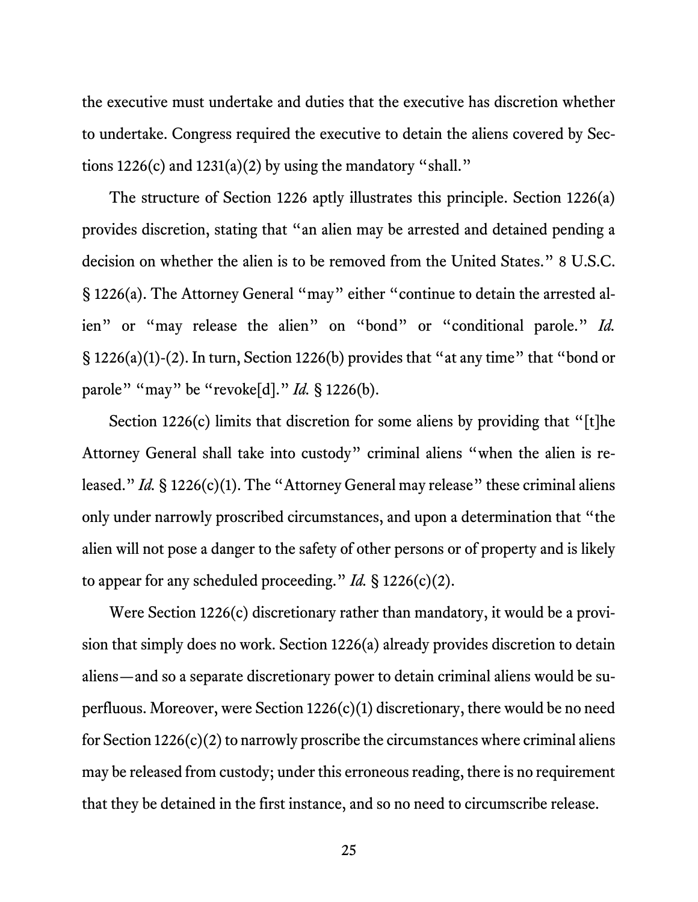the executive must undertake and duties that the executive has discretion whether to undertake. Congress required the executive to detain the aliens covered by Sections 1226(c) and 1231(a)(2) by using the mandatory "shall."

The structure of Section 1226 aptly illustrates this principle. Section 1226(a) provides discretion, stating that "an alien may be arrested and detained pending a decision on whether the alien is to be removed from the United States." 8 U.S.C. § 1226(a). The Attorney General "may" either "continue to detain the arrested alien" or "may release the alien" on "bond" or "conditional parole." *Id.* § 1226(a)(1)-(2). In turn, Section 1226(b) provides that "at any time" that "bond or parole" "may" be "revoke[d]." *Id.* § 1226(b).

Section 1226(c) limits that discretion for some aliens by providing that "[t]he Attorney General shall take into custody" criminal aliens "when the alien is released." *Id.* § 1226(c)(1). The "Attorney General may release" these criminal aliens only under narrowly proscribed circumstances, and upon a determination that "the alien will not pose a danger to the safety of other persons or of property and is likely to appear for any scheduled proceeding." *Id.* § 1226(c)(2).

Were Section 1226(c) discretionary rather than mandatory, it would be a provision that simply does no work. Section 1226(a) already provides discretion to detain aliens—and so a separate discretionary power to detain criminal aliens would be superfluous. Moreover, were Section 1226(c)(1) discretionary, there would be no need for Section 1226(c)(2) to narrowly proscribe the circumstances where criminal aliens may be released from custody; under this erroneous reading, there is no requirement that they be detained in the first instance, and so no need to circumscribe release.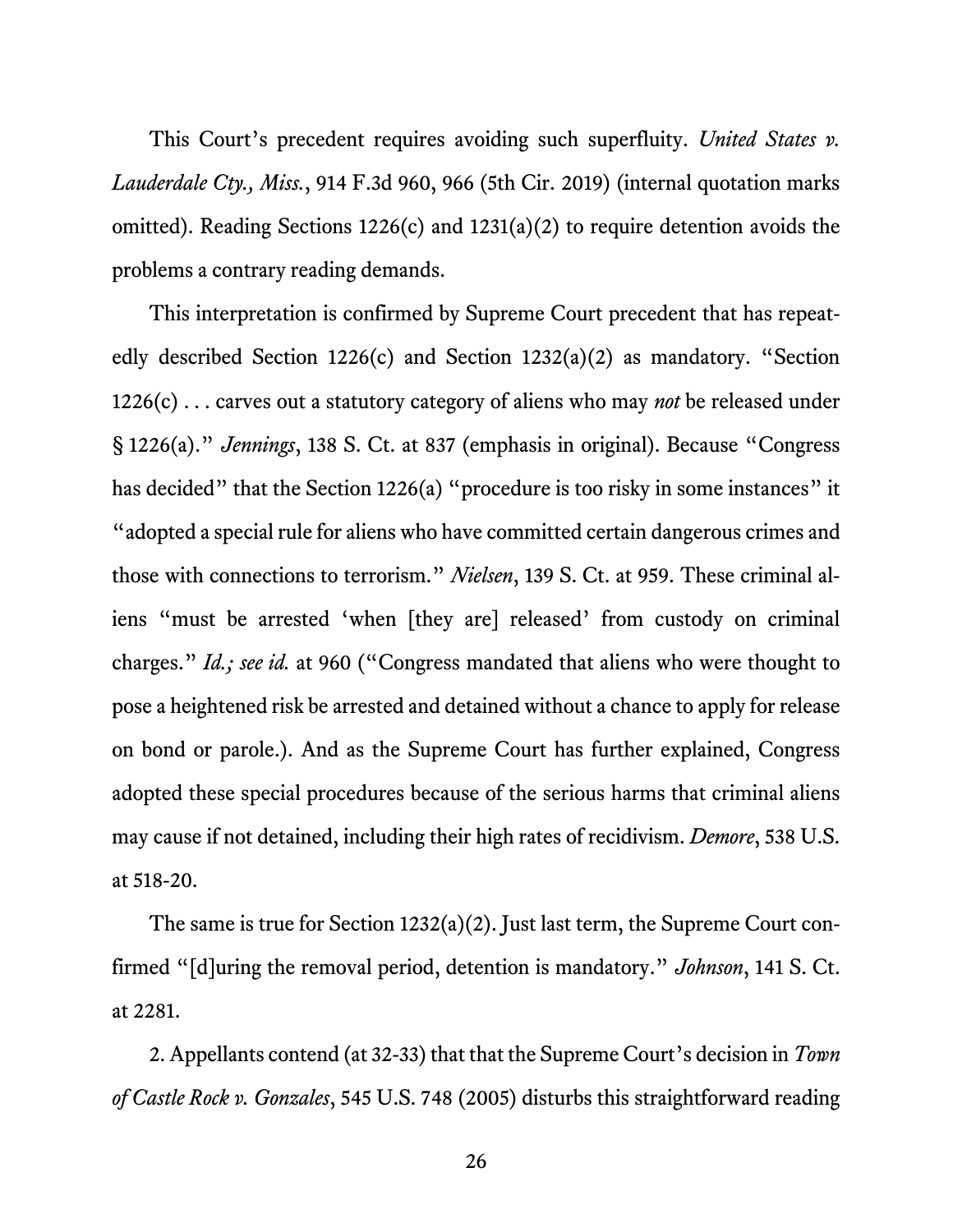This Court's precedent requires avoiding such superfluity. *United States v. Lauderdale Cty., Miss.*, 914 F.3d 960, 966 (5th Cir. 2019) (internal quotation marks omitted). Reading Sections 1226(c) and 1231(a)(2) to require detention avoids the problems a contrary reading demands.

This interpretation is confirmed by Supreme Court precedent that has repeatedly described Section 1226(c) and Section 1232(a)(2) as mandatory. "Section 1226(c) . . . carves out a statutory category of aliens who may *not* be released under § 1226(a)." *Jennings*, 138 S. Ct. at 837 (emphasis in original). Because "Congress has decided" that the Section 1226(a) "procedure is too risky in some instances" it "adopted a special rule for aliens who have committed certain dangerous crimes and those with connections to terrorism." *Nielsen*, 139 S. Ct. at 959. These criminal aliens "must be arrested 'when [they are] released' from custody on criminal charges." *Id.; see id.* at 960 ("Congress mandated that aliens who were thought to pose a heightened risk be arrested and detained without a chance to apply for release on bond or parole.). And as the Supreme Court has further explained, Congress adopted these special procedures because of the serious harms that criminal aliens may cause if not detained, including their high rates of recidivism. *Demore*, 538 U.S. at 518-20.

The same is true for Section 1232(a)(2). Just last term, the Supreme Court confirmed "[d]uring the removal period, detention is mandatory." *Johnson*, 141 S. Ct. at 2281.

2. Appellants contend (at 32-33) that that the Supreme Court's decision in *Town of Castle Rock v. Gonzales*, 545 U.S. 748 (2005) disturbs this straightforward reading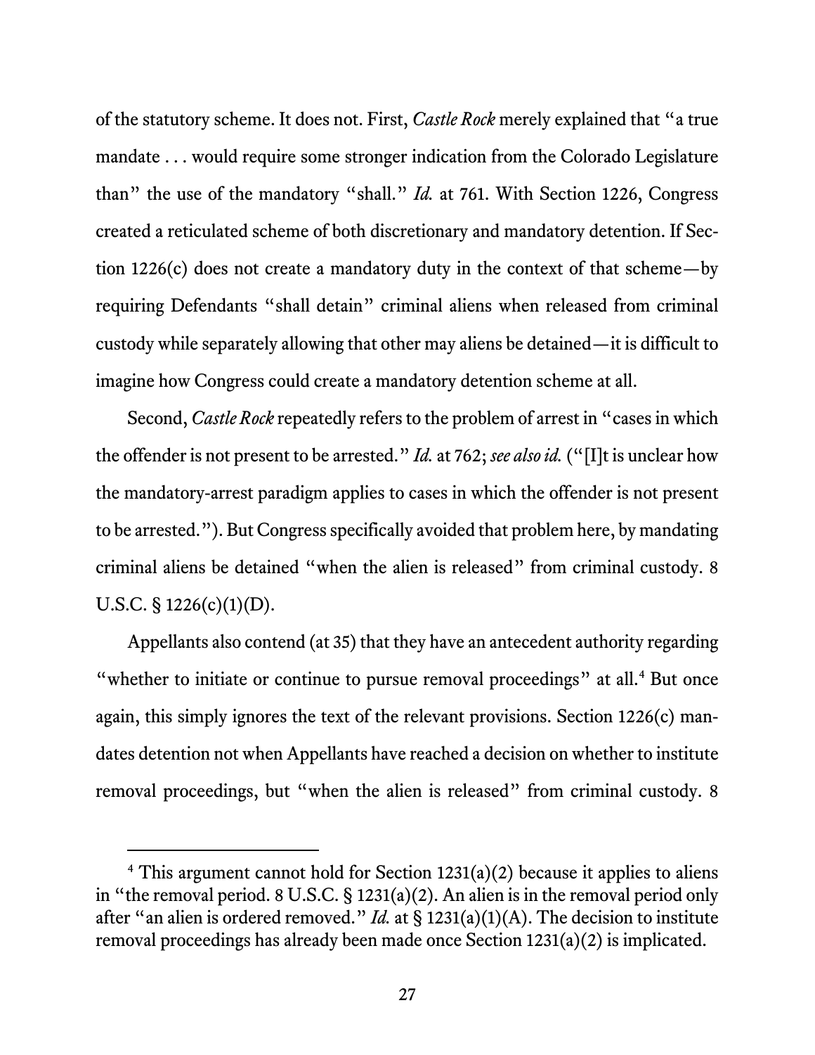of the statutory scheme. It does not. First, *Castle Rock* merely explained that "a true mandate . . . would require some stronger indication from the Colorado Legislature than" the use of the mandatory "shall." *Id.* at 761. With Section 1226, Congress created a reticulated scheme of both discretionary and mandatory detention. If Section 1226(c) does not create a mandatory duty in the context of that scheme—by requiring Defendants "shall detain" criminal aliens when released from criminal custody while separately allowing that other may aliens be detained—it is difficult to imagine how Congress could create a mandatory detention scheme at all.

Second, *Castle Rock* repeatedly refers to the problem of arrest in "cases in which the offender is not present to be arrested." *Id.* at 762; *see also id.* ("[I]t is unclear how the mandatory-arrest paradigm applies to cases in which the offender is not present to be arrested."). But Congress specifically avoided that problem here, by mandating criminal aliens be detained "when the alien is released" from criminal custody. 8 U.S.C. § 1226(c)(1)(D).

Appellants also contend (at 35) that they have an antecedent authority regarding "whether to initiate or continue to pursue removal proceedings" at all.[4] But once again, this simply ignores the text of the relevant provisions. Section 1226(c) mandates detention not when Appellants have reached a decision on whether to institute removal proceedings, but "when the alien is released" from criminal custody. 8

[4] This argument cannot hold for Section 1231(a)(2) because it applies to aliens in "the removal period. 8 U.S.C. § 1231(a)(2). An alien is in the removal period only after "an alien is ordered removed." *Id.* at § 1231(a)(1)(A). The decision to institute removal proceedings has already been made once Section 1231(a)(2) is implicated.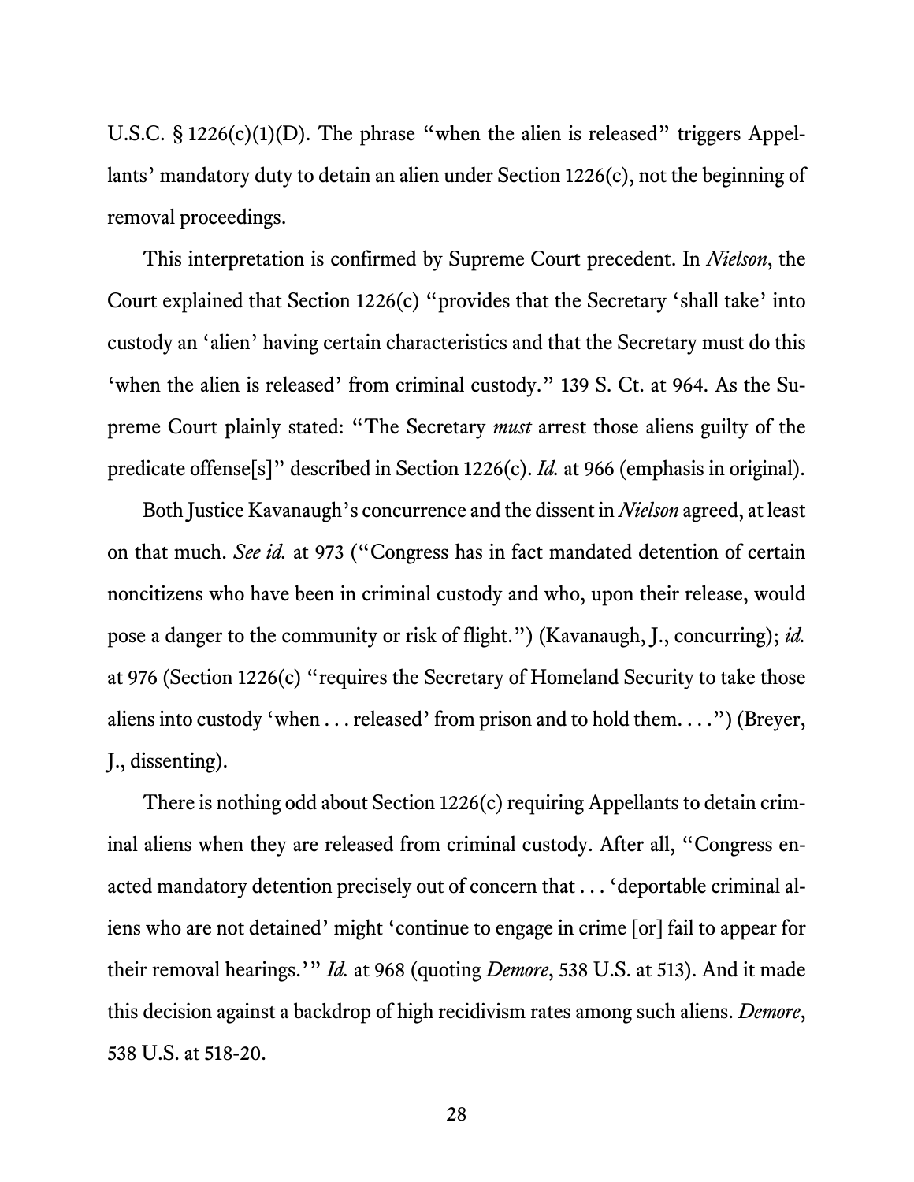U.S.C. § 1226(c)(1)(D). The phrase "when the alien is released" triggers Appellants' mandatory duty to detain an alien under Section 1226(c), not the beginning of removal proceedings.

This interpretation is confirmed by Supreme Court precedent. In *Nielson*, the Court explained that Section 1226(c) "provides that the Secretary 'shall take' into custody an 'alien' having certain characteristics and that the Secretary must do this 'when the alien is released' from criminal custody." 139 S. Ct. at 964. As the Supreme Court plainly stated: "The Secretary *must* arrest those aliens guilty of the predicate offense[s]" described in Section 1226(c). *Id.* at 966 (emphasis in original).

Both Justice Kavanaugh's concurrence and the dissent in *Nielson* agreed, at least on that much. *See id.* at 973 ("Congress has in fact mandated detention of certain noncitizens who have been in criminal custody and who, upon their release, would pose a danger to the community or risk of flight.") (Kavanaugh, J., concurring); *id.* at 976 (Section 1226(c) "requires the Secretary of Homeland Security to take those aliens into custody 'when . . . released' from prison and to hold them. . . .") (Breyer, J., dissenting).

There is nothing odd about Section 1226(c) requiring Appellants to detain criminal aliens when they are released from criminal custody. After all, "Congress enacted mandatory detention precisely out of concern that . . . 'deportable criminal aliens who are not detained' might 'continue to engage in crime [or] fail to appear for their removal hearings.'" *Id.* at 968 (quoting *Demore*, 538 U.S. at 513). And it made this decision against a backdrop of high recidivism rates among such aliens. *Demore*, 538 U.S. at 518-20.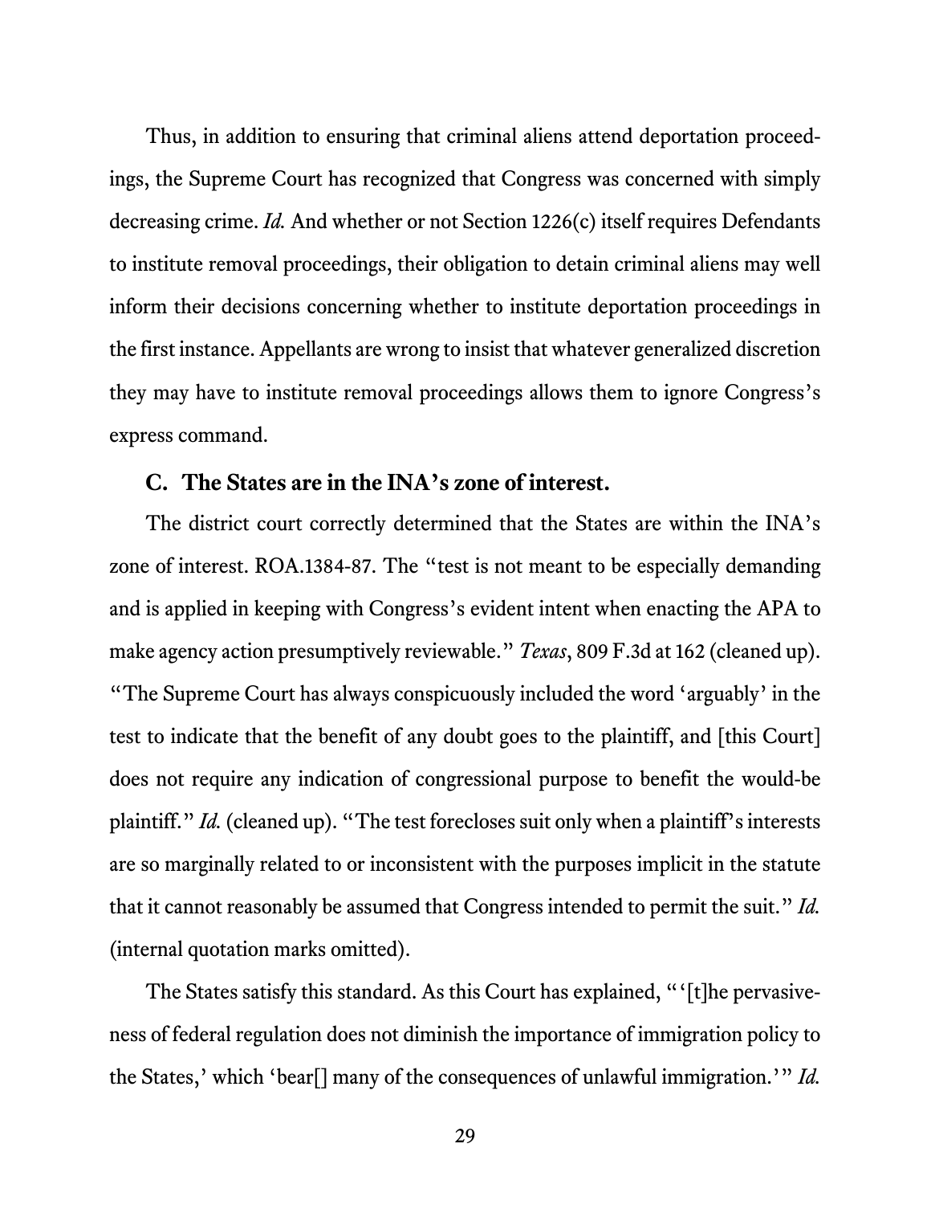Thus, in addition to ensuring that criminal aliens attend deportation proceedings, the Supreme Court has recognized that Congress was concerned with simply decreasing crime. *Id.* And whether or not Section 1226(c) itself requires Defendants to institute removal proceedings, their obligation to detain criminal aliens may well inform their decisions concerning whether to institute deportation proceedings in the first instance. Appellants are wrong to insist that whatever generalized discretion they may have to institute removal proceedings allows them to ignore Congress's express command.

### C. The States are in the INA's zone of interest.

The district court correctly determined that the States are within the INA's zone of interest. ROA.1384-87. The "test is not meant to be especially demanding and is applied in keeping with Congress's evident intent when enacting the APA to make agency action presumptively reviewable." *Texas*, 809 F.3d at 162 (cleaned up). "The Supreme Court has always conspicuously included the word 'arguably' in the test to indicate that the benefit of any doubt goes to the plaintiff, and [this Court] does not require any indication of congressional purpose to benefit the would-be plaintiff." *Id.* (cleaned up). "The test forecloses suit only when a plaintiff's interests are so marginally related to or inconsistent with the purposes implicit in the statute that it cannot reasonably be assumed that Congress intended to permit the suit." *Id.* (internal quotation marks omitted).

The States satisfy this standard. As this Court has explained, "'[t]he pervasiveness of federal regulation does not diminish the importance of immigration policy to the States,' which 'bear[] many of the consequences of unlawful immigration.'" *Id.*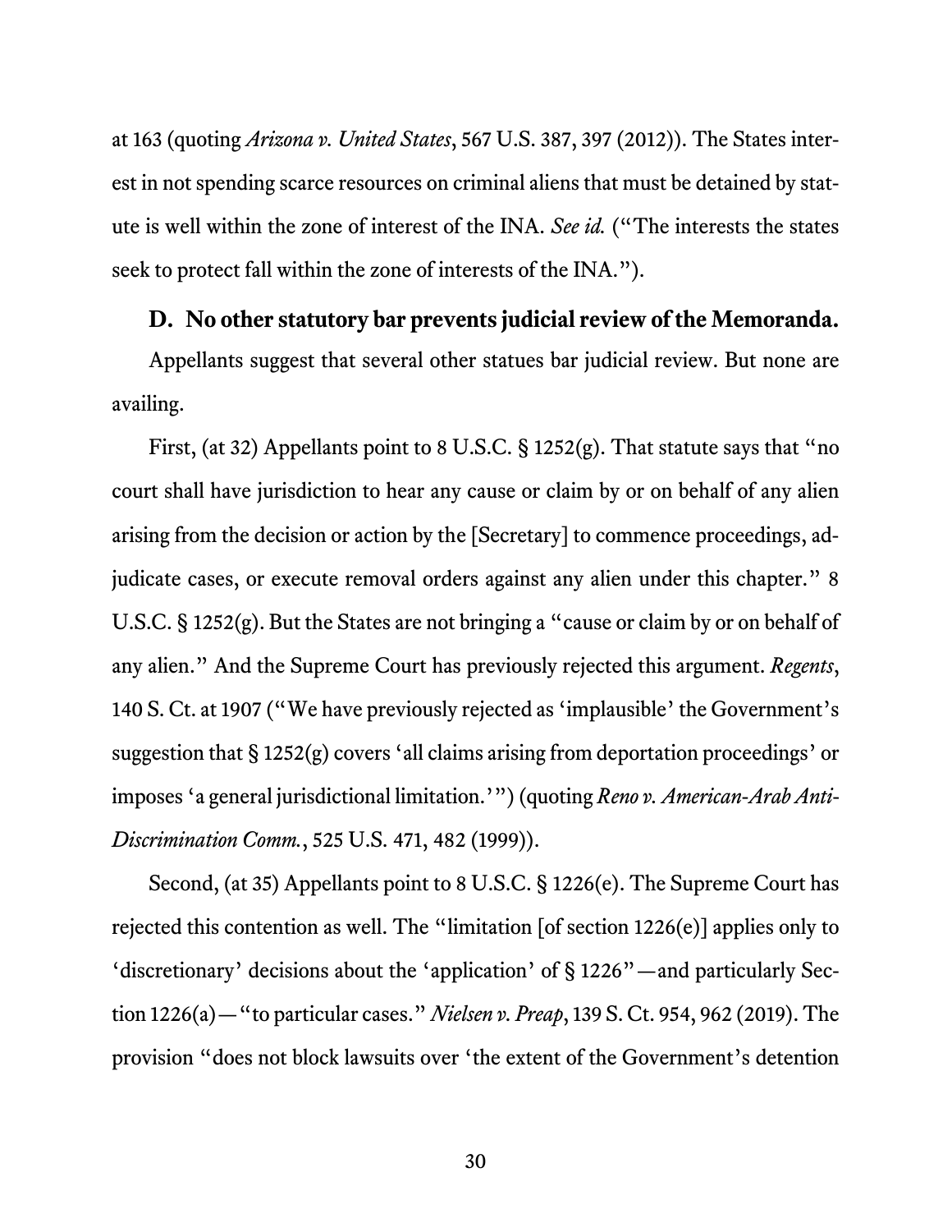at 163 (quoting *Arizona v. United States*, 567 U.S. 387, 397 (2012)). The States interest in not spending scarce resources on criminal aliens that must be detained by statute is well within the zone of interest of the INA. *See id.* ("The interests the states seek to protect fall within the zone of interests of the INA.").

### D. No other statutory bar prevents judicial review of the Memoranda.

Appellants suggest that several other statues bar judicial review. But none are availing.

First, (at 32) Appellants point to 8 U.S.C. § 1252(g). That statute says that "no court shall have jurisdiction to hear any cause or claim by or on behalf of any alien arising from the decision or action by the [Secretary] to commence proceedings, adjudicate cases, or execute removal orders against any alien under this chapter." 8 U.S.C. § 1252(g). But the States are not bringing a "cause or claim by or on behalf of any alien." And the Supreme Court has previously rejected this argument. *Regents*, 140 S. Ct. at 1907 ("We have previously rejected as 'implausible' the Government's suggestion that § 1252(g) covers 'all claims arising from deportation proceedings' or imposes 'a general jurisdictional limitation.'") (quoting *Reno v. American-Arab Anti-Discrimination Comm.*, 525 U.S. 471, 482 (1999)).

Second, (at 35) Appellants point to 8 U.S.C. § 1226(e). The Supreme Court has rejected this contention as well. The "limitation [of section 1226(e)] applies only to 'discretionary' decisions about the 'application' of § 1226"—and particularly Section 1226(a)—"to particular cases." *Nielsen v. Preap*, 139 S. Ct. 954, 962 (2019). The provision "does not block lawsuits over 'the extent of the Government's detention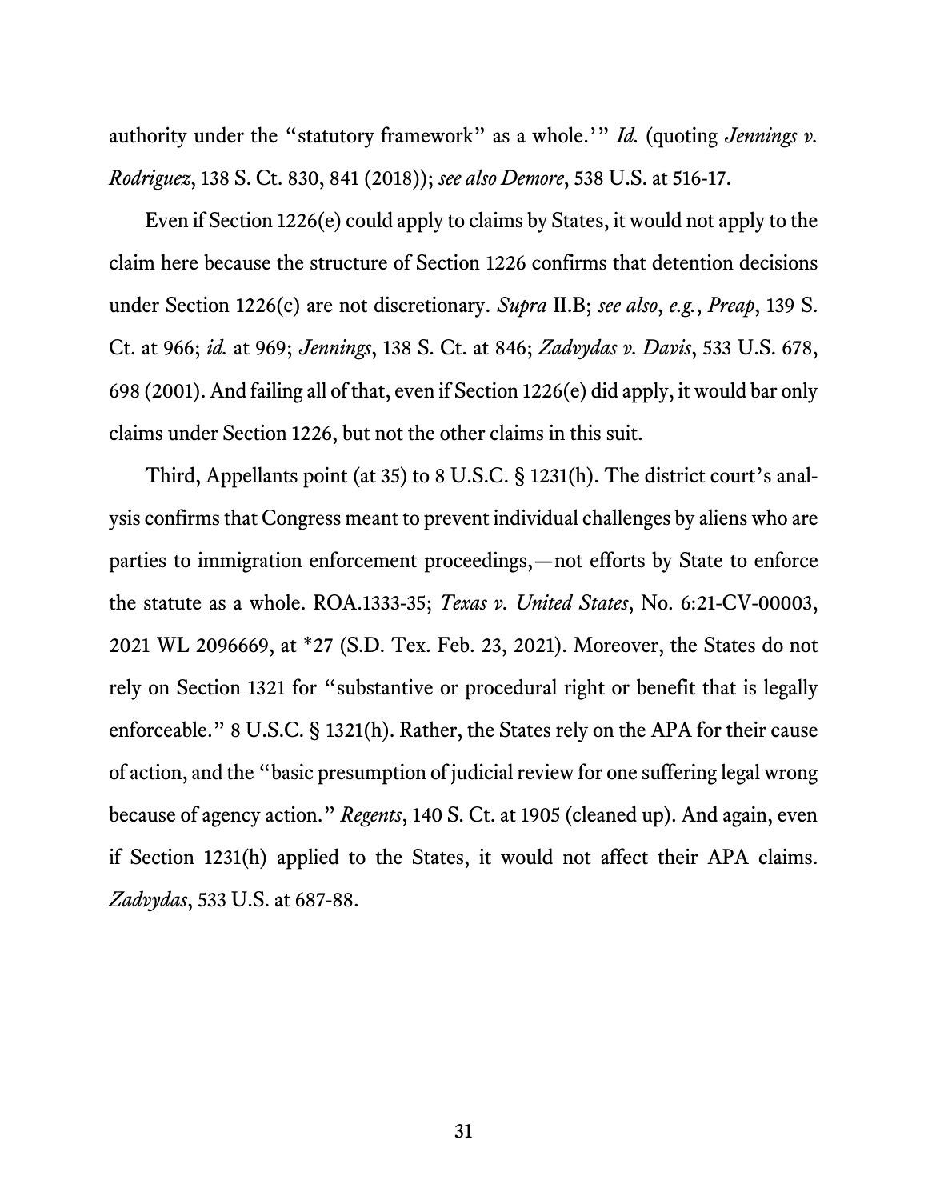authority under the "statutory framework" as a whole.'" *Id.* (quoting *Jennings v. Rodriguez*, 138 S. Ct. 830, 841 (2018)); *see also Demore*, 538 U.S. at 516-17.

Even if Section 1226(e) could apply to claims by States, it would not apply to the claim here because the structure of Section 1226 confirms that detention decisions under Section 1226(c) are not discretionary. *Supra* II.B; *see also*, *e.g.*, *Preap*, 139 S. Ct. at 966; *id.* at 969; *Jennings*, 138 S. Ct. at 846; *Zadvydas v. Davis*, 533 U.S. 678, 698 (2001). And failing all of that, even if Section 1226(e) did apply, it would bar only claims under Section 1226, but not the other claims in this suit.

Third, Appellants point (at 35) to 8 U.S.C. § 1231(h). The district court's analysis confirms that Congress meant to prevent individual challenges by aliens who are parties to immigration enforcement proceedings,—not efforts by State to enforce the statute as a whole. ROA.1333-35; *Texas v. United States*, No. 6:21-CV-00003, 2021 WL 2096669, at *27 (S.D. Tex. Feb. 23, 2021). Moreover, the States do not rely on Section 1321 for "substantive or procedural right or benefit that is legally enforceable." 8 U.S.C. § 1321(h). Rather, the States rely on the APA for their cause of action, and the "basic presumption of judicial review for one suffering legal wrong because of agency action." *Regents*, 140 S. Ct. at 1905 (cleaned up). And again, even if Section 1231(h) applied to the States, it would not affect their APA claims. *Zadvydas*, 533 U.S. at 687-88.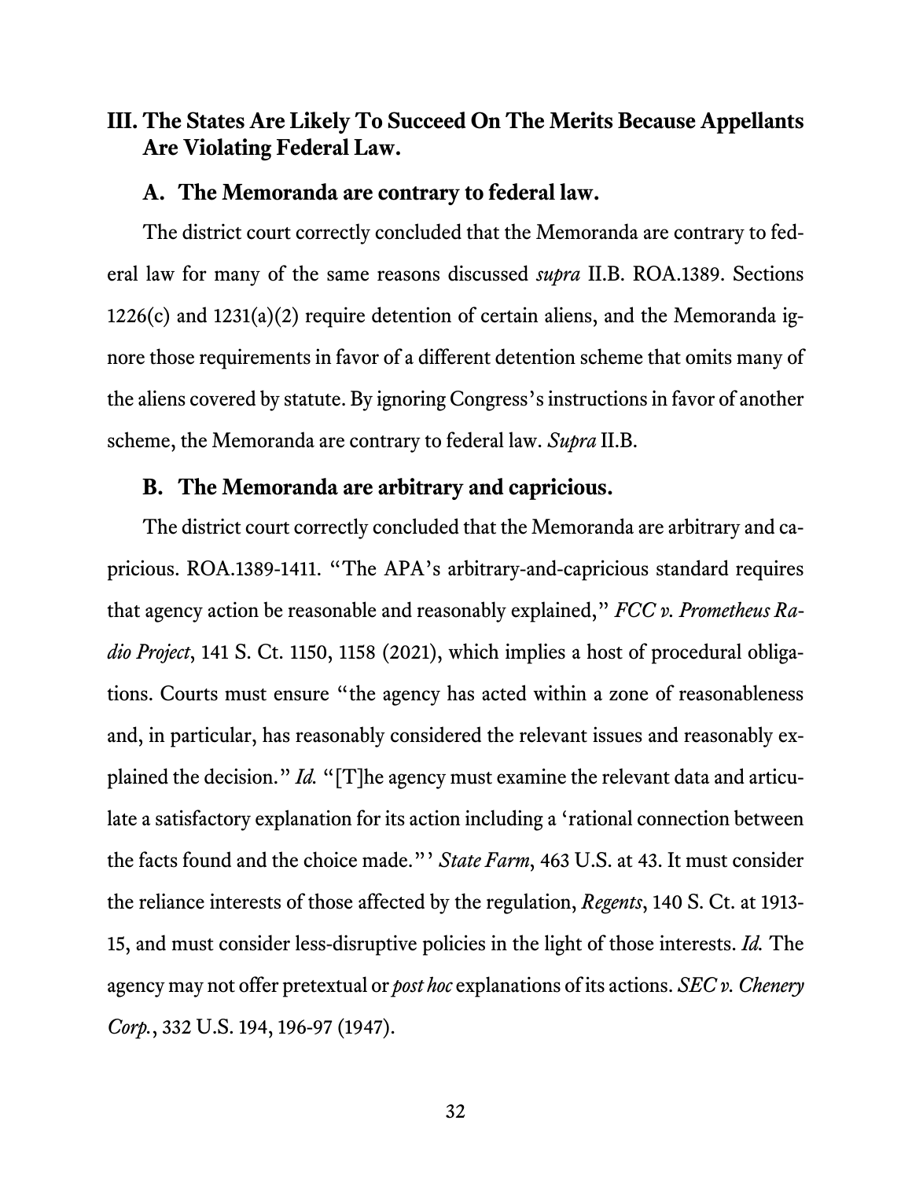## III. The States Are Likely To Succeed On The Merits Because Appellants Are Violating Federal Law.

### A. The Memoranda are contrary to federal law.

The district court correctly concluded that the Memoranda are contrary to federal law for many of the same reasons discussed *supra* II.B. ROA.1389. Sections 1226(c) and 1231(a)(2) require detention of certain aliens, and the Memoranda ignore those requirements in favor of a different detention scheme that omits many of the aliens covered by statute. By ignoring Congress's instructions in favor of another scheme, the Memoranda are contrary to federal law. *Supra* II.B.

### B. The Memoranda are arbitrary and capricious.

The district court correctly concluded that the Memoranda are arbitrary and capricious. ROA.1389-1411. "The APA's arbitrary-and-capricious standard requires that agency action be reasonable and reasonably explained," *FCC v. Prometheus Radio Project*, 141 S. Ct. 1150, 1158 (2021), which implies a host of procedural obligations. Courts must ensure "the agency has acted within a zone of reasonableness and, in particular, has reasonably considered the relevant issues and reasonably explained the decision." *Id.* "[T]he agency must examine the relevant data and articulate a satisfactory explanation for its action including a 'rational connection between the facts found and the choice made."' *State Farm*, 463 U.S. at 43. It must consider the reliance interests of those affected by the regulation, *Regents*, 140 S. Ct. at 1913-15, and must consider less-disruptive policies in the light of those interests. *Id.* The agency may not offer pretextual or *post hoc* explanations of its actions. *SEC v. Chenery Corp.*, 332 U.S. 194, 196-97 (1947).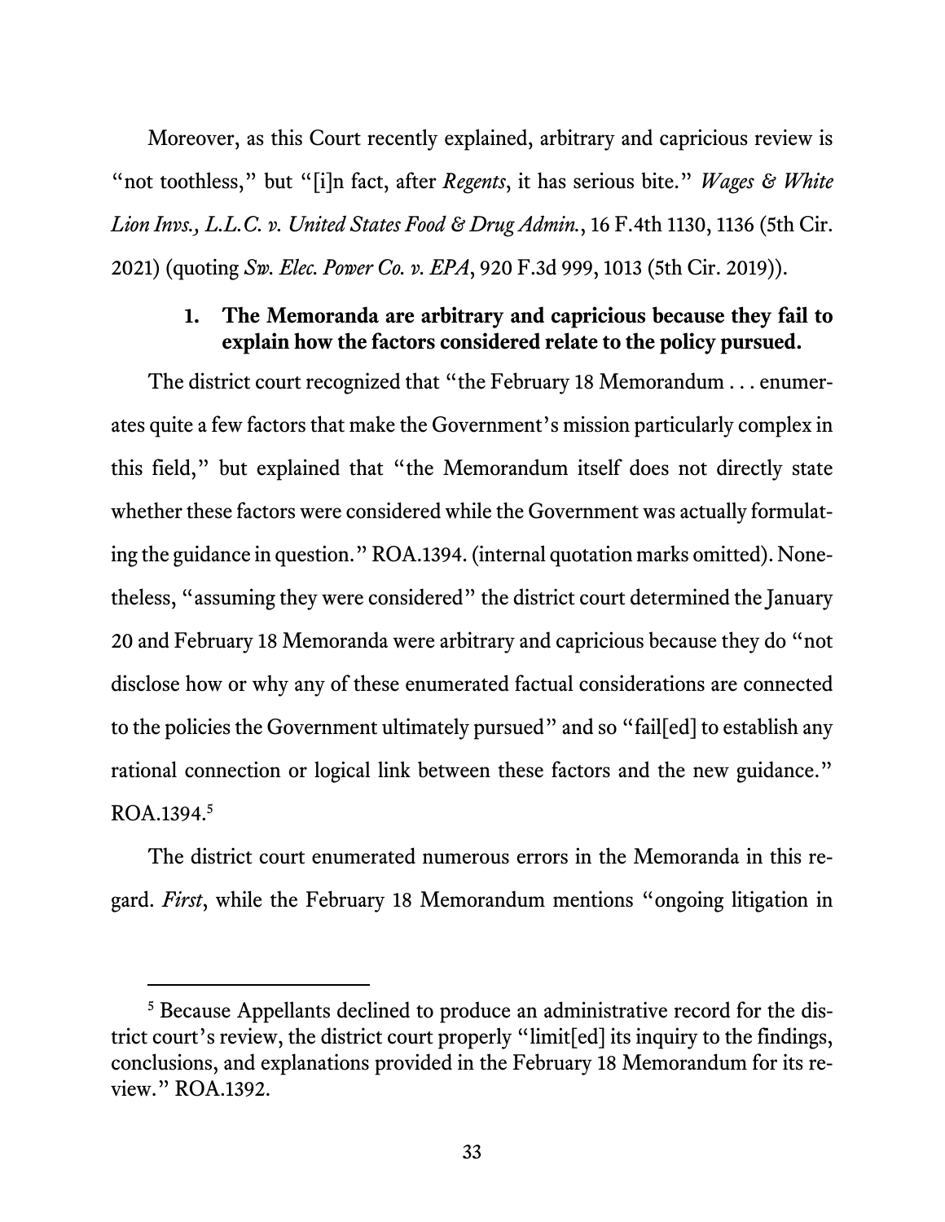Moreover, as this Court recently explained, arbitrary and capricious review is "not toothless," but "[i]n fact, after *Regents*, it has serious bite." *Wages & White Lion Invs., L.L.C. v. United States Food & Drug Admin.*, 16 F.4th 1130, 1136 (5th Cir. 2021) (quoting *Sw. Elec. Power Co. v. EPA*, 920 F.3d 999, 1013 (5th Cir. 2019)).

### 1. The Memoranda are arbitrary and capricious because they fail to explain how the factors considered relate to the policy pursued.

The district court recognized that "the February 18 Memorandum . . . enumerates quite a few factors that make the Government's mission particularly complex in this field," but explained that "the Memorandum itself does not directly state whether these factors were considered while the Government was actually formulating the guidance in question." ROA.1394. (internal quotation marks omitted). Nonetheless, "assuming they were considered" the district court determined the January 20 and February 18 Memoranda were arbitrary and capricious because they do "not disclose how or why any of these enumerated factual considerations are connected to the policies the Government ultimately pursued" and so "fail[ed] to establish any rational connection or logical link between these factors and the new guidance." ROA.1394.[5]

The district court enumerated numerous errors in the Memoranda in this regard. *First*, while the February 18 Memorandum mentions "ongoing litigation in

---

[5] Because Appellants declined to produce an administrative record for the district court's review, the district court properly "limit[ed] its inquiry to the findings, conclusions, and explanations provided in the February 18 Memorandum for its review." ROA.1392.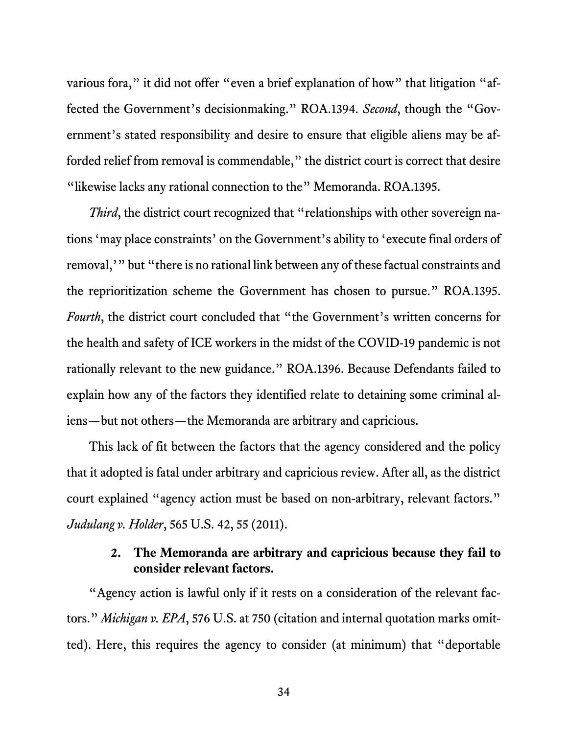various fora," it did not offer "even a brief explanation of how" that litigation "affected the Government's decisionmaking." ROA.1394. *Second*, though the "Government's stated responsibility and desire to ensure that eligible aliens may be afforded relief from removal is commendable," the district court is correct that desire "likewise lacks any rational connection to the" Memoranda. ROA.1395.

*Third*, the district court recognized that "relationships with other sovereign nations 'may place constraints' on the Government's ability to 'execute final orders of removal,'" but "there is no rational link between any of these factual constraints and the reprioritization scheme the Government has chosen to pursue." ROA.1395. *Fourth*, the district court concluded that "the Government's written concerns for the health and safety of ICE workers in the midst of the COVID-19 pandemic is not rationally relevant to the new guidance." ROA.1396. Because Defendants failed to explain how any of the factors they identified relate to detaining some criminal aliens—but not others—the Memoranda are arbitrary and capricious.

This lack of fit between the factors that the agency considered and the policy that it adopted is fatal under arbitrary and capricious review. After all, as the district court explained "agency action must be based on non-arbitrary, relevant factors." *Judulang v. Holder*, 565 U.S. 42, 55 (2011).

#### 2. The Memoranda are arbitrary and capricious because they fail to consider relevant factors.

"Agency action is lawful only if it rests on a consideration of the relevant factors." *Michigan v. EPA*, 576 U.S. at 750 (citation and internal quotation marks omitted). Here, this requires the agency to consider (at minimum) that "deportable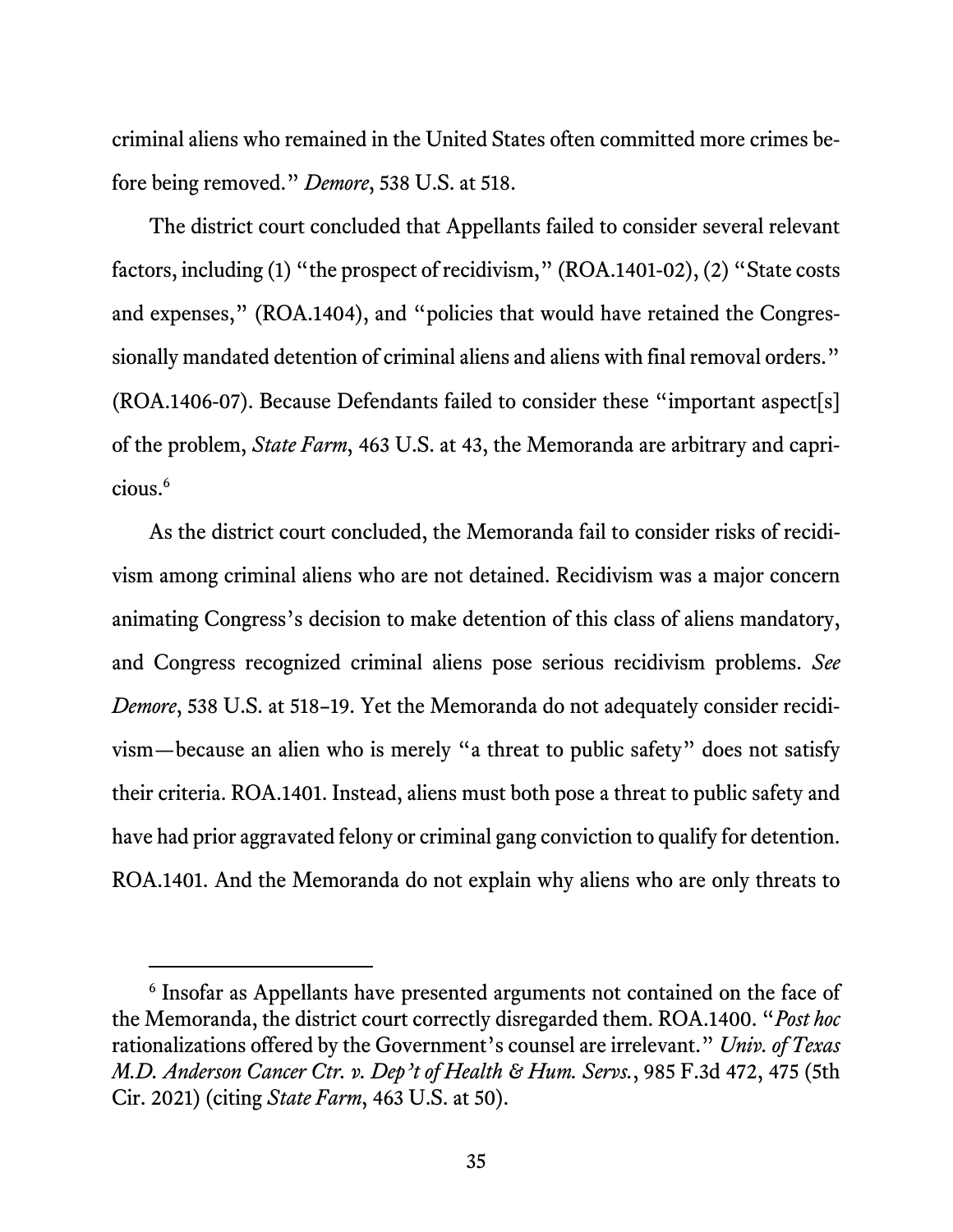criminal aliens who remained in the United States often committed more crimes before being removed." *Demore*, 538 U.S. at 518.

The district court concluded that Appellants failed to consider several relevant factors, including (1) "the prospect of recidivism," (ROA.1401-02), (2) "State costs and expenses," (ROA.1404), and "policies that would have retained the Congressionally mandated detention of criminal aliens and aliens with final removal orders." (ROA.1406-07). Because Defendants failed to consider these "important aspect[s] of the problem, *State Farm*, 463 U.S. at 43, the Memoranda are arbitrary and capricious.[6]

As the district court concluded, the Memoranda fail to consider risks of recidivism among criminal aliens who are not detained. Recidivism was a major concern animating Congress's decision to make detention of this class of aliens mandatory, and Congress recognized criminal aliens pose serious recidivism problems. *See Demore*, 538 U.S. at 518–19. Yet the Memoranda do not adequately consider recidivism—because an alien who is merely "a threat to public safety" does not satisfy their criteria. ROA.1401. Instead, aliens must both pose a threat to public safety and have had prior aggravated felony or criminal gang conviction to qualify for detention. ROA.1401. And the Memoranda do not explain why aliens who are only threats to

[6] Insofar as Appellants have presented arguments not contained on the face of the Memoranda, the district court correctly disregarded them. ROA.1400. "*Post hoc* rationalizations offered by the Government's counsel are irrelevant." *Univ. of Texas M.D. Anderson Cancer Ctr. v. Dep't of Health & Hum. Servs.*, 985 F.3d 472, 475 (5th Cir. 2021) (citing *State Farm*, 463 U.S. at 50).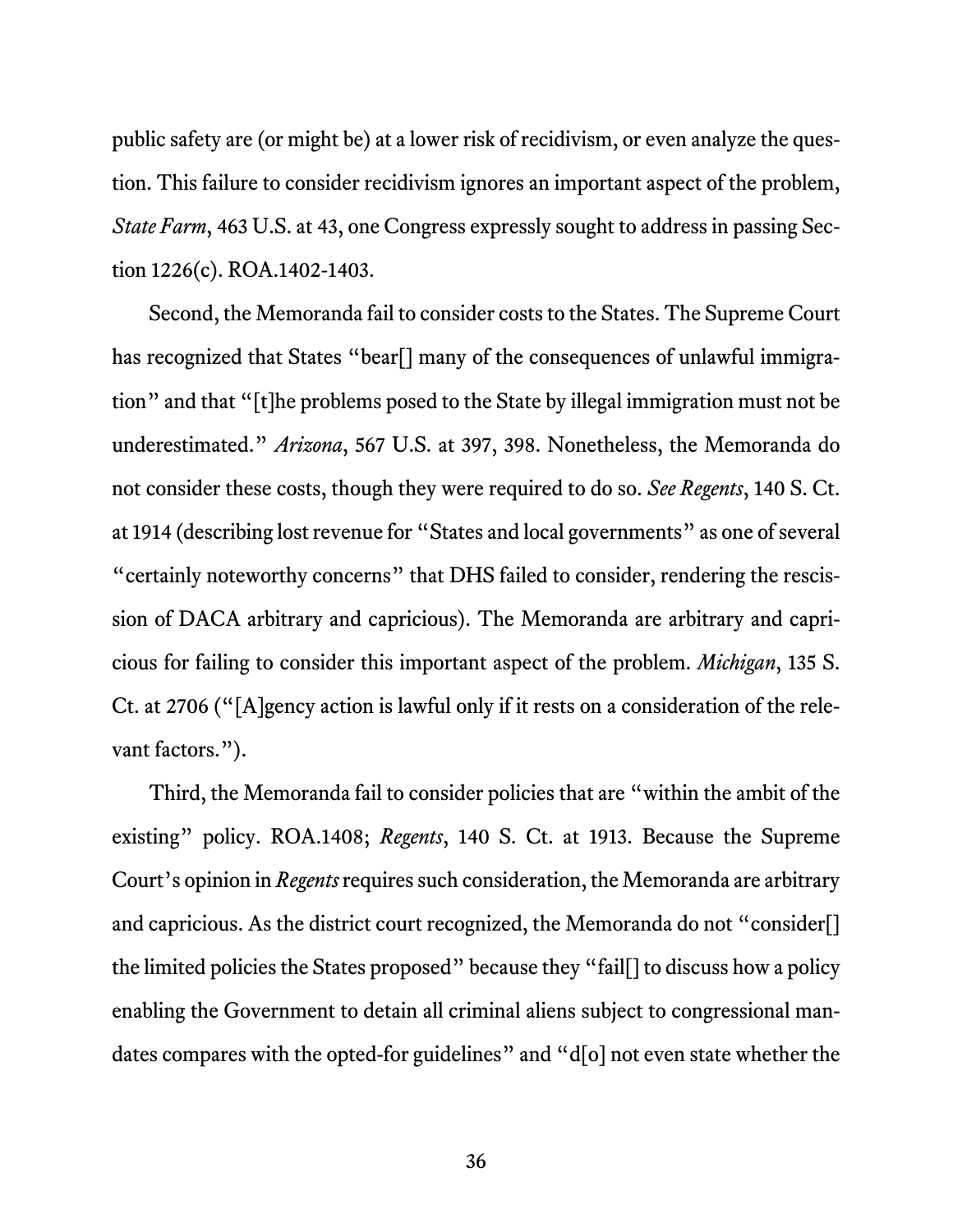public safety are (or might be) at a lower risk of recidivism, or even analyze the question. This failure to consider recidivism ignores an important aspect of the problem, *State Farm*, 463 U.S. at 43, one Congress expressly sought to address in passing Section 1226(c). ROA.1402-1403.

Second, the Memoranda fail to consider costs to the States. The Supreme Court has recognized that States "bear[] many of the consequences of unlawful immigration" and that "[t]he problems posed to the State by illegal immigration must not be underestimated." *Arizona*, 567 U.S. at 397, 398. Nonetheless, the Memoranda do not consider these costs, though they were required to do so. *See Regents*, 140 S. Ct. at 1914 (describing lost revenue for "States and local governments" as one of several "certainly noteworthy concerns" that DHS failed to consider, rendering the rescission of DACA arbitrary and capricious). The Memoranda are arbitrary and capricious for failing to consider this important aspect of the problem. *Michigan*, 135 S. Ct. at 2706 ("[A]gency action is lawful only if it rests on a consideration of the relevant factors.").

Third, the Memoranda fail to consider policies that are "within the ambit of the existing" policy. ROA.1408; *Regents*, 140 S. Ct. at 1913. Because the Supreme Court's opinion in *Regents* requires such consideration, the Memoranda are arbitrary and capricious. As the district court recognized, the Memoranda do not "consider[] the limited policies the States proposed" because they "fail[] to discuss how a policy enabling the Government to detain all criminal aliens subject to congressional mandates compares with the opted-for guidelines" and "d[o] not even state whether the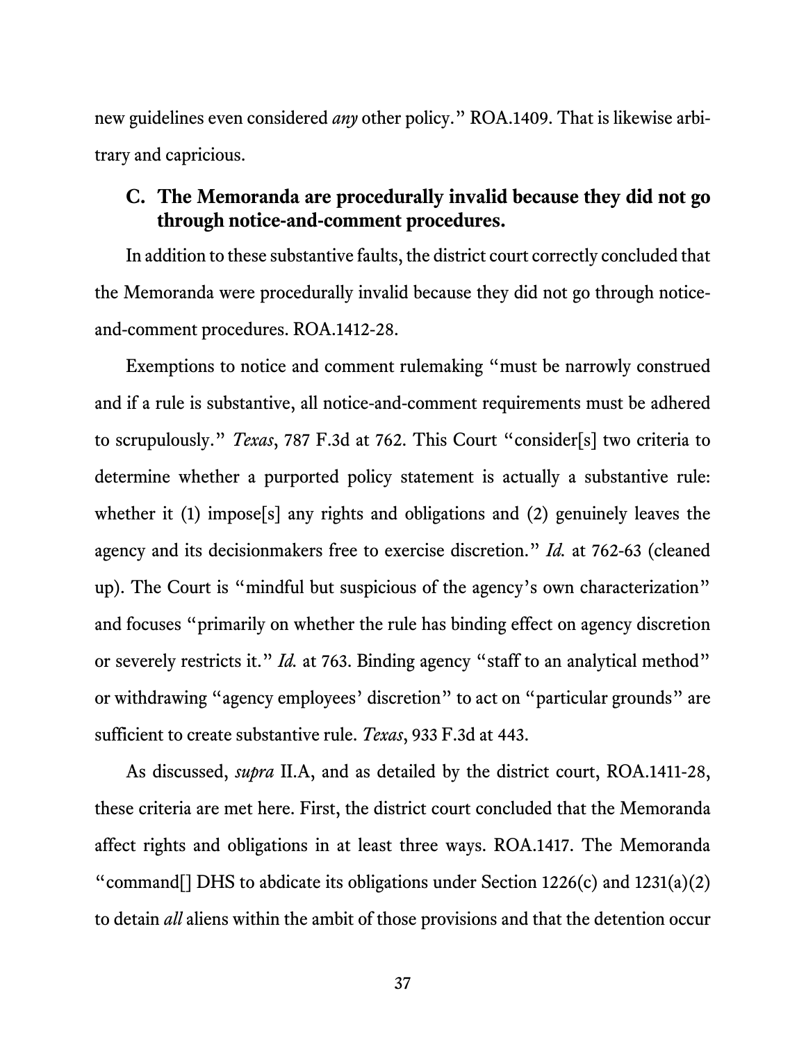new guidelines even considered *any* other policy." ROA.1409. That is likewise arbitrary and capricious.

### C. The Memoranda are procedurally invalid because they did not go through notice-and-comment procedures.

In addition to these substantive faults, the district court correctly concluded that the Memoranda were procedurally invalid because they did not go through notice-and-comment procedures. ROA.1412-28.

Exemptions to notice and comment rulemaking "must be narrowly construed and if a rule is substantive, all notice-and-comment requirements must be adhered to scrupulously." *Texas*, 787 F.3d at 762. This Court "consider[s] two criteria to determine whether a purported policy statement is actually a substantive rule: whether it (1) impose[s] any rights and obligations and (2) genuinely leaves the agency and its decisionmakers free to exercise discretion." *Id.* at 762-63 (cleaned up). The Court is "mindful but suspicious of the agency's own characterization" and focuses "primarily on whether the rule has binding effect on agency discretion or severely restricts it." *Id.* at 763. Binding agency "staff to an analytical method" or withdrawing "agency employees' discretion" to act on "particular grounds" are sufficient to create substantive rule. *Texas*, 933 F.3d at 443.

As discussed, *supra* II.A, and as detailed by the district court, ROA.1411-28, these criteria are met here. First, the district court concluded that the Memoranda affect rights and obligations in at least three ways. ROA.1417. The Memoranda "command[] DHS to abdicate its obligations under Section 1226(c) and 1231(a)(2) to detain *all* aliens within the ambit of those provisions and that the detention occur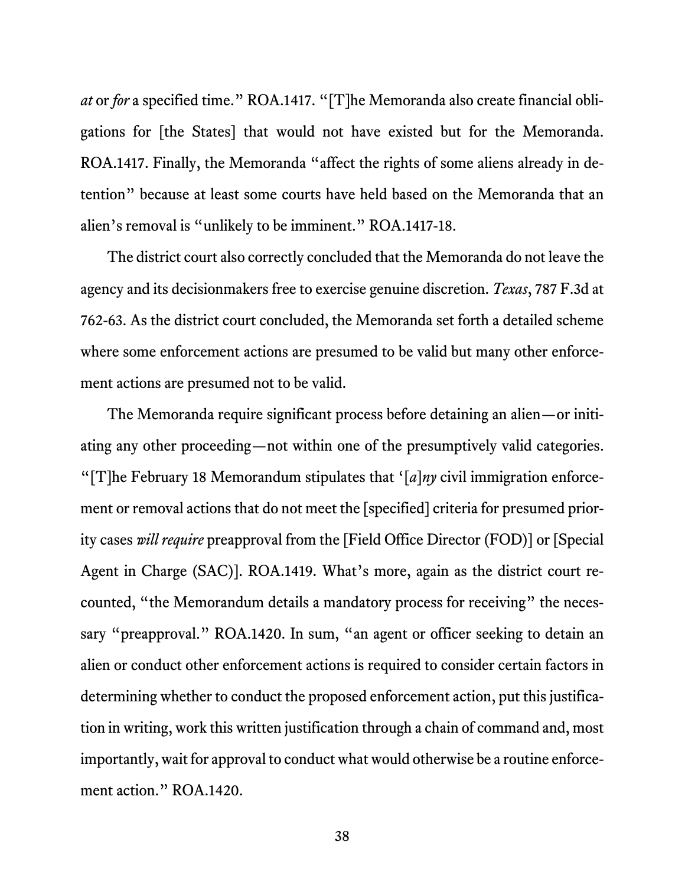*at* or *for* a specified time." ROA.1417. "[T]he Memoranda also create financial obligations for [the States] that would not have existed but for the Memoranda. ROA.1417. Finally, the Memoranda "affect the rights of some aliens already in detention" because at least some courts have held based on the Memoranda that an alien's removal is "unlikely to be imminent." ROA.1417-18.

The district court also correctly concluded that the Memoranda do not leave the agency and its decisionmakers free to exercise genuine discretion. *Texas*, 787 F.3d at 762-63. As the district court concluded, the Memoranda set forth a detailed scheme where some enforcement actions are presumed to be valid but many other enforcement actions are presumed not to be valid.

The Memoranda require significant process before detaining an alien—or initiating any other proceeding—not within one of the presumptively valid categories. "[T]he February 18 Memorandum stipulates that '[*a*]*ny* civil immigration enforcement or removal actions that do not meet the [specified] criteria for presumed priority cases *will require* preapproval from the [Field Office Director (FOD)] or [Special Agent in Charge (SAC)]. ROA.1419. What's more, again as the district court recounted, "the Memorandum details a mandatory process for receiving" the necessary "preapproval." ROA.1420. In sum, "an agent or officer seeking to detain an alien or conduct other enforcement actions is required to consider certain factors in determining whether to conduct the proposed enforcement action, put this justification in writing, work this written justification through a chain of command and, most importantly, wait for approval to conduct what would otherwise be a routine enforcement action." ROA.1420.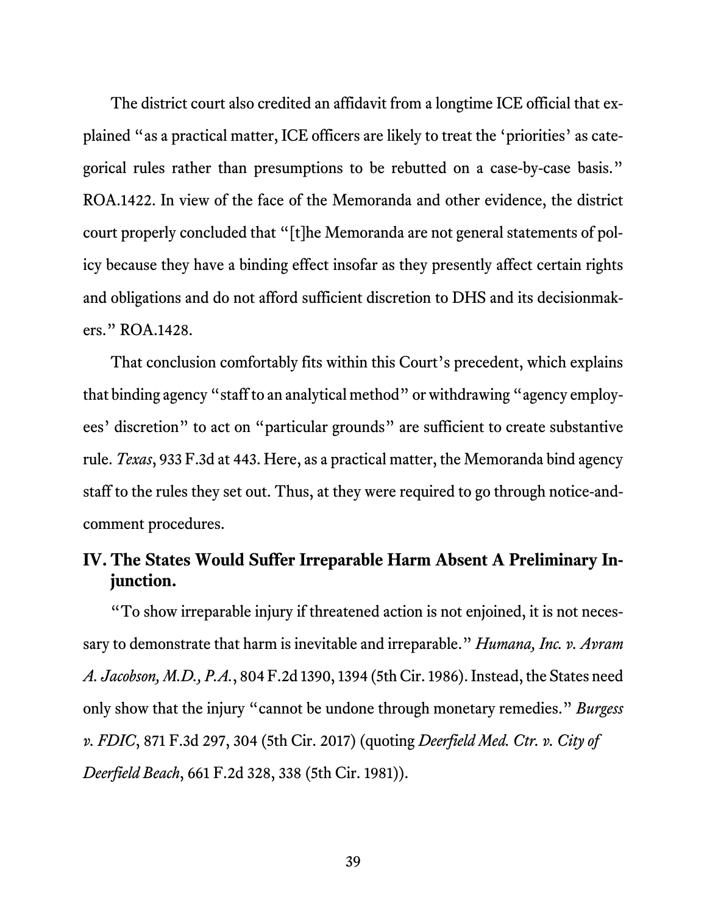The district court also credited an affidavit from a longtime ICE official that explained "as a practical matter, ICE officers are likely to treat the 'priorities' as categorical rules rather than presumptions to be rebutted on a case-by-case basis." ROA.1422. In view of the face of the Memoranda and other evidence, the district court properly concluded that "[t]he Memoranda are not general statements of policy because they have a binding effect insofar as they presently affect certain rights and obligations and do not afford sufficient discretion to DHS and its decisionmakers." ROA.1428.

That conclusion comfortably fits within this Court's precedent, which explains that binding agency "staff to an analytical method" or withdrawing "agency employees' discretion" to act on "particular grounds" are sufficient to create substantive rule. *Texas*, 933 F.3d at 443. Here, as a practical matter, the Memoranda bind agency staff to the rules they set out. Thus, at they were required to go through notice-and-comment procedures.

## IV. The States Would Suffer Irreparable Harm Absent A Preliminary Injunction.

"To show irreparable injury if threatened action is not enjoined, it is not necessary to demonstrate that harm is inevitable and irreparable." *Humana, Inc. v. Avram A. Jacobson, M.D., P.A.*, 804 F.2d 1390, 1394 (5th Cir. 1986). Instead, the States need only show that the injury "cannot be undone through monetary remedies." *Burgess v. FDIC*, 871 F.3d 297, 304 (5th Cir. 2017) (quoting *Deerfield Med. Ctr. v. City of Deerfield Beach*, 661 F.2d 328, 338 (5th Cir. 1981)).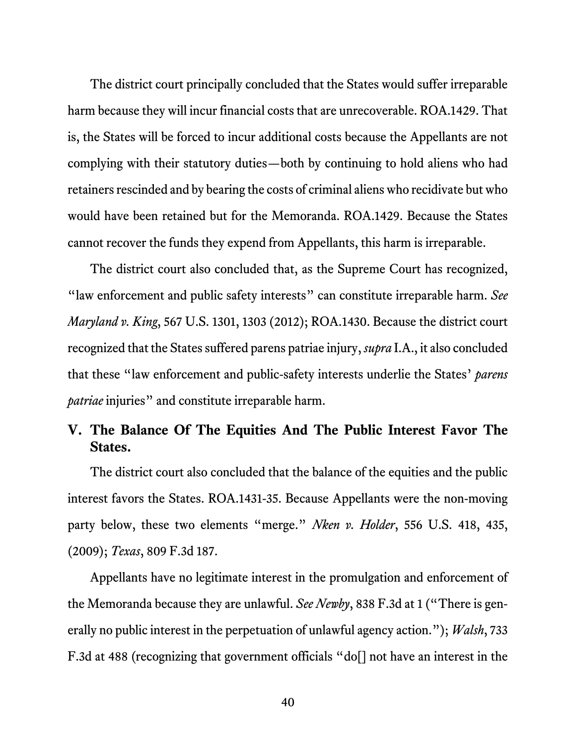The district court principally concluded that the States would suffer irreparable harm because they will incur financial costs that are unrecoverable. ROA.1429. That is, the States will be forced to incur additional costs because the Appellants are not complying with their statutory duties—both by continuing to hold aliens who had retainers rescinded and by bearing the costs of criminal aliens who recidivate but who would have been retained but for the Memoranda. ROA.1429. Because the States cannot recover the funds they expend from Appellants, this harm is irreparable.

The district court also concluded that, as the Supreme Court has recognized, "law enforcement and public safety interests" can constitute irreparable harm. *See Maryland v. King*, 567 U.S. 1301, 1303 (2012); ROA.1430. Because the district court recognized that the States suffered parens patriae injury, *supra* I.A., it also concluded that these "law enforcement and public-safety interests underlie the States' *parens patriae* injuries" and constitute irreparable harm.

## V. The Balance Of The Equities And The Public Interest Favor The States.

The district court also concluded that the balance of the equities and the public interest favors the States. ROA.1431-35. Because Appellants were the non-moving party below, these two elements "merge." *Nken v. Holder*, 556 U.S. 418, 435, (2009); *Texas*, 809 F.3d 187.

Appellants have no legitimate interest in the promulgation and enforcement of the Memoranda because they are unlawful. *See Newby*, 838 F.3d at 1 ("There is generally no public interest in the perpetuation of unlawful agency action."); *Walsh*, 733 F.3d at 488 (recognizing that government officials "do[] not have an interest in the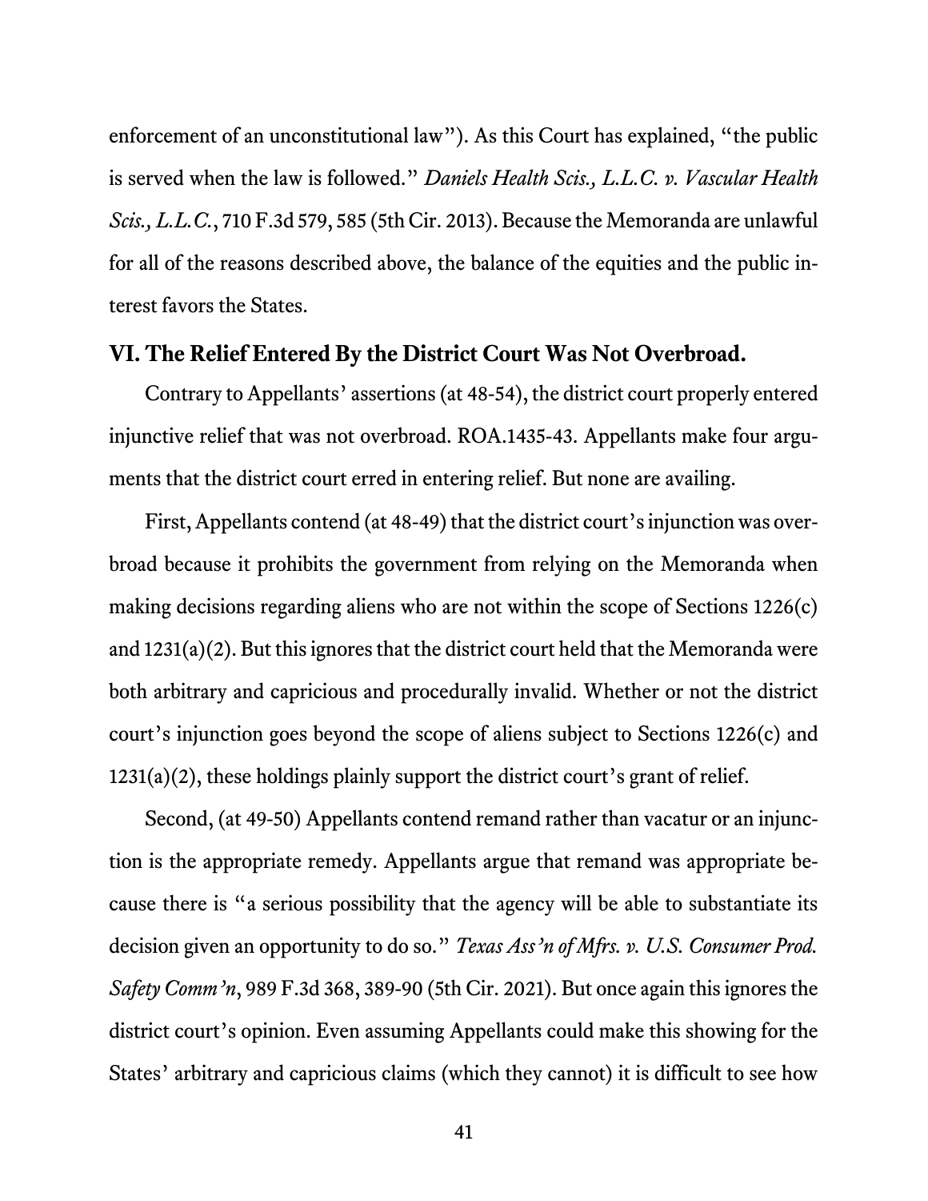enforcement of an unconstitutional law"). As this Court has explained, "the public is served when the law is followed." *Daniels Health Scis., L.L.C. v. Vascular Health Scis., L.L.C.*, 710 F.3d 579, 585 (5th Cir. 2013). Because the Memoranda are unlawful for all of the reasons described above, the balance of the equities and the public interest favors the States.

## VI. The Relief Entered By the District Court Was Not Overbroad.

Contrary to Appellants' assertions (at 48-54), the district court properly entered injunctive relief that was not overbroad. ROA.1435-43. Appellants make four arguments that the district court erred in entering relief. But none are availing.

First, Appellants contend (at 48-49) that the district court's injunction was overbroad because it prohibits the government from relying on the Memoranda when making decisions regarding aliens who are not within the scope of Sections 1226(c) and 1231(a)(2). But this ignores that the district court held that the Memoranda were both arbitrary and capricious and procedurally invalid. Whether or not the district court's injunction goes beyond the scope of aliens subject to Sections 1226(c) and 1231(a)(2), these holdings plainly support the district court's grant of relief.

Second, (at 49-50) Appellants contend remand rather than vacatur or an injunction is the appropriate remedy. Appellants argue that remand was appropriate because there is "a serious possibility that the agency will be able to substantiate its decision given an opportunity to do so." *Texas Ass'n of Mfrs. v. U.S. Consumer Prod. Safety Comm'n*, 989 F.3d 368, 389-90 (5th Cir. 2021). But once again this ignores the district court's opinion. Even assuming Appellants could make this showing for the States' arbitrary and capricious claims (which they cannot) it is difficult to see how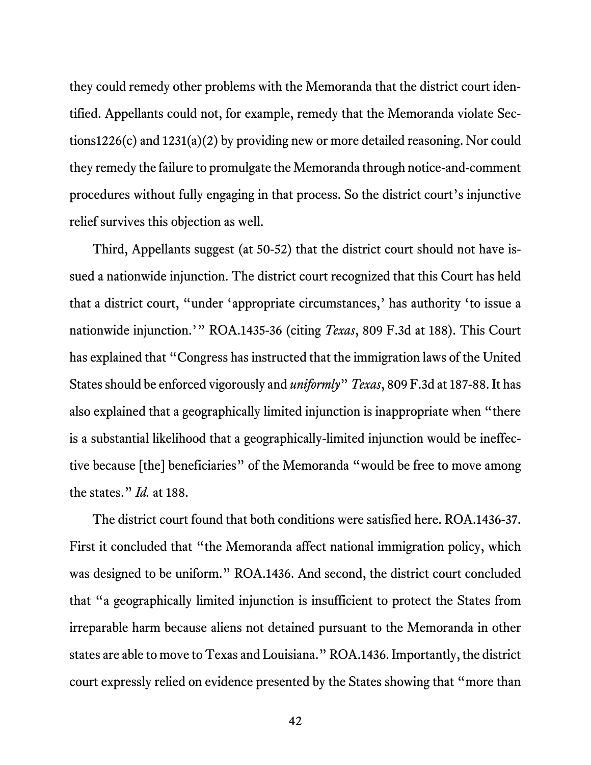they could remedy other problems with the Memoranda that the district court identified. Appellants could not, for example, remedy that the Memoranda violate Sections1226(c) and 1231(a)(2) by providing new or more detailed reasoning. Nor could they remedy the failure to promulgate the Memoranda through notice-and-comment procedures without fully engaging in that process. So the district court's injunctive relief survives this objection as well.

Third, Appellants suggest (at 50-52) that the district court should not have issued a nationwide injunction. The district court recognized that this Court has held that a district court, "under 'appropriate circumstances,' has authority 'to issue a nationwide injunction.'" ROA.1435-36 (citing *Texas*, 809 F.3d at 188). This Court has explained that "Congress has instructed that the immigration laws of the United States should be enforced vigorously and *uniformly*" *Texas*, 809 F.3d at 187-88. It has also explained that a geographically limited injunction is inappropriate when "there is a substantial likelihood that a geographically-limited injunction would be ineffective because [the] beneficiaries" of the Memoranda "would be free to move among the states." *Id.* at 188.

The district court found that both conditions were satisfied here. ROA.1436-37. First it concluded that "the Memoranda affect national immigration policy, which was designed to be uniform." ROA.1436. And second, the district court concluded that "a geographically limited injunction is insufficient to protect the States from irreparable harm because aliens not detained pursuant to the Memoranda in other states are able to move to Texas and Louisiana." ROA.1436. Importantly, the district court expressly relied on evidence presented by the States showing that "more than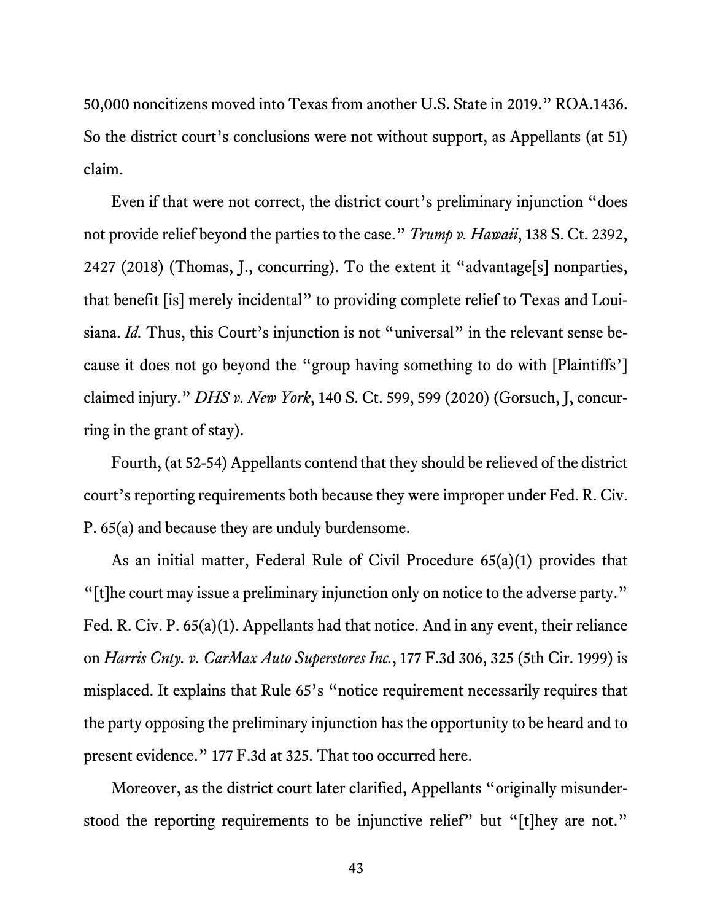50,000 noncitizens moved into Texas from another U.S. State in 2019." ROA.1436. So the district court's conclusions were not without support, as Appellants (at 51) claim.

Even if that were not correct, the district court's preliminary injunction "does not provide relief beyond the parties to the case." *Trump v. Hawaii*, 138 S. Ct. 2392, 2427 (2018) (Thomas, J., concurring). To the extent it "advantage[s] nonparties, that benefit [is] merely incidental" to providing complete relief to Texas and Louisiana. *Id.* Thus, this Court's injunction is not "universal" in the relevant sense because it does not go beyond the "group having something to do with [Plaintiffs'] claimed injury." *DHS v. New York*, 140 S. Ct. 599, 599 (2020) (Gorsuch, J, concurring in the grant of stay).

Fourth, (at 52-54) Appellants contend that they should be relieved of the district court's reporting requirements both because they were improper under Fed. R. Civ. P. 65(a) and because they are unduly burdensome.

As an initial matter, Federal Rule of Civil Procedure 65(a)(1) provides that "[t]he court may issue a preliminary injunction only on notice to the adverse party." Fed. R. Civ. P. 65(a)(1). Appellants had that notice. And in any event, their reliance on *Harris Cnty. v. CarMax Auto Superstores Inc.*, 177 F.3d 306, 325 (5th Cir. 1999) is misplaced. It explains that Rule 65's "notice requirement necessarily requires that the party opposing the preliminary injunction has the opportunity to be heard and to present evidence." 177 F.3d at 325. That too occurred here.

Moreover, as the district court later clarified, Appellants "originally misunderstood the reporting requirements to be injunctive relief" but "[t]hey are not."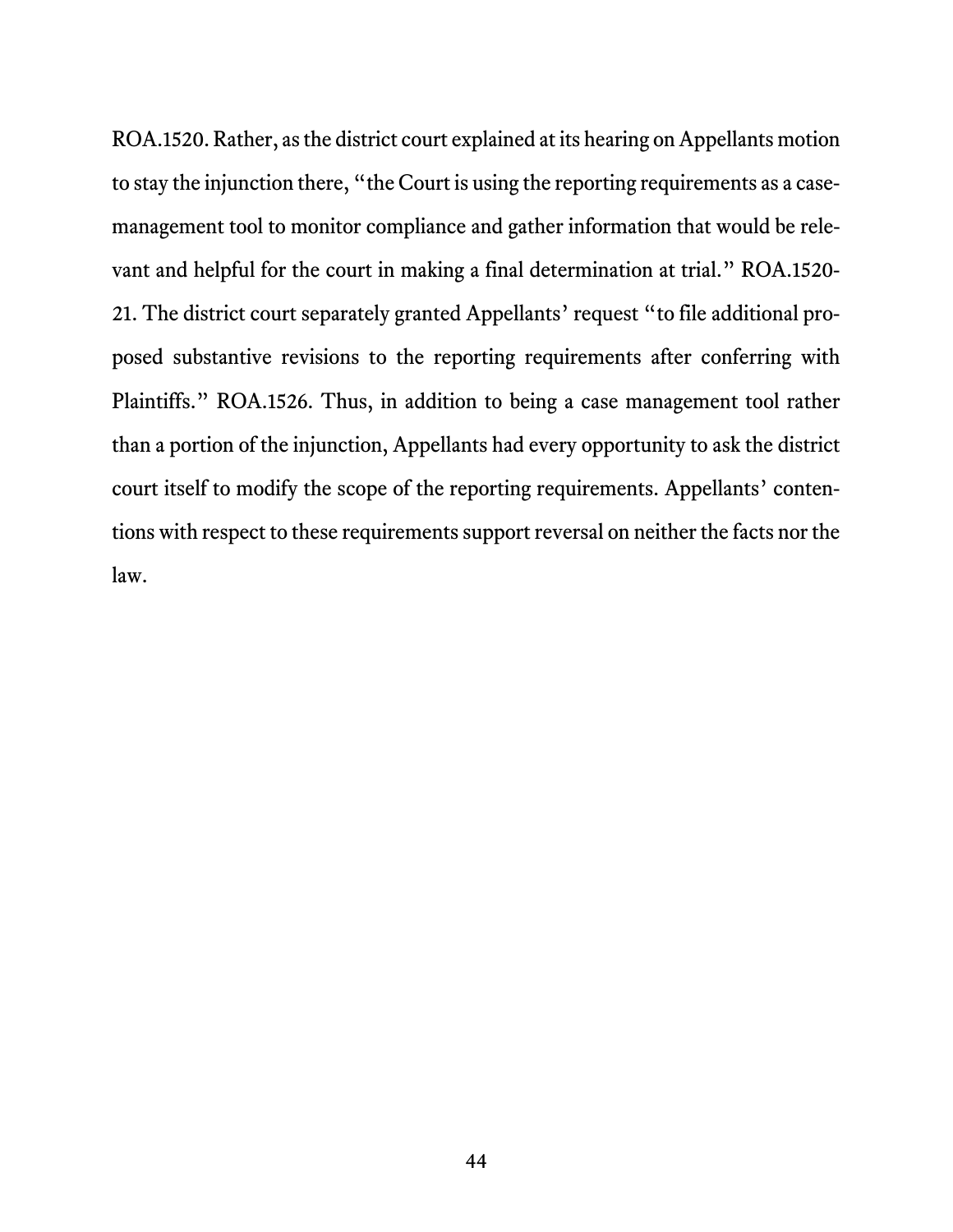ROA.1520. Rather, as the district court explained at its hearing on Appellants motion to stay the injunction there, "the Court is using the reporting requirements as a case-management tool to monitor compliance and gather information that would be relevant and helpful for the court in making a final determination at trial." ROA.1520-21. The district court separately granted Appellants' request "to file additional proposed substantive revisions to the reporting requirements after conferring with Plaintiffs." ROA.1526. Thus, in addition to being a case management tool rather than a portion of the injunction, Appellants had every opportunity to ask the district court itself to modify the scope of the reporting requirements. Appellants' contentions with respect to these requirements support reversal on neither the facts nor the law.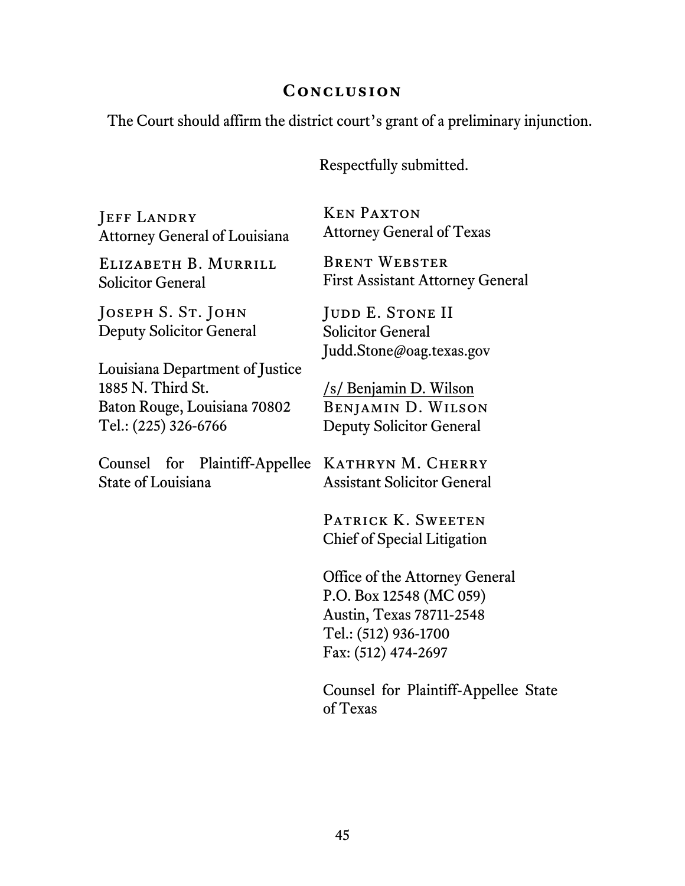## Conclusion

The Court should affirm the district court's grant of a preliminary injunction.

Respectfully submitted.

JEFF LANDRY
Attorney General of Louisiana

ELIZABETH B. MURRILL
Solicitor General

JOSEPH S. ST. JOHN
Deputy Solicitor General

Louisiana Department of Justice
1885 N. Third St.
Baton Rouge, Louisiana 70802
Tel.: (225) 326-6766

Counsel for Plaintiff-Appellee State of Louisiana

KEN PAXTON
Attorney General of Texas

BRENT WEBSTER
First Assistant Attorney General

JUDD E. STONE II
Solicitor General
Judd.Stone@oag.texas.gov

/s/ Benjamin D. Wilson
BENJAMIN D. WILSON
Deputy Solicitor General

KATHRYN M. CHERRY
Assistant Solicitor General

PATRICK K. SWEETEN
Chief of Special Litigation

Office of the Attorney General
P.O. Box 12548 (MC 059)
Austin, Texas 78711-2548
Tel.: (512) 936-1700
Fax: (512) 474-2697

Counsel for Plaintiff-Appellee State of Texas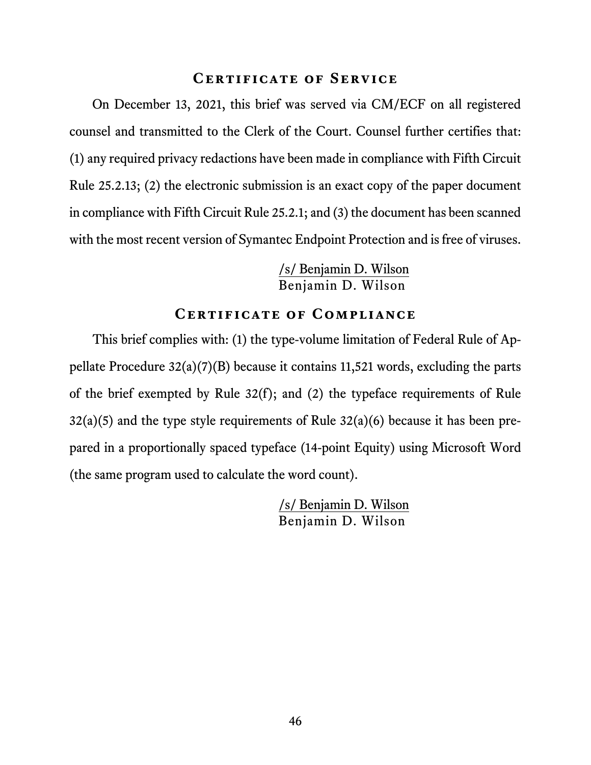## Certificate of Service

On December 13, 2021, this brief was served via CM/ECF on all registered counsel and transmitted to the Clerk of the Court. Counsel further certifies that: (1) any required privacy redactions have been made in compliance with Fifth Circuit Rule 25.2.13; (2) the electronic submission is an exact copy of the paper document in compliance with Fifth Circuit Rule 25.2.1; and (3) the document has been scanned with the most recent version of Symantec Endpoint Protection and is free of viruses.

/s/ Benjamin D. Wilson
Benjamin D. Wilson

## Certificate of Compliance

This brief complies with: (1) the type-volume limitation of Federal Rule of Appellate Procedure 32(a)(7)(B) because it contains 11,521 words, excluding the parts of the brief exempted by Rule 32(f); and (2) the typeface requirements of Rule 32(a)(5) and the type style requirements of Rule 32(a)(6) because it has been prepared in a proportionally spaced typeface (14-point Equity) using Microsoft Word (the same program used to calculate the word count).

/s/ Benjamin D. Wilson
Benjamin D. Wilson